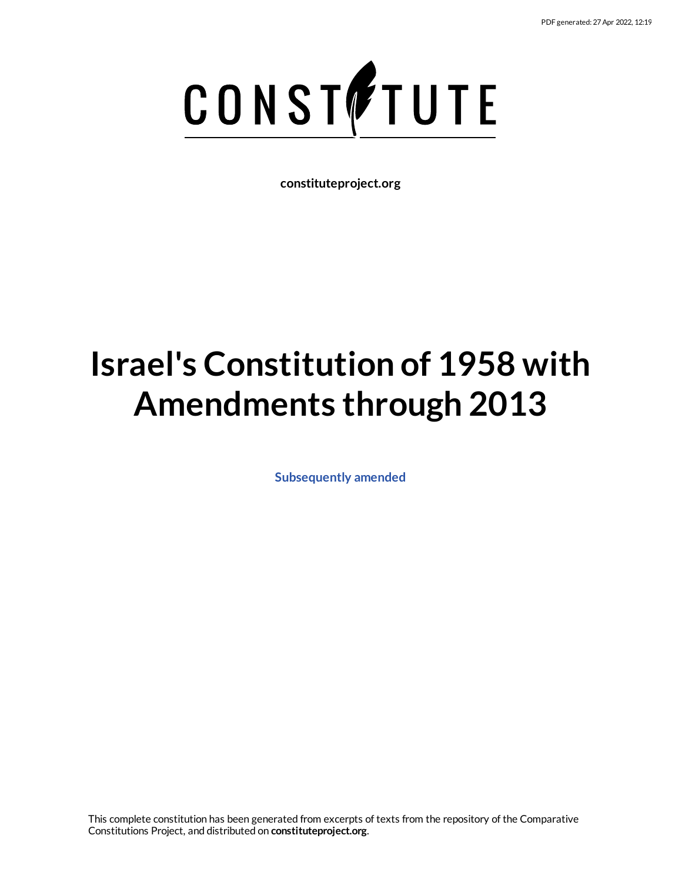PDF generated: 27 Apr 2022, 12:19

CONSTITUTE

**constituteproject.org**

# Israel's Constitution of 1958 with Amendments through 2013

**Subsequently amended**

This complete constitution has been generated from excerpts of texts from the repository of the Comparative Constitutions Project, and distributed on **constituteproject.org**.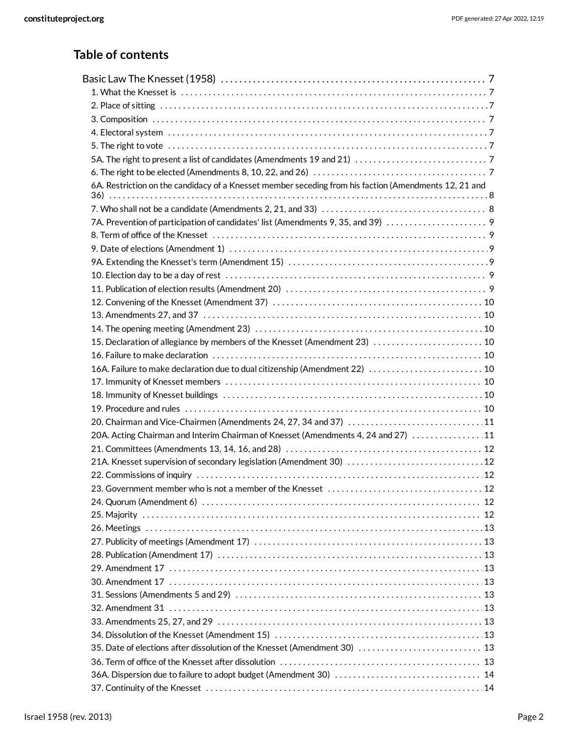## Table of contents

Basic Law The Knesset (1958) . . . . . . . . . . 7

- 1. What the Knesset is . . . . . . . . . . 7
- 2. Place of sitting . . . . . . . . . . 7
- 3. Composition . . . . . . . . . . 7
- 4. Electoral system . . . . . . . . . . 7
- 5. The right to vote . . . . . . . . . . 7
- 5A. The right to present a list of candidates (Amendments 19 and 21) . . . . . . . . . . 7
- 6. The right to be elected (Amendments 8, 10, 22, and 26) . . . . . . . . . . 7
- 6A. Restriction on the candidacy of a Knesset member seceding from his faction (Amendments 12, 21 and 36) . . . . . . . . . . 8
- 7. Who shall not be a candidate (Amendments 2, 21, and 33) . . . . . . . . . . 8
- 7A. Prevention of participation of candidates' list (Amendments 9, 35, and 39) . . . . . . . . . . 9
- 8. Term of office of the Knesset . . . . . . . . . . 9
- 9. Date of elections (Amendment 1) . . . . . . . . . . 9
- 9A. Extending the Knesset's term (Amendment 15) . . . . . . . . . . 9
- 10. Election day to be a day of rest . . . . . . . . . . 9
- 11. Publication of election results (Amendment 20) . . . . . . . . . . 9
- 12. Convening of the Knesset (Amendment 37) . . . . . . . . . . 10
- 13. Amendments 27, and 37 . . . . . . . . . . 10
- 14. The opening meeting (Amendment 23) . . . . . . . . . . 10
- 15. Declaration of allegiance by members of the Knesset (Amendment 23) . . . . . . . . . . 10
- 16. Failure to make declaration . . . . . . . . . . 10
- 16A. Failure to make declaration due to dual citizenship (Amendment 22) . . . . . . . . . . 10
- 17. Immunity of Knesset members . . . . . . . . . . 10
- 18. Immunity of Knesset buildings . . . . . . . . . . 10
- 19. Procedure and rules . . . . . . . . . . 10
- 20. Chairman and Vice-Chairmen (Amendments 24, 27, 34 and 37) . . . . . . . . . . 11
- 20A. Acting Chairman and Interim Chairman of Knesset (Amendments 4, 24 and 27) . . . . . . . . . . 11
- 21. Committees (Amendments 13, 14, 16, and 28) . . . . . . . . . . 12
- 21A. Knesset supervision of secondary legislation (Amendment 30) . . . . . . . . . . 12
- 22. Commissions of inquiry . . . . . . . . . . 12
- 23. Government member who is not a member of the Knesset . . . . . . . . . . 12
- 24. Quorum (Amendment 6) . . . . . . . . . . 12
- 25. Majority . . . . . . . . . . 12
- 26. Meetings . . . . . . . . . . 13
- 27. Publicity of meetings (Amendment 17) . . . . . . . . . . 13
- 28. Publication (Amendment 17) . . . . . . . . . . 13
- 29. Amendment 17 . . . . . . . . . . 13
- 30. Amendment 17 . . . . . . . . . . 13
- 31. Sessions (Amendments 5 and 29) . . . . . . . . . . 13
- 32. Amendment 31 . . . . . . . . . . 13
- 33. Amendments 25, 27, and 29 . . . . . . . . . . 13
- 34. Dissolution of the Knesset (Amendment 15) . . . . . . . . . . 13
- 35. Date of elections after dissolution of the Knesset (Amendment 30) . . . . . . . . . . 13
- 36. Term of office of the Knesset after dissolution . . . . . . . . . . 13
- 36A. Dispersion due to failure to adopt budget (Amendment 30) . . . . . . . . . . 14
- 37. Continuity of the Knesset . . . . . . . . . . 14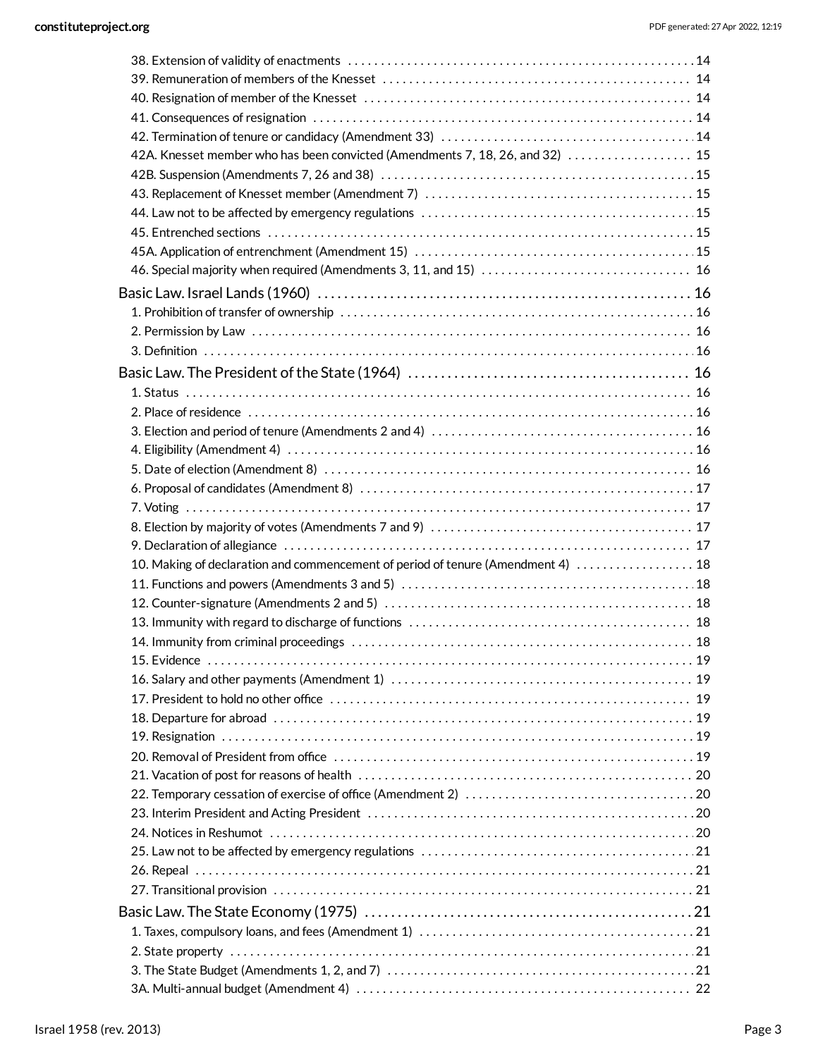38. Extension of validity of enactments ..... 14
39. Remuneration of members of the Knesset ..... 14
40. Resignation of member of the Knesset ..... 14
41. Consequences of resignation ..... 14
42. Termination of tenure or candidacy (Amendment 33) ..... 14
42A. Knesset member who has been convicted (Amendments 7, 18, 26, and 32) ..... 15
42B. Suspension (Amendments 7, 26 and 38) ..... 15
43. Replacement of Knesset member (Amendment 7) ..... 15
44. Law not to be affected by emergency regulations ..... 15
45. Entrenched sections ..... 15
45A. Application of entrenchment (Amendment 15) ..... 15
46. Special majority when required (Amendments 3, 11, and 15) ..... 16

Basic Law. Israel Lands (1960) ..... 16

1. Prohibition of transfer of ownership ..... 16
2. Permission by Law ..... 16
3. Definition ..... 16

Basic Law. The President of the State (1964) ..... 16

1. Status ..... 16
2. Place of residence ..... 16
3. Election and period of tenure (Amendments 2 and 4) ..... 16
4. Eligibility (Amendment 4) ..... 16
5. Date of election (Amendment 8) ..... 16
6. Proposal of candidates (Amendment 8) ..... 17
7. Voting ..... 17
8. Election by majority of votes (Amendments 7 and 9) ..... 17
9. Declaration of allegiance ..... 17
10. Making of declaration and commencement of period of tenure (Amendment 4) ..... 18
11. Functions and powers (Amendments 3 and 5) ..... 18
12. Counter-signature (Amendments 2 and 5) ..... 18
13. Immunity with regard to discharge of functions ..... 18
14. Immunity from criminal proceedings ..... 18
15. Evidence ..... 19
16. Salary and other payments (Amendment 1) ..... 19
17. President to hold no other office ..... 19
18. Departure for abroad ..... 19
19. Resignation ..... 19
20. Removal of President from office ..... 19
21. Vacation of post for reasons of health ..... 20
22. Temporary cessation of exercise of office (Amendment 2) ..... 20
23. Interim President and Acting President ..... 20
24. Notices in Reshumot ..... 20
25. Law not to be affected by emergency regulations ..... 21
26. Repeal ..... 21
27. Transitional provision ..... 21

Basic Law. The State Economy (1975) ..... 21

1. Taxes, compulsory loans, and fees (Amendment 1) ..... 21
2. State property ..... 21
3. The State Budget (Amendments 1, 2, and 7) ..... 21
3A. Multi-annual budget (Amendment 4) ..... 22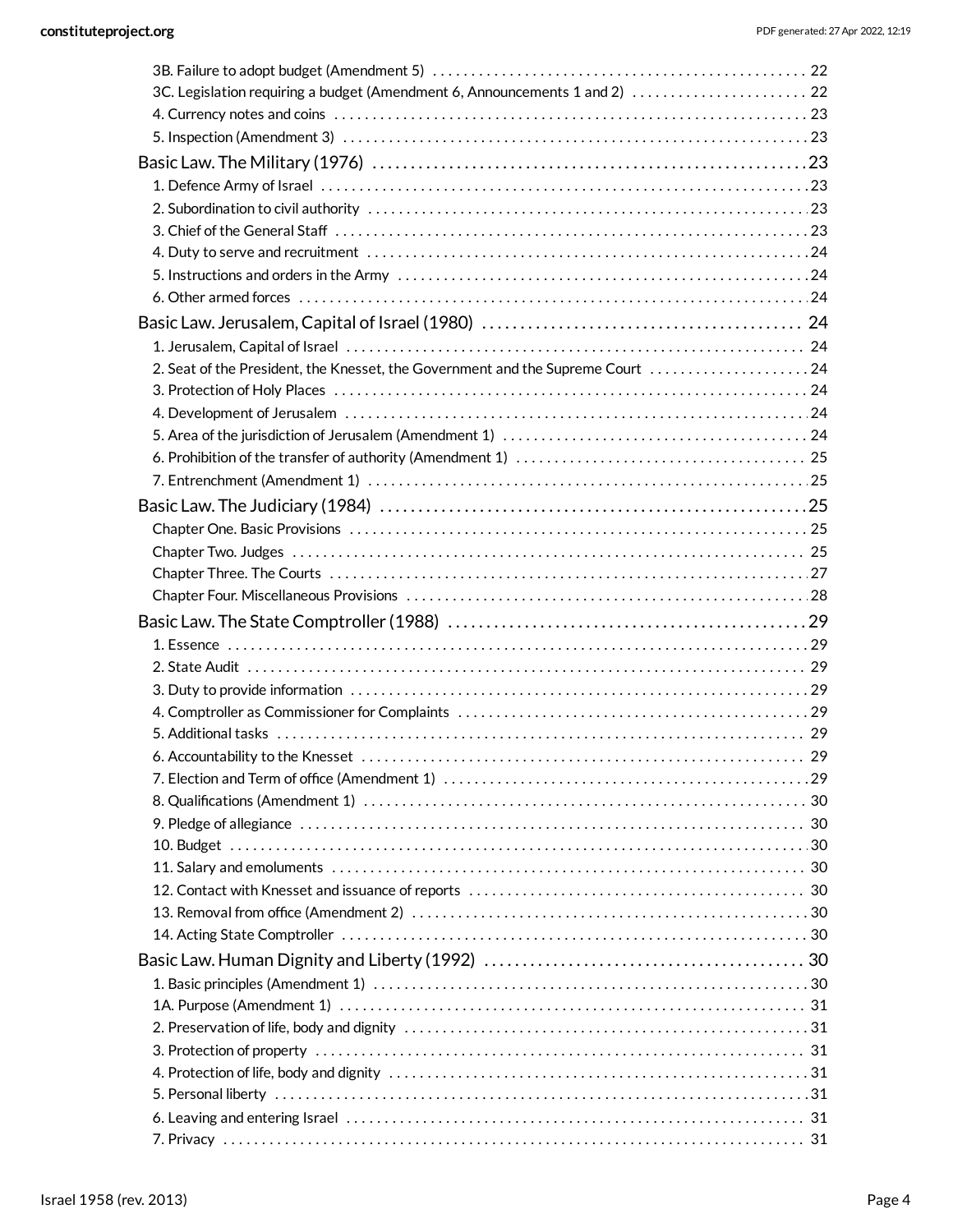3B. Failure to adopt budget (Amendment 5) . . . . . . . . . . 22
3C. Legislation requiring a budget (Amendment 6, Announcements 1 and 2) . . . . . . . . . . 22
4. Currency notes and coins . . . . . . . . . . 23
5. Inspection (Amendment 3) . . . . . . . . . . 23

Basic Law. The Military (1976) . . . . . . . . . . 23
1. Defence Army of Israel . . . . . . . . . . 23
2. Subordination to civil authority . . . . . . . . . . 23
3. Chief of the General Staff . . . . . . . . . . 23
4. Duty to serve and recruitment . . . . . . . . . . 24
5. Instructions and orders in the Army . . . . . . . . . . 24
6. Other armed forces . . . . . . . . . . 24

Basic Law. Jerusalem, Capital of Israel (1980) . . . . . . . . . . 24
1. Jerusalem, Capital of Israel . . . . . . . . . . 24
2. Seat of the President, the Knesset, the Government and the Supreme Court . . . . . . . . . . 24
3. Protection of Holy Places . . . . . . . . . . 24
4. Development of Jerusalem . . . . . . . . . . 24
5. Area of the jurisdiction of Jerusalem (Amendment 1) . . . . . . . . . . 24
6. Prohibition of the transfer of authority (Amendment 1) . . . . . . . . . . 25
7. Entrenchment (Amendment 1) . . . . . . . . . . 25

Basic Law. The Judiciary (1984) . . . . . . . . . . 25
Chapter One. Basic Provisions . . . . . . . . . . 25
Chapter Two. Judges . . . . . . . . . . 25
Chapter Three. The Courts . . . . . . . . . . 27
Chapter Four. Miscellaneous Provisions . . . . . . . . . . 28

Basic Law. The State Comptroller (1988) . . . . . . . . . . 29
1. Essence . . . . . . . . . . 29
2. State Audit . . . . . . . . . . 29
3. Duty to provide information . . . . . . . . . . 29
4. Comptroller as Commissioner for Complaints . . . . . . . . . . 29
5. Additional tasks . . . . . . . . . . 29
6. Accountability to the Knesset . . . . . . . . . . 29
7. Election and Term of office (Amendment 1) . . . . . . . . . . 29
8. Qualifications (Amendment 1) . . . . . . . . . . 30
9. Pledge of allegiance . . . . . . . . . . 30
10. Budget . . . . . . . . . . 30
11. Salary and emoluments . . . . . . . . . . 30
12. Contact with Knesset and issuance of reports . . . . . . . . . . 30
13. Removal from office (Amendment 2) . . . . . . . . . . 30
14. Acting State Comptroller . . . . . . . . . . 30

Basic Law. Human Dignity and Liberty (1992) . . . . . . . . . . 30
1. Basic principles (Amendment 1) . . . . . . . . . . 30
1A. Purpose (Amendment 1) . . . . . . . . . . 31
2. Preservation of life, body and dignity . . . . . . . . . . 31
3. Protection of property . . . . . . . . . . 31
4. Protection of life, body and dignity . . . . . . . . . . 31
5. Personal liberty . . . . . . . . . . 31
6. Leaving and entering Israel . . . . . . . . . . 31
7. Privacy . . . . . . . . . . 31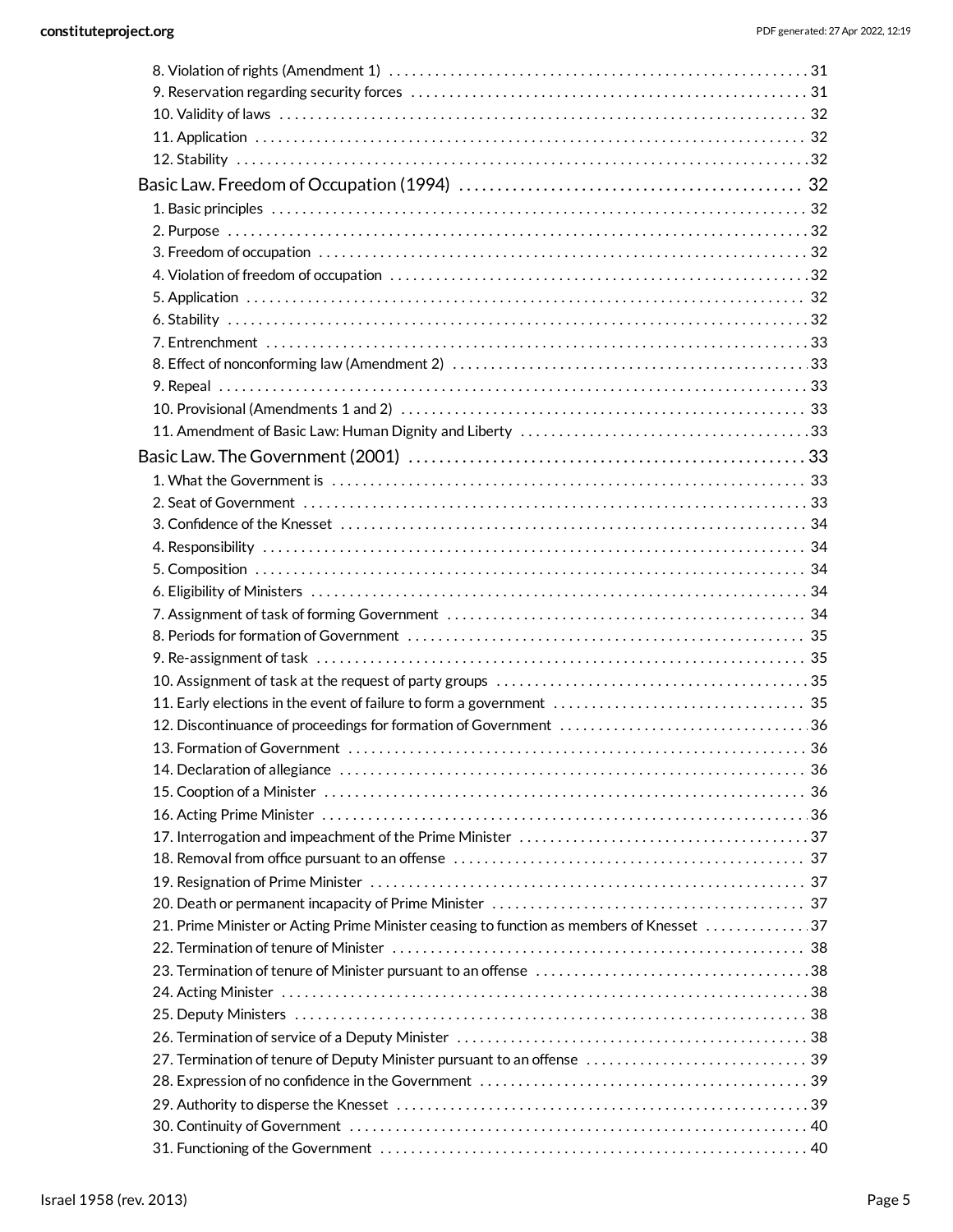8. Violation of rights (Amendment 1) . . . . . . . . . . . . . . . . . . . . . . . . . . . . . . . . . . . . . . . . . . . . . . . . . . . . . . 31
9. Reservation regarding security forces . . . . . . . . . . . . . . . . . . . . . . . . . . . . . . . . . . . . . . . . . . . . . . . . . . . 31
10. Validity of laws . . . . . . . . . . . . . . . . . . . . . . . . . . . . . . . . . . . . . . . . . . . . . . . . . . . . . . . . . . . . . . . . . . . 32
11. Application . . . . . . . . . . . . . . . . . . . . . . . . . . . . . . . . . . . . . . . . . . . . . . . . . . . . . . . . . . . . . . . . . . . . . . 32
12. Stability . . . . . . . . . . . . . . . . . . . . . . . . . . . . . . . . . . . . . . . . . . . . . . . . . . . . . . . . . . . . . . . . . . . . . . . . . 32

Basic Law. Freedom of Occupation (1994) . . . . . . . . . . . . . . . . . . . . . . . . . . . . . . . . . . . . . . . . . . . 32

1. Basic principles . . . . . . . . . . . . . . . . . . . . . . . . . . . . . . . . . . . . . . . . . . . . . . . . . . . . . . . . . . . . . . . . . . . . 32
2. Purpose . . . . . . . . . . . . . . . . . . . . . . . . . . . . . . . . . . . . . . . . . . . . . . . . . . . . . . . . . . . . . . . . . . . . . . . . . . . 32
3. Freedom of occupation . . . . . . . . . . . . . . . . . . . . . . . . . . . . . . . . . . . . . . . . . . . . . . . . . . . . . . . . . . . . . . . 32
4. Violation of freedom of occupation . . . . . . . . . . . . . . . . . . . . . . . . . . . . . . . . . . . . . . . . . . . . . . . . . . . . . 32
5. Application . . . . . . . . . . . . . . . . . . . . . . . . . . . . . . . . . . . . . . . . . . . . . . . . . . . . . . . . . . . . . . . . . . . . . . . . 32
6. Stability . . . . . . . . . . . . . . . . . . . . . . . . . . . . . . . . . . . . . . . . . . . . . . . . . . . . . . . . . . . . . . . . . . . . . . . . . . . 32
7. Entrenchment . . . . . . . . . . . . . . . . . . . . . . . . . . . . . . . . . . . . . . . . . . . . . . . . . . . . . . . . . . . . . . . . . . . . . . 33
8. Effect of nonconforming law (Amendment 2) . . . . . . . . . . . . . . . . . . . . . . . . . . . . . . . . . . . . . . . . . . . . . 33
9. Repeal . . . . . . . . . . . . . . . . . . . . . . . . . . . . . . . . . . . . . . . . . . . . . . . . . . . . . . . . . . . . . . . . . . . . . . . . . . . . 33
10. Provisional (Amendments 1 and 2) . . . . . . . . . . . . . . . . . . . . . . . . . . . . . . . . . . . . . . . . . . . . . . . . . . . . 33
11. Amendment of Basic Law: Human Dignity and Liberty . . . . . . . . . . . . . . . . . . . . . . . . . . . . . . . . . . . . . 33

Basic Law. The Government (2001) . . . . . . . . . . . . . . . . . . . . . . . . . . . . . . . . . . . . . . . . . . . . . . . . . 33

1. What the Government is . . . . . . . . . . . . . . . . . . . . . . . . . . . . . . . . . . . . . . . . . . . . . . . . . . . . . . . . . . . . . 33
2. Seat of Government . . . . . . . . . . . . . . . . . . . . . . . . . . . . . . . . . . . . . . . . . . . . . . . . . . . . . . . . . . . . . . . . . 33
3. Confidence of the Knesset . . . . . . . . . . . . . . . . . . . . . . . . . . . . . . . . . . . . . . . . . . . . . . . . . . . . . . . . . . . . 34
4. Responsibility . . . . . . . . . . . . . . . . . . . . . . . . . . . . . . . . . . . . . . . . . . . . . . . . . . . . . . . . . . . . . . . . . . . . . . 34
5. Composition . . . . . . . . . . . . . . . . . . . . . . . . . . . . . . . . . . . . . . . . . . . . . . . . . . . . . . . . . . . . . . . . . . . . . . . 34
6. Eligibility of Ministers . . . . . . . . . . . . . . . . . . . . . . . . . . . . . . . . . . . . . . . . . . . . . . . . . . . . . . . . . . . . . . . . 34
7. Assignment of task of forming Government . . . . . . . . . . . . . . . . . . . . . . . . . . . . . . . . . . . . . . . . . . . . . . 34
8. Periods for formation of Government . . . . . . . . . . . . . . . . . . . . . . . . . . . . . . . . . . . . . . . . . . . . . . . . . . . 35
9. Re-assignment of task . . . . . . . . . . . . . . . . . . . . . . . . . . . . . . . . . . . . . . . . . . . . . . . . . . . . . . . . . . . . . . . 35
10. Assignment of task at the request of party groups . . . . . . . . . . . . . . . . . . . . . . . . . . . . . . . . . . . . . . . . 35
11. Early elections in the event of failure to form a government . . . . . . . . . . . . . . . . . . . . . . . . . . . . . . . . 35
12. Discontinuance of proceedings for formation of Government . . . . . . . . . . . . . . . . . . . . . . . . . . . . . . . 36
13. Formation of Government . . . . . . . . . . . . . . . . . . . . . . . . . . . . . . . . . . . . . . . . . . . . . . . . . . . . . . . . . . . 36
14. Declaration of allegiance . . . . . . . . . . . . . . . . . . . . . . . . . . . . . . . . . . . . . . . . . . . . . . . . . . . . . . . . . . . . 36
15. Cooption of a Minister . . . . . . . . . . . . . . . . . . . . . . . . . . . . . . . . . . . . . . . . . . . . . . . . . . . . . . . . . . . . . . 36
16. Acting Prime Minister . . . . . . . . . . . . . . . . . . . . . . . . . . . . . . . . . . . . . . . . . . . . . . . . . . . . . . . . . . . . . . . 36
17. Interrogation and impeachment of the Prime Minister . . . . . . . . . . . . . . . . . . . . . . . . . . . . . . . . . . . . . 37
18. Removal from office pursuant to an offense . . . . . . . . . . . . . . . . . . . . . . . . . . . . . . . . . . . . . . . . . . . . . 37
19. Resignation of Prime Minister . . . . . . . . . . . . . . . . . . . . . . . . . . . . . . . . . . . . . . . . . . . . . . . . . . . . . . . . 37
20. Death or permanent incapacity of Prime Minister . . . . . . . . . . . . . . . . . . . . . . . . . . . . . . . . . . . . . . . . 37
21. Prime Minister or Acting Prime Minister ceasing to function as members of Knesset . . . . . . . . . . . . . 37
22. Termination of tenure of Minister . . . . . . . . . . . . . . . . . . . . . . . . . . . . . . . . . . . . . . . . . . . . . . . . . . . . . 38
23. Termination of tenure of Minister pursuant to an offense . . . . . . . . . . . . . . . . . . . . . . . . . . . . . . . . . . . 38
24. Acting Minister . . . . . . . . . . . . . . . . . . . . . . . . . . . . . . . . . . . . . . . . . . . . . . . . . . . . . . . . . . . . . . . . . . . . 38
25. Deputy Ministers . . . . . . . . . . . . . . . . . . . . . . . . . . . . . . . . . . . . . . . . . . . . . . . . . . . . . . . . . . . . . . . . . . 38
26. Termination of service of a Deputy Minister . . . . . . . . . . . . . . . . . . . . . . . . . . . . . . . . . . . . . . . . . . . . . 38
27. Termination of tenure of Deputy Minister pursuant to an offense . . . . . . . . . . . . . . . . . . . . . . . . . . . . 39
28. Expression of no confidence in the Government . . . . . . . . . . . . . . . . . . . . . . . . . . . . . . . . . . . . . . . . . . 39
29. Authority to disperse the Knesset . . . . . . . . . . . . . . . . . . . . . . . . . . . . . . . . . . . . . . . . . . . . . . . . . . . . . 39
30. Continuity of Government . . . . . . . . . . . . . . . . . . . . . . . . . . . . . . . . . . . . . . . . . . . . . . . . . . . . . . . . . . . 40
31. Functioning of the Government . . . . . . . . . . . . . . . . . . . . . . . . . . . . . . . . . . . . . . . . . . . . . . . . . . . . . . . 40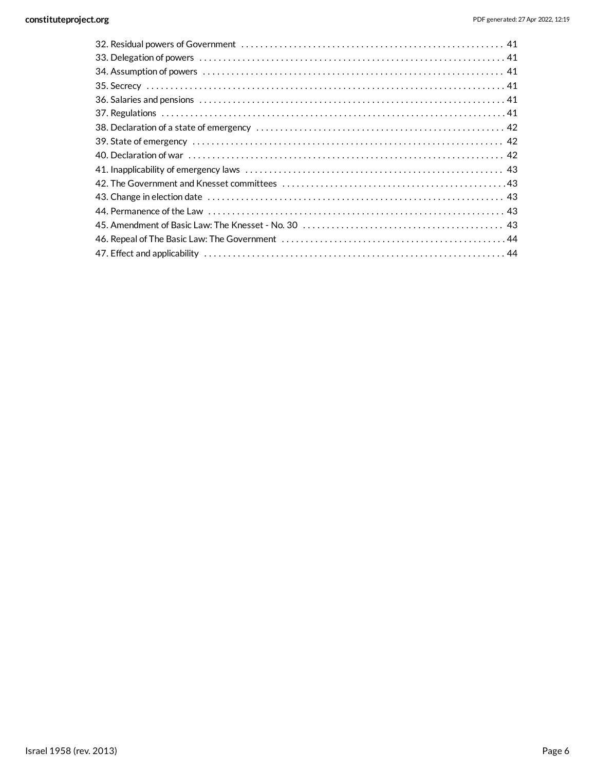32. Residual powers of Government . . . . . . . . . . . . . . . . . . . . . . . . . . . . . . . . . . . . . . . . . . . . . . . . . . . . . 41
33. Delegation of powers . . . . . . . . . . . . . . . . . . . . . . . . . . . . . . . . . . . . . . . . . . . . . . . . . . . . . . . . . . . . . . . 41
34. Assumption of powers . . . . . . . . . . . . . . . . . . . . . . . . . . . . . . . . . . . . . . . . . . . . . . . . . . . . . . . . . . . . . . 41
35. Secrecy . . . . . . . . . . . . . . . . . . . . . . . . . . . . . . . . . . . . . . . . . . . . . . . . . . . . . . . . . . . . . . . . . . . . . . . . . . 41
36. Salaries and pensions . . . . . . . . . . . . . . . . . . . . . . . . . . . . . . . . . . . . . . . . . . . . . . . . . . . . . . . . . . . . . . . 41
37. Regulations . . . . . . . . . . . . . . . . . . . . . . . . . . . . . . . . . . . . . . . . . . . . . . . . . . . . . . . . . . . . . . . . . . . . . . . 41
38. Declaration of a state of emergency . . . . . . . . . . . . . . . . . . . . . . . . . . . . . . . . . . . . . . . . . . . . . . . . . . . . 42
39. State of emergency . . . . . . . . . . . . . . . . . . . . . . . . . . . . . . . . . . . . . . . . . . . . . . . . . . . . . . . . . . . . . . . . . 42
40. Declaration of war . . . . . . . . . . . . . . . . . . . . . . . . . . . . . . . . . . . . . . . . . . . . . . . . . . . . . . . . . . . . . . . . . . 42
41. Inapplicability of emergency laws . . . . . . . . . . . . . . . . . . . . . . . . . . . . . . . . . . . . . . . . . . . . . . . . . . . . . . 43
42. The Government and Knesset committees . . . . . . . . . . . . . . . . . . . . . . . . . . . . . . . . . . . . . . . . . . . . . . . 43
43. Change in election date . . . . . . . . . . . . . . . . . . . . . . . . . . . . . . . . . . . . . . . . . . . . . . . . . . . . . . . . . . . . . . 43
44. Permanence of the Law . . . . . . . . . . . . . . . . . . . . . . . . . . . . . . . . . . . . . . . . . . . . . . . . . . . . . . . . . . . . . . 43
45. Amendment of Basic Law: The Knesset - No. 30 . . . . . . . . . . . . . . . . . . . . . . . . . . . . . . . . . . . . . . . . . . 43
46. Repeal of The Basic Law: The Government . . . . . . . . . . . . . . . . . . . . . . . . . . . . . . . . . . . . . . . . . . . . . . . 44
47. Effect and applicability . . . . . . . . . . . . . . . . . . . . . . . . . . . . . . . . . . . . . . . . . . . . . . . . . . . . . . . . . . . . . . . 44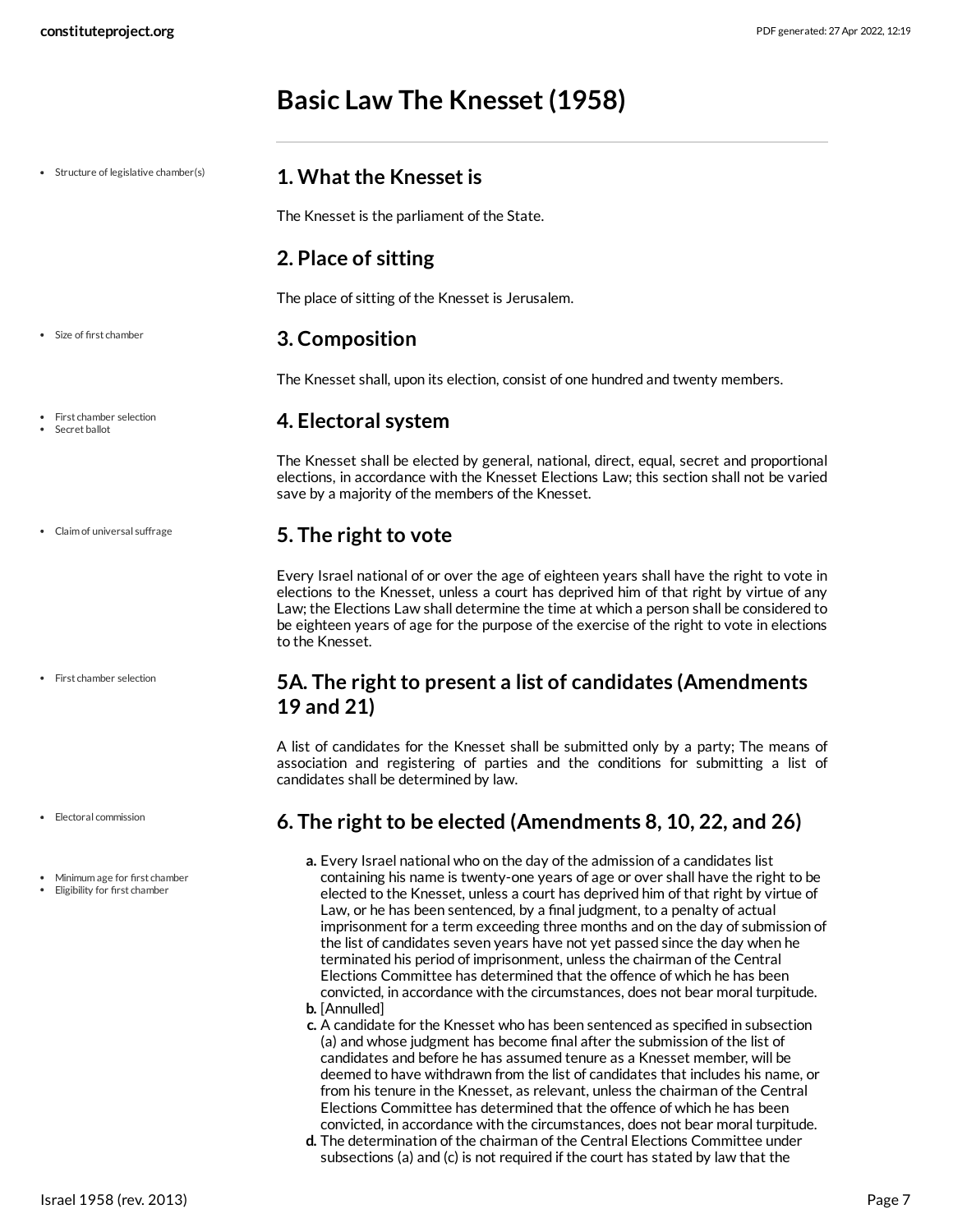# Basic Law The Knesset (1958)

- Structure of legislative chamber(s)

## 1. What the Knesset is

The Knesset is the parliament of the State.

## 2. Place of sitting

The place of sitting of the Knesset is Jerusalem.

- Size of first chamber

## 3. Composition

The Knesset shall, upon its election, consist of one hundred and twenty members.

- First chamber selection
- Secret ballot

## 4. Electoral system

The Knesset shall be elected by general, national, direct, equal, secret and proportional elections, in accordance with the Knesset Elections Law; this section shall not be varied save by a majority of the members of the Knesset.

- Claim of universal suffrage

## 5. The right to vote

Every Israel national of or over the age of eighteen years shall have the right to vote in elections to the Knesset, unless a court has deprived him of that right by virtue of any Law; the Elections Law shall determine the time at which a person shall be considered to be eighteen years of age for the purpose of the exercise of the right to vote in elections to the Knesset.

- First chamber selection

## 5A. The right to present a list of candidates (Amendments 19 and 21)

A list of candidates for the Knesset shall be submitted only by a party; The means of association and registering of parties and the conditions for submitting a list of candidates shall be determined by law.

- Electoral commission

## 6. The right to be elected (Amendments 8, 10, 22, and 26)

- Minimum age for first chamber
- Eligibility for first chamber

a. Every Israel national who on the day of the admission of a candidates list containing his name is twenty-one years of age or over shall have the right to be elected to the Knesset, unless a court has deprived him of that right by virtue of Law, or he has been sentenced, by a final judgment, to a penalty of actual imprisonment for a term exceeding three months and on the day of submission of the list of candidates seven years have not yet passed since the day when he terminated his period of imprisonment, unless the chairman of the Central Elections Committee has determined that the offence of which he has been convicted, in accordance with the circumstances, does not bear moral turpitude.

b. [Annulled]

c. A candidate for the Knesset who has been sentenced as specified in subsection (a) and whose judgment has become final after the submission of the list of candidates and before he has assumed tenure as a Knesset member, will be deemed to have withdrawn from the list of candidates that includes his name, or from his tenure in the Knesset, as relevant, unless the chairman of the Central Elections Committee has determined that the offence of which he has been convicted, in accordance with the circumstances, does not bear moral turpitude.

d. The determination of the chairman of the Central Elections Committee under subsections (a) and (c) is not required if the court has stated by law that the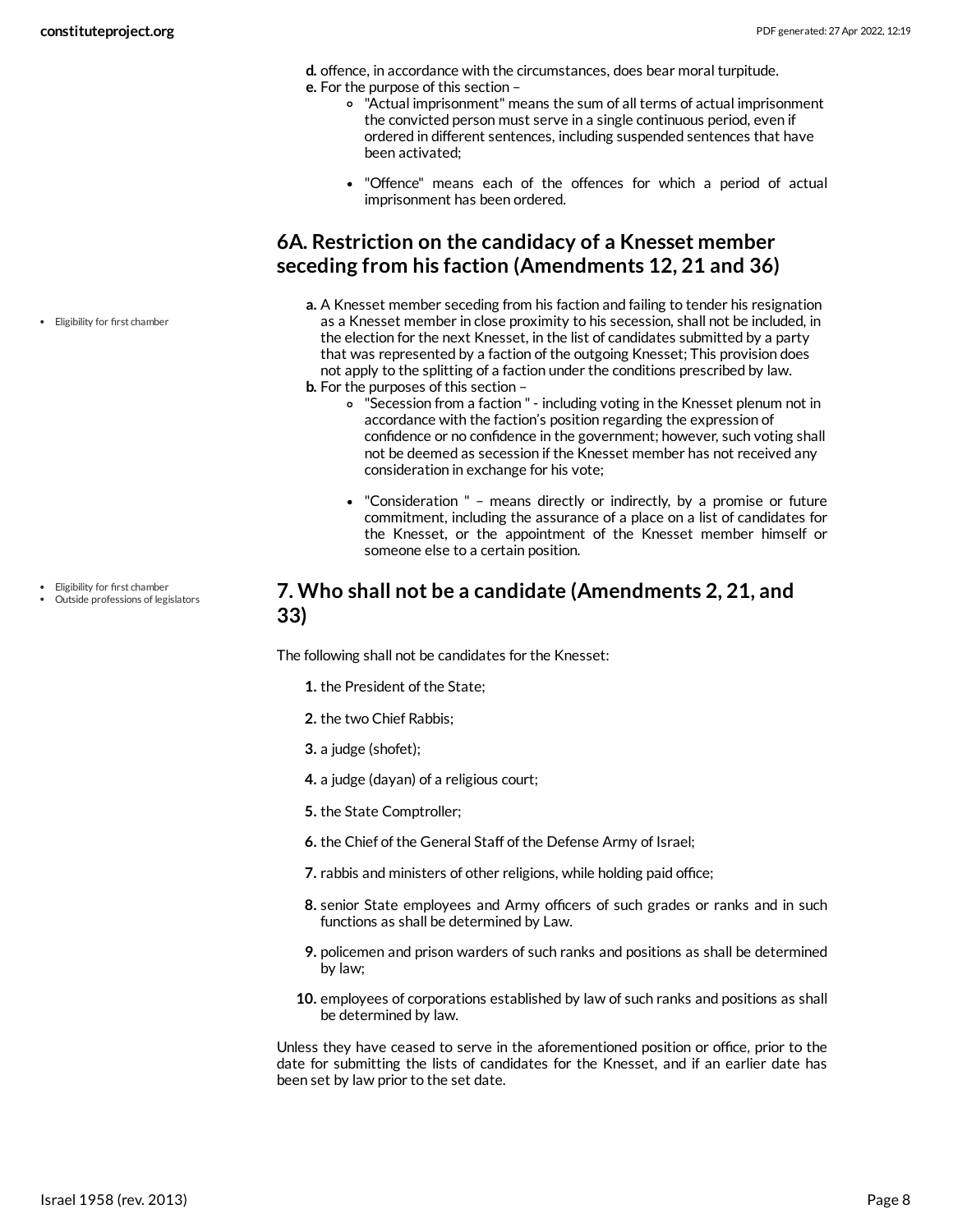d. offence, in accordance with the circumstances, does bear moral turpitude.

e. For the purpose of this section –
   - "Actual imprisonment" means the sum of all terms of actual imprisonment the convicted person must serve in a single continuous period, even if ordered in different sentences, including suspended sentences that have been activated;
   - "Offence" means each of the offences for which a period of actual imprisonment has been ordered.

## 6A. Restriction on the candidacy of a Knesset member seceding from his faction (Amendments 12, 21 and 36)

- Eligibility for first chamber

a. A Knesset member seceding from his faction and failing to tender his resignation as a Knesset member in close proximity to his secession, shall not be included, in the election for the next Knesset, in the list of candidates submitted by a party that was represented by a faction of the outgoing Knesset; This provision does not apply to the splitting of a faction under the conditions prescribed by law.

b. For the purposes of this section –
   - "Secession from a faction " - including voting in the Knesset plenum not in accordance with the faction's position regarding the expression of confidence or no confidence in the government; however, such voting shall not be deemed as secession if the Knesset member has not received any consideration in exchange for his vote;
   - "Consideration " – means directly or indirectly, by a promise or future commitment, including the assurance of a place on a list of candidates for the Knesset, or the appointment of the Knesset member himself or someone else to a certain position.

## 7. Who shall not be a candidate (Amendments 2, 21, and 33)

- Eligibility for first chamber
- Outside professions of legislators

The following shall not be candidates for the Knesset:

1. the President of the State;
2. the two Chief Rabbis;
3. a judge (shofet);
4. a judge (dayan) of a religious court;
5. the State Comptroller;
6. the Chief of the General Staff of the Defense Army of Israel;
7. rabbis and ministers of other religions, while holding paid office;
8. senior State employees and Army officers of such grades or ranks and in such functions as shall be determined by Law.
9. policemen and prison warders of such ranks and positions as shall be determined by law;
10. employees of corporations established by law of such ranks and positions as shall be determined by law.

Unless they have ceased to serve in the aforementioned position or office, prior to the date for submitting the lists of candidates for the Knesset, and if an earlier date has been set by law prior to the set date.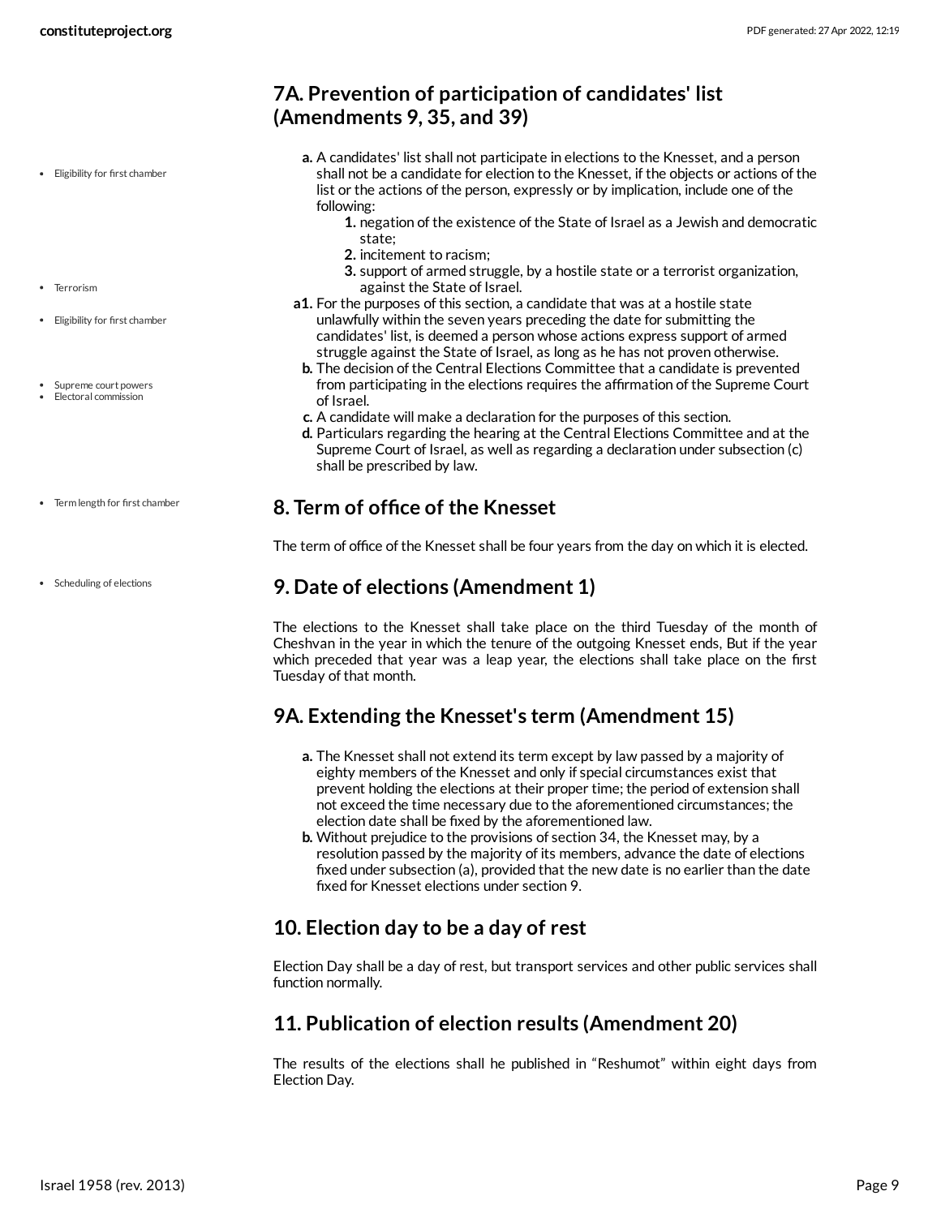## 7A. Prevention of participation of candidates' list (Amendments 9, 35, and 39)

- Eligibility for first chamber
- Terrorism
- Eligibility for first chamber
- Supreme court powers
- Electoral commission

a. A candidates' list shall not participate in elections to the Knesset, and a person shall not be a candidate for election to the Knesset, if the objects or actions of the list or the actions of the person, expressly or by implication, include one of the following:
   1. negation of the existence of the State of Israel as a Jewish and democratic state;
   2. incitement to racism;
   3. support of armed struggle, by a hostile state or a terrorist organization, against the State of Israel.

a1. For the purposes of this section, a candidate that was at a hostile state unlawfully within the seven years preceding the date for submitting the candidates' list, is deemed a person whose actions express support of armed struggle against the State of Israel, as long as he has not proven otherwise.

b. The decision of the Central Elections Committee that a candidate is prevented from participating in the elections requires the affirmation of the Supreme Court of Israel.

c. A candidate will make a declaration for the purposes of this section.

d. Particulars regarding the hearing at the Central Elections Committee and at the Supreme Court of Israel, as well as regarding a declaration under subsection (c) shall be prescribed by law.

## 8. Term of office of the Knesset

- Term length for first chamber

The term of office of the Knesset shall be four years from the day on which it is elected.

## 9. Date of elections (Amendment 1)

- Scheduling of elections

The elections to the Knesset shall take place on the third Tuesday of the month of Cheshvan in the year in which the tenure of the outgoing Knesset ends, But if the year which preceded that year was a leap year, the elections shall take place on the first Tuesday of that month.

## 9A. Extending the Knesset's term (Amendment 15)

a. The Knesset shall not extend its term except by law passed by a majority of eighty members of the Knesset and only if special circumstances exist that prevent holding the elections at their proper time; the period of extension shall not exceed the time necessary due to the aforementioned circumstances; the election date shall be fixed by the aforementioned law.

b. Without prejudice to the provisions of section 34, the Knesset may, by a resolution passed by the majority of its members, advance the date of elections fixed under subsection (a), provided that the new date is no earlier than the date fixed for Knesset elections under section 9.

## 10. Election day to be a day of rest

Election Day shall be a day of rest, but transport services and other public services shall function normally.

## 11. Publication of election results (Amendment 20)

The results of the elections shall he published in "Reshumot" within eight days from Election Day.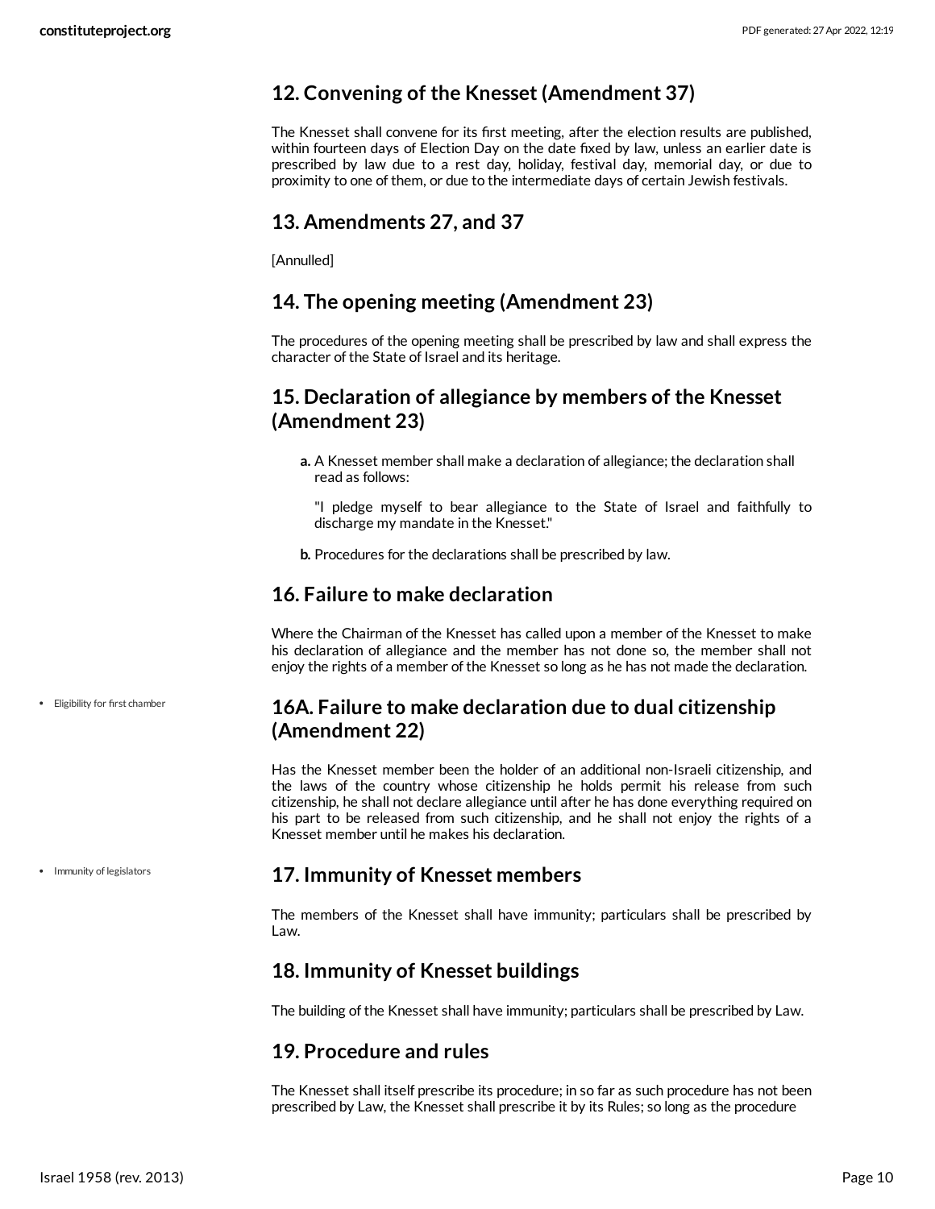## 12. Convening of the Knesset (Amendment 37)

The Knesset shall convene for its first meeting, after the election results are published, within fourteen days of Election Day on the date fixed by law, unless an earlier date is prescribed by law due to a rest day, holiday, festival day, memorial day, or due to proximity to one of them, or due to the intermediate days of certain Jewish festivals.

## 13. Amendments 27, and 37

[Annulled]

## 14. The opening meeting (Amendment 23)

The procedures of the opening meeting shall be prescribed by law and shall express the character of the State of Israel and its heritage.

## 15. Declaration of allegiance by members of the Knesset (Amendment 23)

- **a.** A Knesset member shall make a declaration of allegiance; the declaration shall read as follows:

  "I pledge myself to bear allegiance to the State of Israel and faithfully to discharge my mandate in the Knesset."

- **b.** Procedures for the declarations shall be prescribed by law.

## 16. Failure to make declaration

Where the Chairman of the Knesset has called upon a member of the Knesset to make his declaration of allegiance and the member has not done so, the member shall not enjoy the rights of a member of the Knesset so long as he has not made the declaration.

- Eligibility for first chamber

## 16A. Failure to make declaration due to dual citizenship (Amendment 22)

Has the Knesset member been the holder of an additional non-Israeli citizenship, and the laws of the country whose citizenship he holds permit his release from such citizenship, he shall not declare allegiance until after he has done everything required on his part to be released from such citizenship, and he shall not enjoy the rights of a Knesset member until he makes his declaration.

- Immunity of legislators

## 17. Immunity of Knesset members

The members of the Knesset shall have immunity; particulars shall be prescribed by Law.

## 18. Immunity of Knesset buildings

The building of the Knesset shall have immunity; particulars shall be prescribed by Law.

## 19. Procedure and rules

The Knesset shall itself prescribe its procedure; in so far as such procedure has not been prescribed by Law, the Knesset shall prescribe it by its Rules; so long as the procedure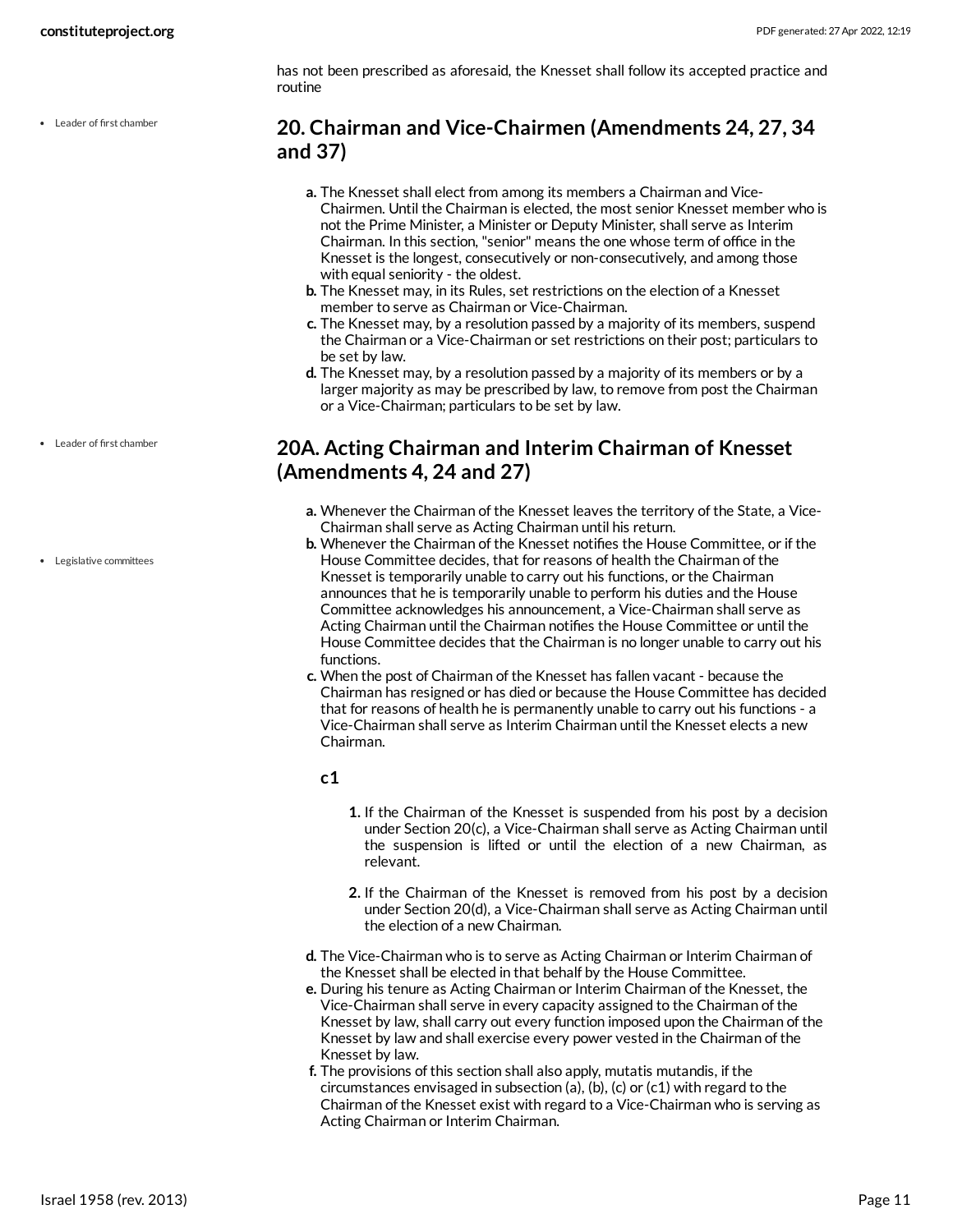has not been prescribed as aforesaid, the Knesset shall follow its accepted practice and routine

- Leader of first chamber

## 20. Chairman and Vice-Chairmen (Amendments 24, 27, 34 and 37)

a. The Knesset shall elect from among its members a Chairman and Vice-Chairmen. Until the Chairman is elected, the most senior Knesset member who is not the Prime Minister, a Minister or Deputy Minister, shall serve as Interim Chairman. In this section, "senior" means the one whose term of office in the Knesset is the longest, consecutively or non-consecutively, and among those with equal seniority - the oldest.
b. The Knesset may, in its Rules, set restrictions on the election of a Knesset member to serve as Chairman or Vice-Chairman.
c. The Knesset may, by a resolution passed by a majority of its members, suspend the Chairman or a Vice-Chairman or set restrictions on their post; particulars to be set by law.
d. The Knesset may, by a resolution passed by a majority of its members or by a larger majority as may be prescribed by law, to remove from post the Chairman or a Vice-Chairman; particulars to be set by law.

- Leader of first chamber

## 20A. Acting Chairman and Interim Chairman of Knesset (Amendments 4, 24 and 27)

a. Whenever the Chairman of the Knesset leaves the territory of the State, a Vice-Chairman shall serve as Acting Chairman until his return.
b. Whenever the Chairman of the Knesset notifies the House Committee, or if the House Committee decides, that for reasons of health the Chairman of the Knesset is temporarily unable to carry out his functions, or the Chairman announces that he is temporarily unable to perform his duties and the House Committee acknowledges his announcement, a Vice-Chairman shall serve as Acting Chairman until the Chairman notifies the House Committee or until the House Committee decides that the Chairman is no longer unable to carry out his functions.
c. When the post of Chairman of the Knesset has fallen vacant - because the Chairman has resigned or has died or because the House Committee has decided that for reasons of health he is permanently unable to carry out his functions - a Vice-Chairman shall serve as Interim Chairman until the Knesset elects a new Chairman.

- Legislative committees

**c1**

1. If the Chairman of the Knesset is suspended from his post by a decision under Section 20(c), a Vice-Chairman shall serve as Acting Chairman until the suspension is lifted or until the election of a new Chairman, as relevant.
2. If the Chairman of the Knesset is removed from his post by a decision under Section 20(d), a Vice-Chairman shall serve as Acting Chairman until the election of a new Chairman.

d. The Vice-Chairman who is to serve as Acting Chairman or Interim Chairman of the Knesset shall be elected in that behalf by the House Committee.
e. During his tenure as Acting Chairman or Interim Chairman of the Knesset, the Vice-Chairman shall serve in every capacity assigned to the Chairman of the Knesset by law, shall carry out every function imposed upon the Chairman of the Knesset by law and shall exercise every power vested in the Chairman of the Knesset by law.
f. The provisions of this section shall also apply, mutatis mutandis, if the circumstances envisaged in subsection (a), (b), (c) or (c1) with regard to the Chairman of the Knesset exist with regard to a Vice-Chairman who is serving as Acting Chairman or Interim Chairman.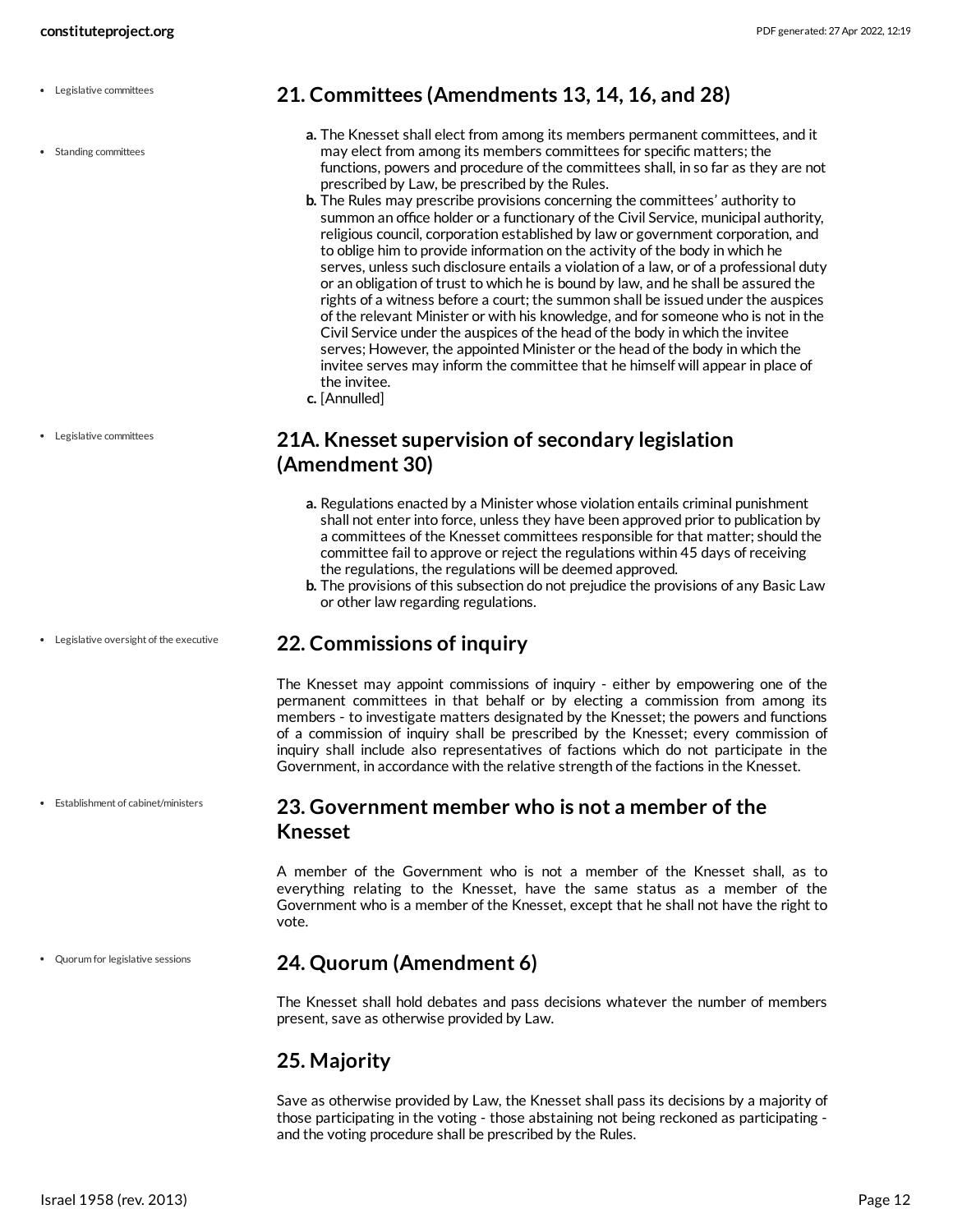## 21. Committees (Amendments 13, 14, 16, and 28)

- **a.** The Knesset shall elect from among its members permanent committees, and it may elect from among its members committees for specific matters; the functions, powers and procedure of the committees shall, in so far as they are not prescribed by Law, be prescribed by the Rules.
- **b.** The Rules may prescribe provisions concerning the committees' authority to summon an office holder or a functionary of the Civil Service, municipal authority, religious council, corporation established by law or government corporation, and to oblige him to provide information on the activity of the body in which he serves, unless such disclosure entails a violation of a law, or of a professional duty or an obligation of trust to which he is bound by law, and he shall be assured the rights of a witness before a court; the summon shall be issued under the auspices of the relevant Minister or with his knowledge, and for someone who is not in the Civil Service under the auspices of the head of the body in which the invitee serves; However, the appointed Minister or the head of the body in which the invitee serves may inform the committee that he himself will appear in place of the invitee.
- **c.** [Annulled]

## 21A. Knesset supervision of secondary legislation (Amendment 30)

- **a.** Regulations enacted by a Minister whose violation entails criminal punishment shall not enter into force, unless they have been approved prior to publication by a committees of the Knesset committees responsible for that matter; should the committee fail to approve or reject the regulations within 45 days of receiving the regulations, the regulations will be deemed approved.
- **b.** The provisions of this subsection do not prejudice the provisions of any Basic Law or other law regarding regulations.

## 22. Commissions of inquiry

The Knesset may appoint commissions of inquiry - either by empowering one of the permanent committees in that behalf or by electing a commission from among its members - to investigate matters designated by the Knesset; the powers and functions of a commission of inquiry shall be prescribed by the Knesset; every commission of inquiry shall include also representatives of factions which do not participate in the Government, in accordance with the relative strength of the factions in the Knesset.

## 23. Government member who is not a member of the Knesset

A member of the Government who is not a member of the Knesset shall, as to everything relating to the Knesset, have the same status as a member of the Government who is a member of the Knesset, except that he shall not have the right to vote.

## 24. Quorum (Amendment 6)

The Knesset shall hold debates and pass decisions whatever the number of members present, save as otherwise provided by Law.

## 25. Majority

Save as otherwise provided by Law, the Knesset shall pass its decisions by a majority of those participating in the voting - those abstaining not being reckoned as participating - and the voting procedure shall be prescribed by the Rules.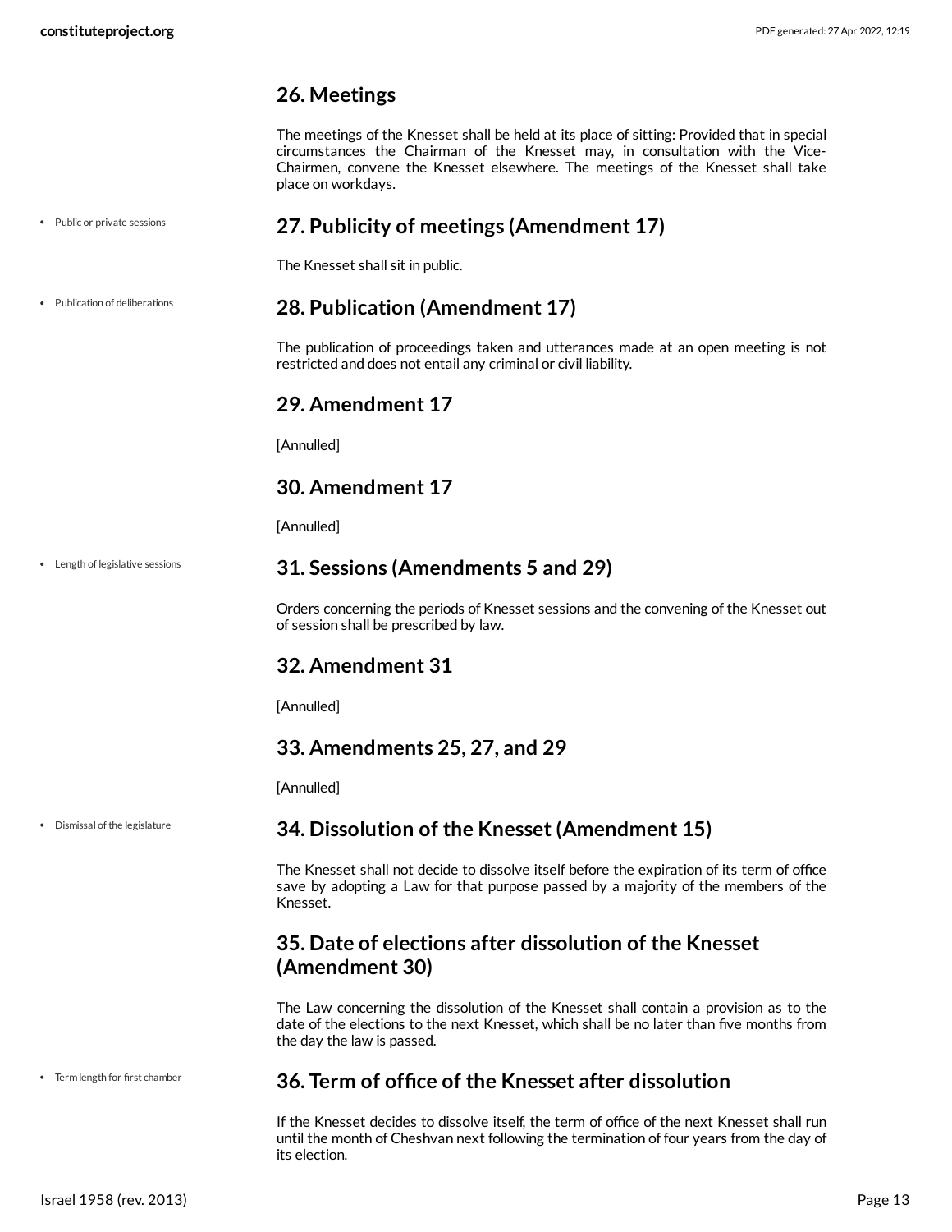## 26. Meetings

The meetings of the Knesset shall be held at its place of sitting: Provided that in special circumstances the Chairman of the Knesset may, in consultation with the Vice-Chairmen, convene the Knesset elsewhere. The meetings of the Knesset shall take place on workdays.

- Public or private sessions

## 27. Publicity of meetings (Amendment 17)

The Knesset shall sit in public.

- Publication of deliberations

## 28. Publication (Amendment 17)

The publication of proceedings taken and utterances made at an open meeting is not restricted and does not entail any criminal or civil liability.

## 29. Amendment 17

[Annulled]

## 30. Amendment 17

[Annulled]

- Length of legislative sessions

## 31. Sessions (Amendments 5 and 29)

Orders concerning the periods of Knesset sessions and the convening of the Knesset out of session shall be prescribed by law.

## 32. Amendment 31

[Annulled]

## 33. Amendments 25, 27, and 29

[Annulled]

- Dismissal of the legislature

## 34. Dissolution of the Knesset (Amendment 15)

The Knesset shall not decide to dissolve itself before the expiration of its term of office save by adopting a Law for that purpose passed by a majority of the members of the Knesset.

## 35. Date of elections after dissolution of the Knesset (Amendment 30)

The Law concerning the dissolution of the Knesset shall contain a provision as to the date of the elections to the next Knesset, which shall be no later than five months from the day the law is passed.

- Term length for first chamber

## 36. Term of office of the Knesset after dissolution

If the Knesset decides to dissolve itself, the term of office of the next Knesset shall run until the month of Cheshvan next following the termination of four years from the day of its election.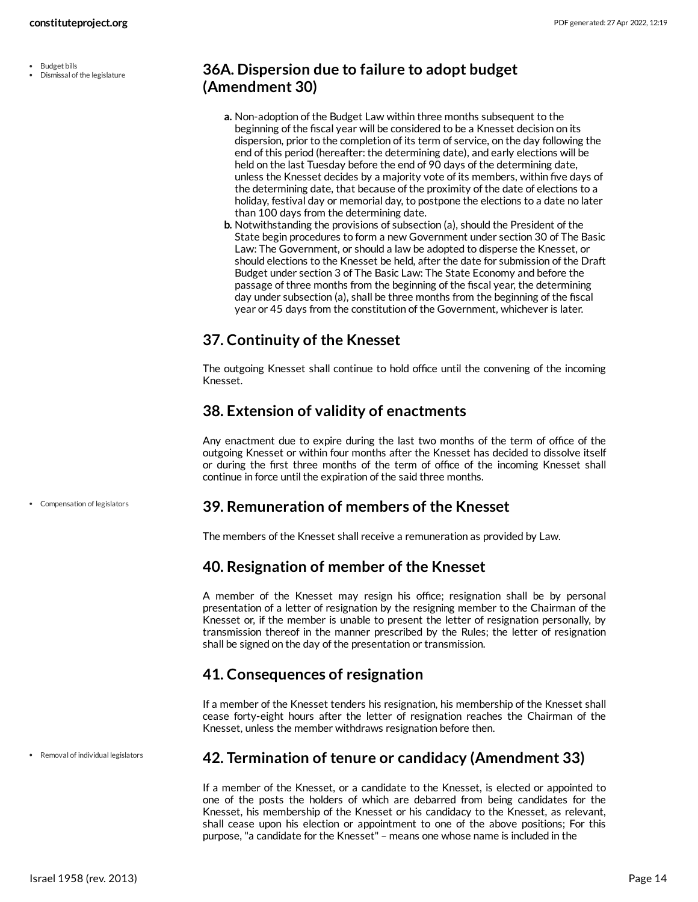- Budget bills
- Dismissal of the legislature

## 36A. Dispersion due to failure to adopt budget (Amendment 30)

a. Non-adoption of the Budget Law within three months subsequent to the beginning of the fiscal year will be considered to be a Knesset decision on its dispersion, prior to the completion of its term of service, on the day following the end of this period (hereafter: the determining date), and early elections will be held on the last Tuesday before the end of 90 days of the determining date, unless the Knesset decides by a majority vote of its members, within five days of the determining date, that because of the proximity of the date of elections to a holiday, festival day or memorial day, to postpone the elections to a date no later than 100 days from the determining date.

b. Notwithstanding the provisions of subsection (a), should the President of the State begin procedures to form a new Government under section 30 of The Basic Law: The Government, or should a law be adopted to disperse the Knesset, or should elections to the Knesset be held, after the date for submission of the Draft Budget under section 3 of The Basic Law: The State Economy and before the passage of three months from the beginning of the fiscal year, the determining day under subsection (a), shall be three months from the beginning of the fiscal year or 45 days from the constitution of the Government, whichever is later.

## 37. Continuity of the Knesset

The outgoing Knesset shall continue to hold office until the convening of the incoming Knesset.

## 38. Extension of validity of enactments

Any enactment due to expire during the last two months of the term of office of the outgoing Knesset or within four months after the Knesset has decided to dissolve itself or during the first three months of the term of office of the incoming Knesset shall continue in force until the expiration of the said three months.

- Compensation of legislators

## 39. Remuneration of members of the Knesset

The members of the Knesset shall receive a remuneration as provided by Law.

## 40. Resignation of member of the Knesset

A member of the Knesset may resign his office; resignation shall be by personal presentation of a letter of resignation by the resigning member to the Chairman of the Knesset or, if the member is unable to present the letter of resignation personally, by transmission thereof in the manner prescribed by the Rules; the letter of resignation shall be signed on the day of the presentation or transmission.

## 41. Consequences of resignation

If a member of the Knesset tenders his resignation, his membership of the Knesset shall cease forty-eight hours after the letter of resignation reaches the Chairman of the Knesset, unless the member withdraws resignation before then.

- Removal of individual legislators

## 42. Termination of tenure or candidacy (Amendment 33)

If a member of the Knesset, or a candidate to the Knesset, is elected or appointed to one of the posts the holders of which are debarred from being candidates for the Knesset, his membership of the Knesset or his candidacy to the Knesset, as relevant, shall cease upon his election or appointment to one of the above positions; For this purpose, "a candidate for the Knesset" – means one whose name is included in the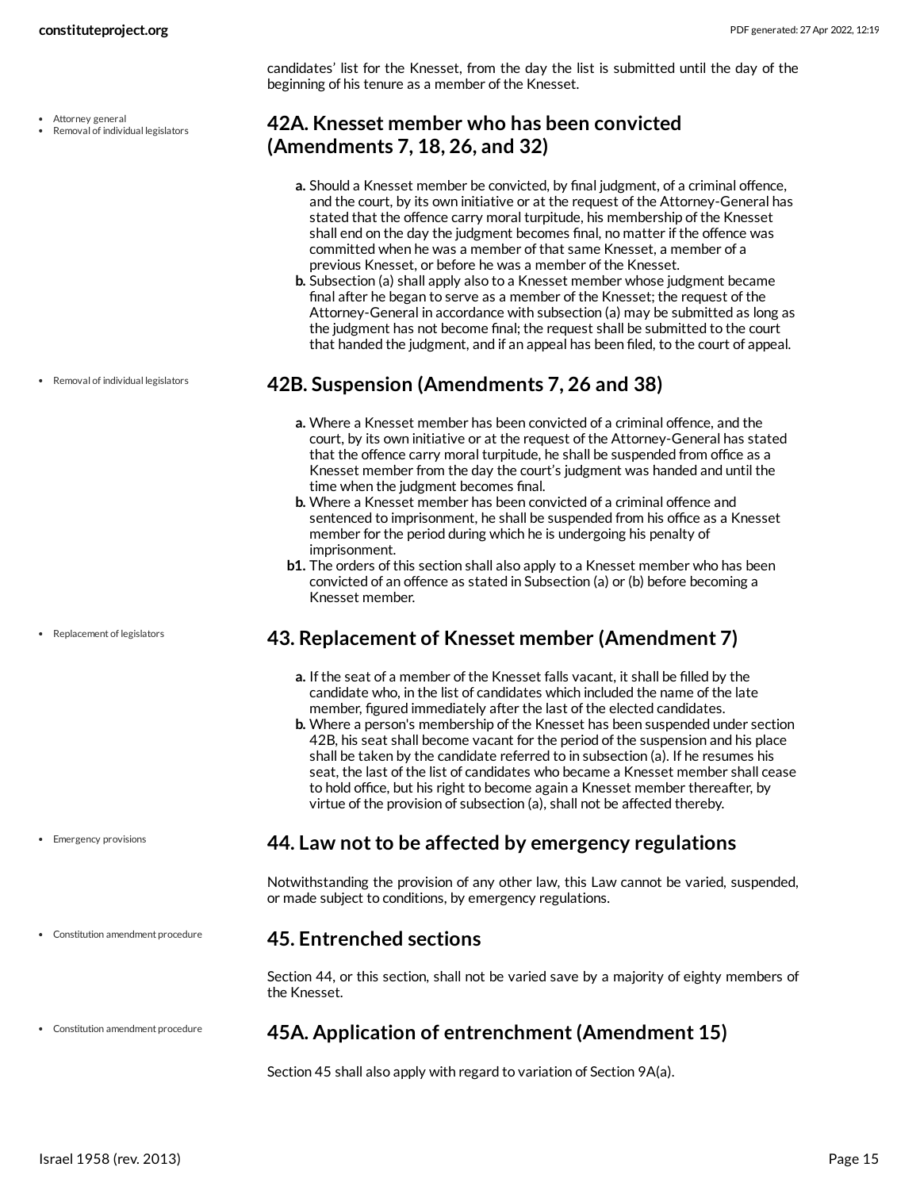candidates' list for the Knesset, from the day the list is submitted until the day of the beginning of his tenure as a member of the Knesset.

- Attorney general
- Removal of individual legislators

## 42A. Knesset member who has been convicted (Amendments 7, 18, 26, and 32)

**a.** Should a Knesset member be convicted, by final judgment, of a criminal offence, and the court, by its own initiative or at the request of the Attorney-General has stated that the offence carry moral turpitude, his membership of the Knesset shall end on the day the judgment becomes final, no matter if the offence was committed when he was a member of that same Knesset, a member of a previous Knesset, or before he was a member of the Knesset.

**b.** Subsection (a) shall apply also to a Knesset member whose judgment became final after he began to serve as a member of the Knesset; the request of the Attorney-General in accordance with subsection (a) may be submitted as long as the judgment has not become final; the request shall be submitted to the court that handed the judgment, and if an appeal has been filed, to the court of appeal.

- Removal of individual legislators

## 42B. Suspension (Amendments 7, 26 and 38)

**a.** Where a Knesset member has been convicted of a criminal offence, and the court, by its own initiative or at the request of the Attorney-General has stated that the offence carry moral turpitude, he shall be suspended from office as a Knesset member from the day the court's judgment was handed and until the time when the judgment becomes final.

**b.** Where a Knesset member has been convicted of a criminal offence and sentenced to imprisonment, he shall be suspended from his office as a Knesset member for the period during which he is undergoing his penalty of imprisonment.

**b1.** The orders of this section shall also apply to a Knesset member who has been convicted of an offence as stated in Subsection (a) or (b) before becoming a Knesset member.

- Replacement of legislators

## 43. Replacement of Knesset member (Amendment 7)

**a.** If the seat of a member of the Knesset falls vacant, it shall be filled by the candidate who, in the list of candidates which included the name of the late member, figured immediately after the last of the elected candidates.

**b.** Where a person's membership of the Knesset has been suspended under section 42B, his seat shall become vacant for the period of the suspension and his place shall be taken by the candidate referred to in subsection (a). If he resumes his seat, the last of the list of candidates who became a Knesset member shall cease to hold office, but his right to become again a Knesset member thereafter, by virtue of the provision of subsection (a), shall not be affected thereby.

- Emergency provisions

## 44. Law not to be affected by emergency regulations

Notwithstanding the provision of any other law, this Law cannot be varied, suspended, or made subject to conditions, by emergency regulations.

- Constitution amendment procedure

## 45. Entrenched sections

Section 44, or this section, shall not be varied save by a majority of eighty members of the Knesset.

- Constitution amendment procedure

## 45A. Application of entrenchment (Amendment 15)

Section 45 shall also apply with regard to variation of Section 9A(a).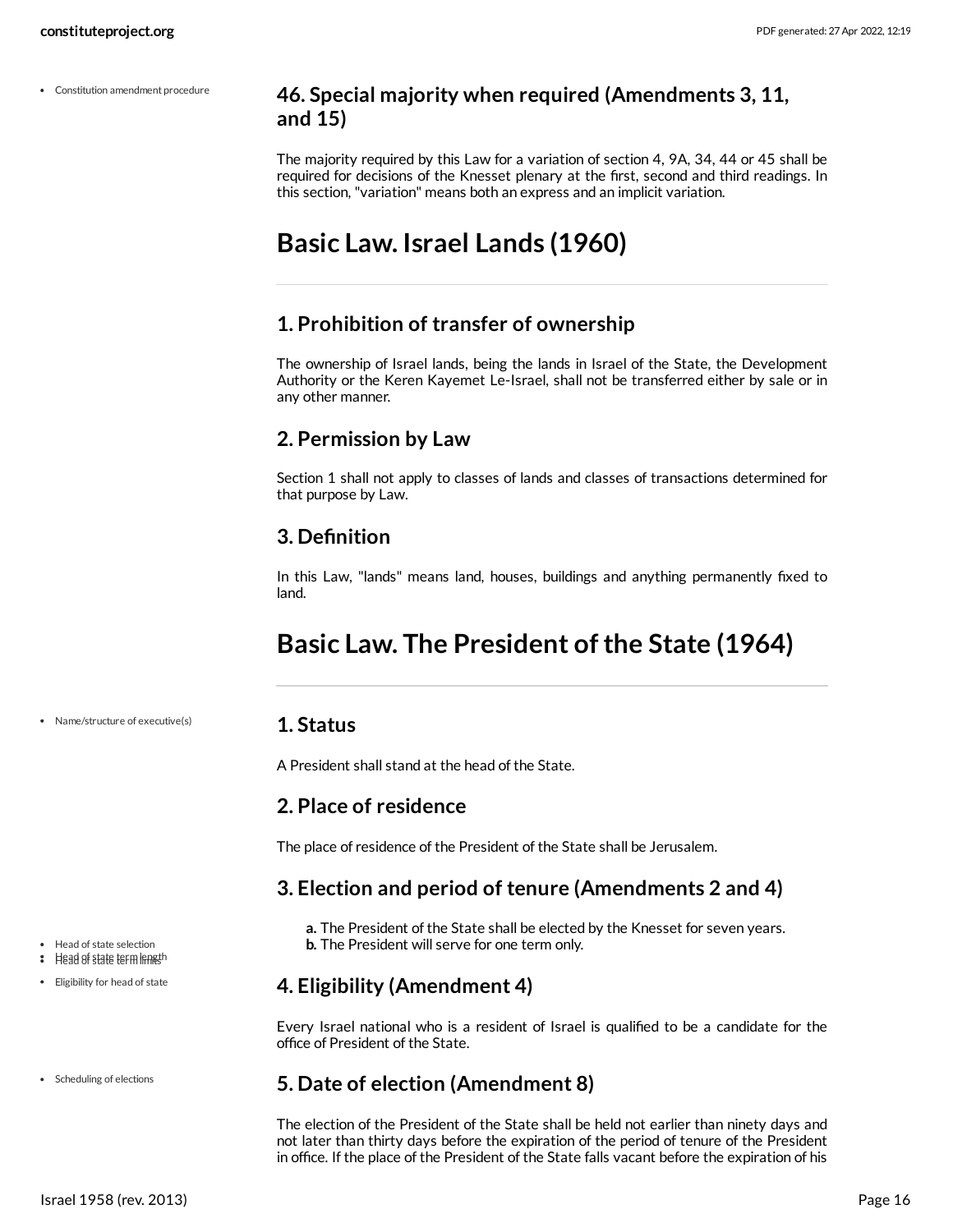### 46. Special majority when required (Amendments 3, 11, and 15)

The majority required by this Law for a variation of section 4, 9A, 34, 44 or 45 shall be required for decisions of the Knesset plenary at the first, second and third readings. In this section, "variation" means both an express and an implicit variation.

# Basic Law. Israel Lands (1960)

### 1. Prohibition of transfer of ownership

The ownership of Israel lands, being the lands in Israel of the State, the Development Authority or the Keren Kayemet Le-Israel, shall not be transferred either by sale or in any other manner.

### 2. Permission by Law

Section 1 shall not apply to classes of lands and classes of transactions determined for that purpose by Law.

### 3. Definition

In this Law, "lands" means land, houses, buildings and anything permanently fixed to land.

# Basic Law. The President of the State (1964)

### 1. Status

A President shall stand at the head of the State.

### 2. Place of residence

The place of residence of the President of the State shall be Jerusalem.

### 3. Election and period of tenure (Amendments 2 and 4)

**a.** The President of the State shall be elected by the Knesset for seven years.
**b.** The President will serve for one term only.

### 4. Eligibility (Amendment 4)

Every Israel national who is a resident of Israel is qualified to be a candidate for the office of President of the State.

### 5. Date of election (Amendment 8)

The election of the President of the State shall be held not earlier than ninety days and not later than thirty days before the expiration of the period of tenure of the President in office. If the place of the President of the State falls vacant before the expiration of his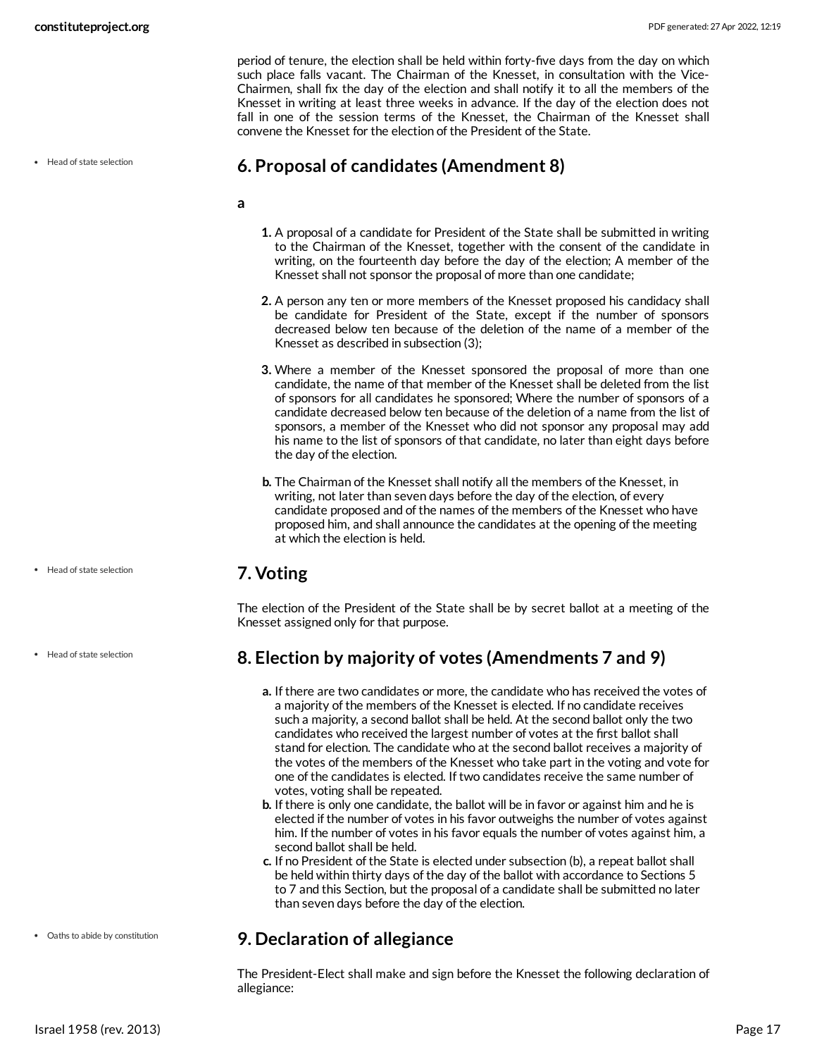period of tenure, the election shall be held within forty-five days from the day on which such place falls vacant. The Chairman of the Knesset, in consultation with the Vice-Chairmen, shall fix the day of the election and shall notify it to all the members of the Knesset in writing at least three weeks in advance. If the day of the election does not fall in one of the session terms of the Knesset, the Chairman of the Knesset shall convene the Knesset for the election of the President of the State.

- Head of state selection

## 6. Proposal of candidates (Amendment 8)

**a**

1. A proposal of a candidate for President of the State shall be submitted in writing to the Chairman of the Knesset, together with the consent of the candidate in writing, on the fourteenth day before the day of the election; A member of the Knesset shall not sponsor the proposal of more than one candidate;
2. A person any ten or more members of the Knesset proposed his candidacy shall be candidate for President of the State, except if the number of sponsors decreased below ten because of the deletion of the name of a member of the Knesset as described in subsection (3);
3. Where a member of the Knesset sponsored the proposal of more than one candidate, the name of that member of the Knesset shall be deleted from the list of sponsors for all candidates he sponsored; Where the number of sponsors of a candidate decreased below ten because of the deletion of a name from the list of sponsors, a member of the Knesset who did not sponsor any proposal may add his name to the list of sponsors of that candidate, no later than eight days before the day of the election.

**b.** The Chairman of the Knesset shall notify all the members of the Knesset, in writing, not later than seven days before the day of the election, of every candidate proposed and of the names of the members of the Knesset who have proposed him, and shall announce the candidates at the opening of the meeting at which the election is held.

- Head of state selection

## 7. Voting

The election of the President of the State shall be by secret ballot at a meeting of the Knesset assigned only for that purpose.

- Head of state selection

## 8. Election by majority of votes (Amendments 7 and 9)

**a.** If there are two candidates or more, the candidate who has received the votes of a majority of the members of the Knesset is elected. If no candidate receives such a majority, a second ballot shall be held. At the second ballot only the two candidates who received the largest number of votes at the first ballot shall stand for election. The candidate who at the second ballot receives a majority of the votes of the members of the Knesset who take part in the voting and vote for one of the candidates is elected. If two candidates receive the same number of votes, voting shall be repeated.

**b.** If there is only one candidate, the ballot will be in favor or against him and he is elected if the number of votes in his favor outweighs the number of votes against him. If the number of votes in his favor equals the number of votes against him, a second ballot shall be held.

**c.** If no President of the State is elected under subsection (b), a repeat ballot shall be held within thirty days of the day of the ballot with accordance to Sections 5 to 7 and this Section, but the proposal of a candidate shall be submitted no later than seven days before the day of the election.

- Oaths to abide by constitution

## 9. Declaration of allegiance

The President-Elect shall make and sign before the Knesset the following declaration of allegiance: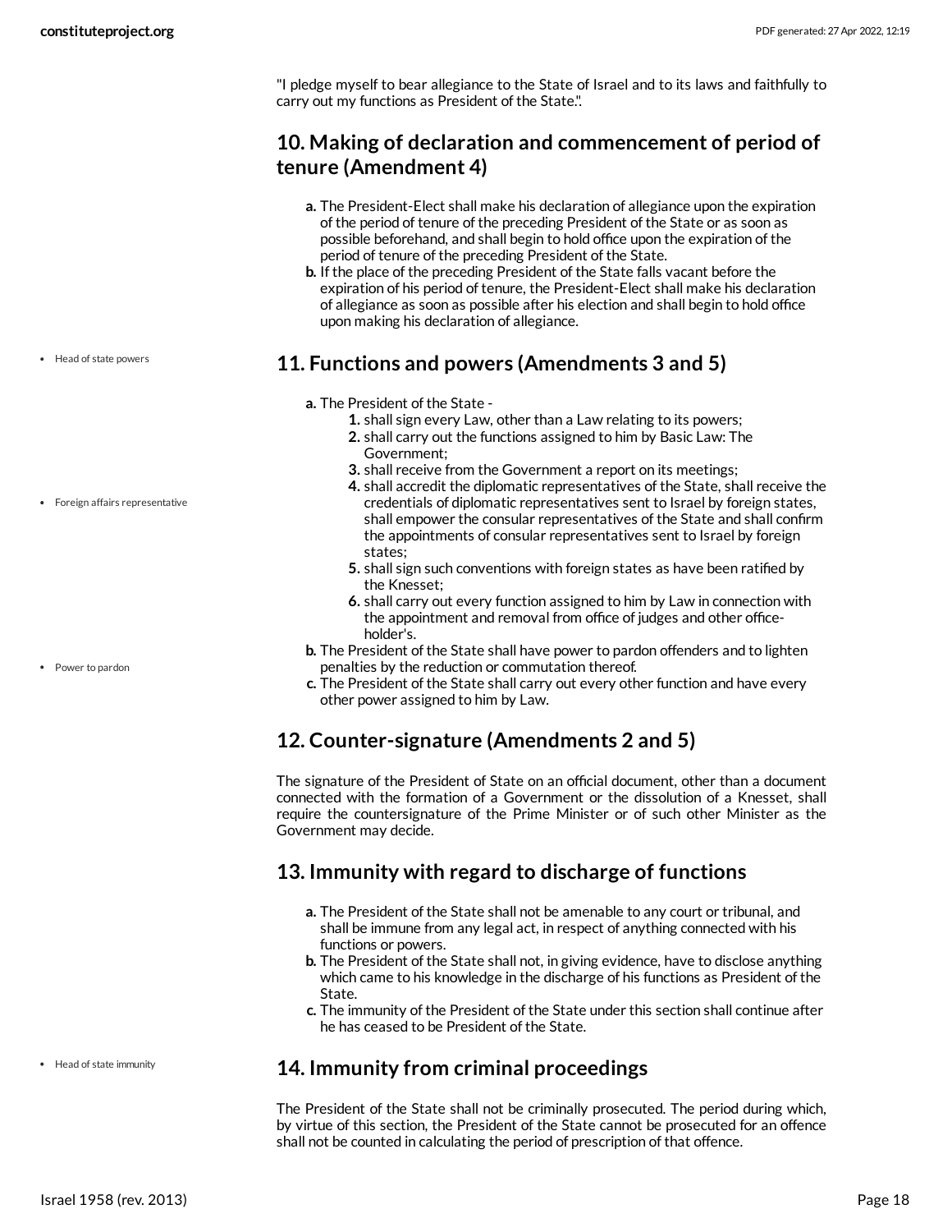"I pledge myself to bear allegiance to the State of Israel and to its laws and faithfully to carry out my functions as President of the State.".

## 10. Making of declaration and commencement of period of tenure (Amendment 4)

**a.** The President-Elect shall make his declaration of allegiance upon the expiration of the period of tenure of the preceding President of the State or as soon as possible beforehand, and shall begin to hold office upon the expiration of the period of tenure of the preceding President of the State.

**b.** If the place of the preceding President of the State falls vacant before the expiration of his period of tenure, the President-Elect shall make his declaration of allegiance as soon as possible after his election and shall begin to hold office upon making his declaration of allegiance.

- Head of state powers

## 11. Functions and powers (Amendments 3 and 5)

**a.** The President of the State -

1. shall sign every Law, other than a Law relating to its powers;
2. shall carry out the functions assigned to him by Basic Law: The Government;
3. shall receive from the Government a report on its meetings;
4. shall accredit the diplomatic representatives of the State, shall receive the credentials of diplomatic representatives sent to Israel by foreign states, shall empower the consular representatives of the State and shall confirm the appointments of consular representatives sent to Israel by foreign states;
5. shall sign such conventions with foreign states as have been ratified by the Knesset;
6. shall carry out every function assigned to him by Law in connection with the appointment and removal from office of judges and other office-holder's.

**b.** The President of the State shall have power to pardon offenders and to lighten penalties by the reduction or commutation thereof.

**c.** The President of the State shall carry out every other function and have every other power assigned to him by Law.

- Foreign affairs representative
- Power to pardon

## 12. Counter-signature (Amendments 2 and 5)

The signature of the President of State on an official document, other than a document connected with the formation of a Government or the dissolution of a Knesset, shall require the countersignature of the Prime Minister or of such other Minister as the Government may decide.

## 13. Immunity with regard to discharge of functions

**a.** The President of the State shall not be amenable to any court or tribunal, and shall be immune from any legal act, in respect of anything connected with his functions or powers.

**b.** The President of the State shall not, in giving evidence, have to disclose anything which came to his knowledge in the discharge of his functions as President of the State.

**c.** The immunity of the President of the State under this section shall continue after he has ceased to be President of the State.

- Head of state immunity

## 14. Immunity from criminal proceedings

The President of the State shall not be criminally prosecuted. The period during which, by virtue of this section, the President of the State cannot be prosecuted for an offence shall not be counted in calculating the period of prescription of that offence.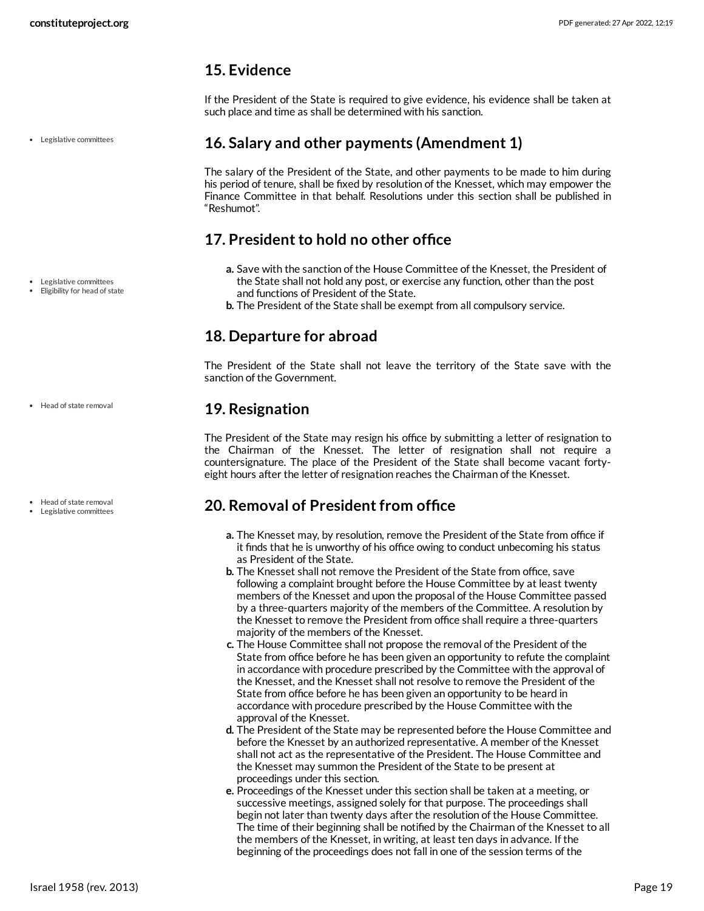## 15. Evidence

If the President of the State is required to give evidence, his evidence shall be taken at such place and time as shall be determined with his sanction.

- Legislative committees

## 16. Salary and other payments (Amendment 1)

The salary of the President of the State, and other payments to be made to him during his period of tenure, shall be fixed by resolution of the Knesset, which may empower the Finance Committee in that behalf. Resolutions under this section shall be published in "Reshumot".

## 17. President to hold no other office

- Legislative committees
- Eligibility for head of state

a. Save with the sanction of the House Committee of the Knesset, the President of the State shall not hold any post, or exercise any function, other than the post and functions of President of the State.
b. The President of the State shall be exempt from all compulsory service.

## 18. Departure for abroad

The President of the State shall not leave the territory of the State save with the sanction of the Government.

- Head of state removal

## 19. Resignation

The President of the State may resign his office by submitting a letter of resignation to the Chairman of the Knesset. The letter of resignation shall not require a countersignature. The place of the President of the State shall become vacant forty-eight hours after the letter of resignation reaches the Chairman of the Knesset.

- Head of state removal
- Legislative committees

## 20. Removal of President from office

a. The Knesset may, by resolution, remove the President of the State from office if it finds that he is unworthy of his office owing to conduct unbecoming his status as President of the State.
b. The Knesset shall not remove the President of the State from office, save following a complaint brought before the House Committee by at least twenty members of the Knesset and upon the proposal of the House Committee passed by a three-quarters majority of the members of the Committee. A resolution by the Knesset to remove the President from office shall require a three-quarters majority of the members of the Knesset.
c. The House Committee shall not propose the removal of the President of the State from office before he has been given an opportunity to refute the complaint in accordance with procedure prescribed by the Committee with the approval of the Knesset, and the Knesset shall not resolve to remove the President of the State from office before he has been given an opportunity to be heard in accordance with procedure prescribed by the House Committee with the approval of the Knesset.
d. The President of the State may be represented before the House Committee and before the Knesset by an authorized representative. A member of the Knesset shall not act as the representative of the President. The House Committee and the Knesset may summon the President of the State to be present at proceedings under this section.
e. Proceedings of the Knesset under this section shall be taken at a meeting, or successive meetings, assigned solely for that purpose. The proceedings shall begin not later than twenty days after the resolution of the House Committee. The time of their beginning shall be notified by the Chairman of the Knesset to all the members of the Knesset, in writing, at least ten days in advance. If the beginning of the proceedings does not fall in one of the session terms of the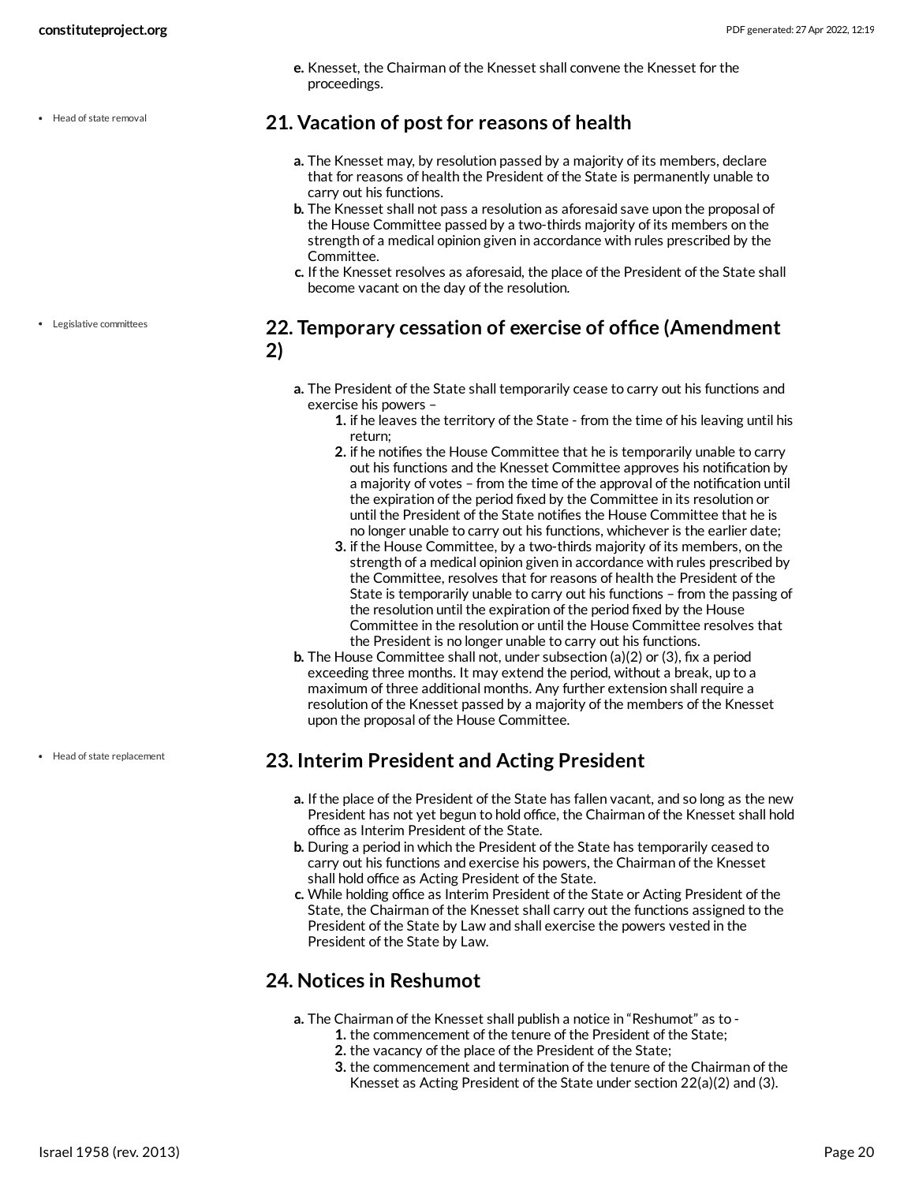e. Knesset, the Chairman of the Knesset shall convene the Knesset for the proceedings.

- Head of state removal

## 21. Vacation of post for reasons of health

a. The Knesset may, by resolution passed by a majority of its members, declare that for reasons of health the President of the State is permanently unable to carry out his functions.
b. The Knesset shall not pass a resolution as aforesaid save upon the proposal of the House Committee passed by a two-thirds majority of its members on the strength of a medical opinion given in accordance with rules prescribed by the Committee.
c. If the Knesset resolves as aforesaid, the place of the President of the State shall become vacant on the day of the resolution.

- Legislative committees

## 22. Temporary cessation of exercise of office (Amendment 2)

a. The President of the State shall temporarily cease to carry out his functions and exercise his powers –
   1. if he leaves the territory of the State - from the time of his leaving until his return;
   2. if he notifies the House Committee that he is temporarily unable to carry out his functions and the Knesset Committee approves his notification by a majority of votes – from the time of the approval of the notification until the expiration of the period fixed by the Committee in its resolution or until the President of the State notifies the House Committee that he is no longer unable to carry out his functions, whichever is the earlier date;
   3. if the House Committee, by a two-thirds majority of its members, on the strength of a medical opinion given in accordance with rules prescribed by the Committee, resolves that for reasons of health the President of the State is temporarily unable to carry out his functions – from the passing of the resolution until the expiration of the period fixed by the House Committee in the resolution or until the House Committee resolves that the President is no longer unable to carry out his functions.
b. The House Committee shall not, under subsection (a)(2) or (3), fix a period exceeding three months. It may extend the period, without a break, up to a maximum of three additional months. Any further extension shall require a resolution of the Knesset passed by a majority of the members of the Knesset upon the proposal of the House Committee.

- Head of state replacement

## 23. Interim President and Acting President

a. If the place of the President of the State has fallen vacant, and so long as the new President has not yet begun to hold office, the Chairman of the Knesset shall hold office as Interim President of the State.
b. During a period in which the President of the State has temporarily ceased to carry out his functions and exercise his powers, the Chairman of the Knesset shall hold office as Acting President of the State.
c. While holding office as Interim President of the State or Acting President of the State, the Chairman of the Knesset shall carry out the functions assigned to the President of the State by Law and shall exercise the powers vested in the President of the State by Law.

## 24. Notices in Reshumot

a. The Chairman of the Knesset shall publish a notice in "Reshumot" as to -
   1. the commencement of the tenure of the President of the State;
   2. the vacancy of the place of the President of the State;
   3. the commencement and termination of the tenure of the Chairman of the Knesset as Acting President of the State under section 22(a)(2) and (3).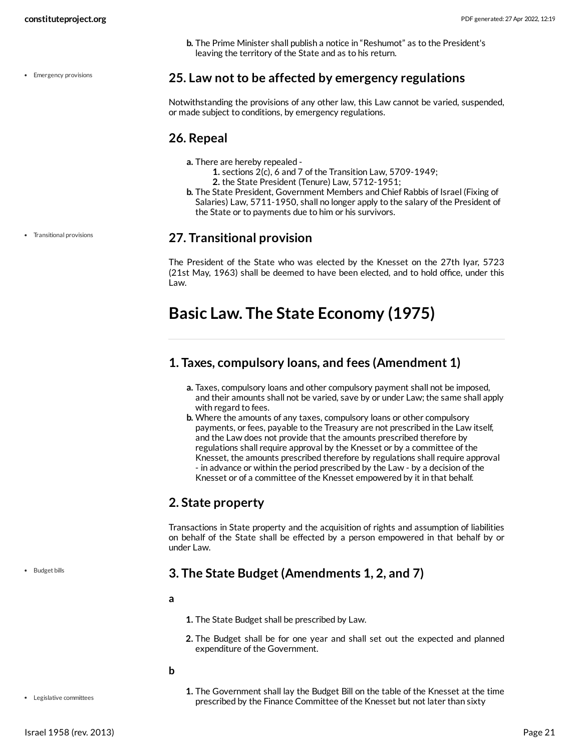b. The Prime Minister shall publish a notice in "Reshumot" as to the President's leaving the territory of the State and as to his return.

Emergency provisions

## 25. Law not to be affected by emergency regulations

Notwithstanding the provisions of any other law, this Law cannot be varied, suspended, or made subject to conditions, by emergency regulations.

## 26. Repeal

a. There are hereby repealed -
   1. sections 2(c), 6 and 7 of the Transition Law, 5709-1949;
   2. the State President (Tenure) Law, 5712-1951;

b. The State President, Government Members and Chief Rabbis of Israel (Fixing of Salaries) Law, 5711-1950, shall no longer apply to the salary of the President of the State or to payments due to him or his survivors.

Transitional provisions

## 27. Transitional provision

The President of the State who was elected by the Knesset on the 27th Iyar, 5723 (21st May, 1963) shall be deemed to have been elected, and to hold office, under this Law.

# Basic Law. The State Economy (1975)

## 1. Taxes, compulsory loans, and fees (Amendment 1)

a. Taxes, compulsory loans and other compulsory payment shall not be imposed, and their amounts shall not be varied, save by or under Law; the same shall apply with regard to fees.

b. Where the amounts of any taxes, compulsory loans or other compulsory payments, or fees, payable to the Treasury are not prescribed in the Law itself, and the Law does not provide that the amounts prescribed therefore by regulations shall require approval by the Knesset or by a committee of the Knesset, the amounts prescribed therefore by regulations shall require approval - in advance or within the period prescribed by the Law - by a decision of the Knesset or of a committee of the Knesset empowered by it in that behalf.

## 2. State property

Transactions in State property and the acquisition of rights and assumption of liabilities on behalf of the State shall be effected by a person empowered in that behalf by or under Law.

Budget bills

## 3. The State Budget (Amendments 1, 2, and 7)

**a**

1. The State Budget shall be prescribed by Law.
2. The Budget shall be for one year and shall set out the expected and planned expenditure of the Government.

**b**

Legislative committees

1. The Government shall lay the Budget Bill on the table of the Knesset at the time prescribed by the Finance Committee of the Knesset but not later than sixty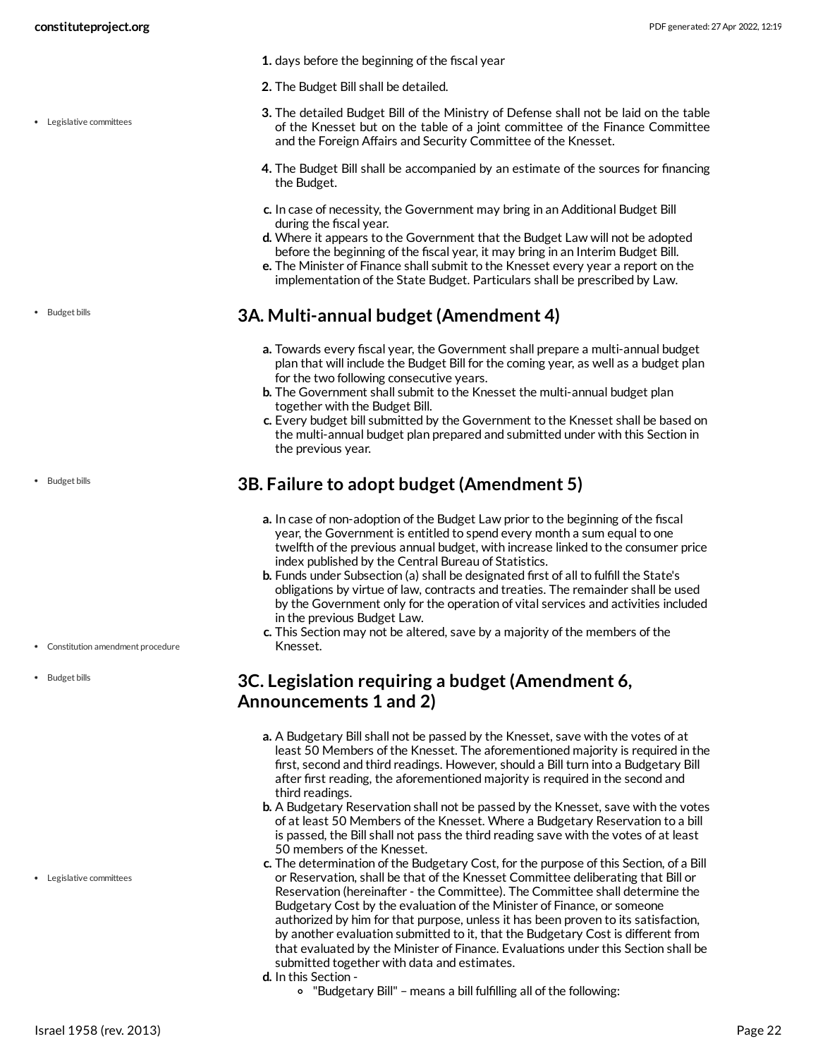1. days before the beginning of the fiscal year
2. The Budget Bill shall be detailed.
3. The detailed Budget Bill of the Ministry of Defense shall not be laid on the table of the Knesset but on the table of a joint committee of the Finance Committee and the Foreign Affairs and Security Committee of the Knesset.
4. The Budget Bill shall be accompanied by an estimate of the sources for financing the Budget.

c. In case of necessity, the Government may bring in an Additional Budget Bill during the fiscal year.
d. Where it appears to the Government that the Budget Law will not be adopted before the beginning of the fiscal year, it may bring in an Interim Budget Bill.
e. The Minister of Finance shall submit to the Knesset every year a report on the implementation of the State Budget. Particulars shall be prescribed by Law.

## 3A. Multi-annual budget (Amendment 4)

a. Towards every fiscal year, the Government shall prepare a multi-annual budget plan that will include the Budget Bill for the coming year, as well as a budget plan for the two following consecutive years.
b. The Government shall submit to the Knesset the multi-annual budget plan together with the Budget Bill.
c. Every budget bill submitted by the Government to the Knesset shall be based on the multi-annual budget plan prepared and submitted under with this Section in the previous year.

## 3B. Failure to adopt budget (Amendment 5)

a. In case of non-adoption of the Budget Law prior to the beginning of the fiscal year, the Government is entitled to spend every month a sum equal to one twelfth of the previous annual budget, with increase linked to the consumer price index published by the Central Bureau of Statistics.
b. Funds under Subsection (a) shall be designated first of all to fulfill the State's obligations by virtue of law, contracts and treaties. The remainder shall be used by the Government only for the operation of vital services and activities included in the previous Budget Law.
c. This Section may not be altered, save by a majority of the members of the Knesset.

## 3C. Legislation requiring a budget (Amendment 6, Announcements 1 and 2)

a. A Budgetary Bill shall not be passed by the Knesset, save with the votes of at least 50 Members of the Knesset. The aforementioned majority is required in the first, second and third readings. However, should a Bill turn into a Budgetary Bill after first reading, the aforementioned majority is required in the second and third readings.
b. A Budgetary Reservation shall not be passed by the Knesset, save with the votes of at least 50 Members of the Knesset. Where a Budgetary Reservation to a bill is passed, the Bill shall not pass the third reading save with the votes of at least 50 members of the Knesset.
c. The determination of the Budgetary Cost, for the purpose of this Section, of a Bill or Reservation, shall be that of the Knesset Committee deliberating that Bill or Reservation (hereinafter - the Committee). The Committee shall determine the Budgetary Cost by the evaluation of the Minister of Finance, or someone authorized by him for that purpose, unless it has been proven to its satisfaction, by another evaluation submitted to it, that the Budgetary Cost is different from that evaluated by the Minister of Finance. Evaluations under this Section shall be submitted together with data and estimates.
d. In this Section -
   - "Budgetary Bill" – means a bill fulfilling all of the following: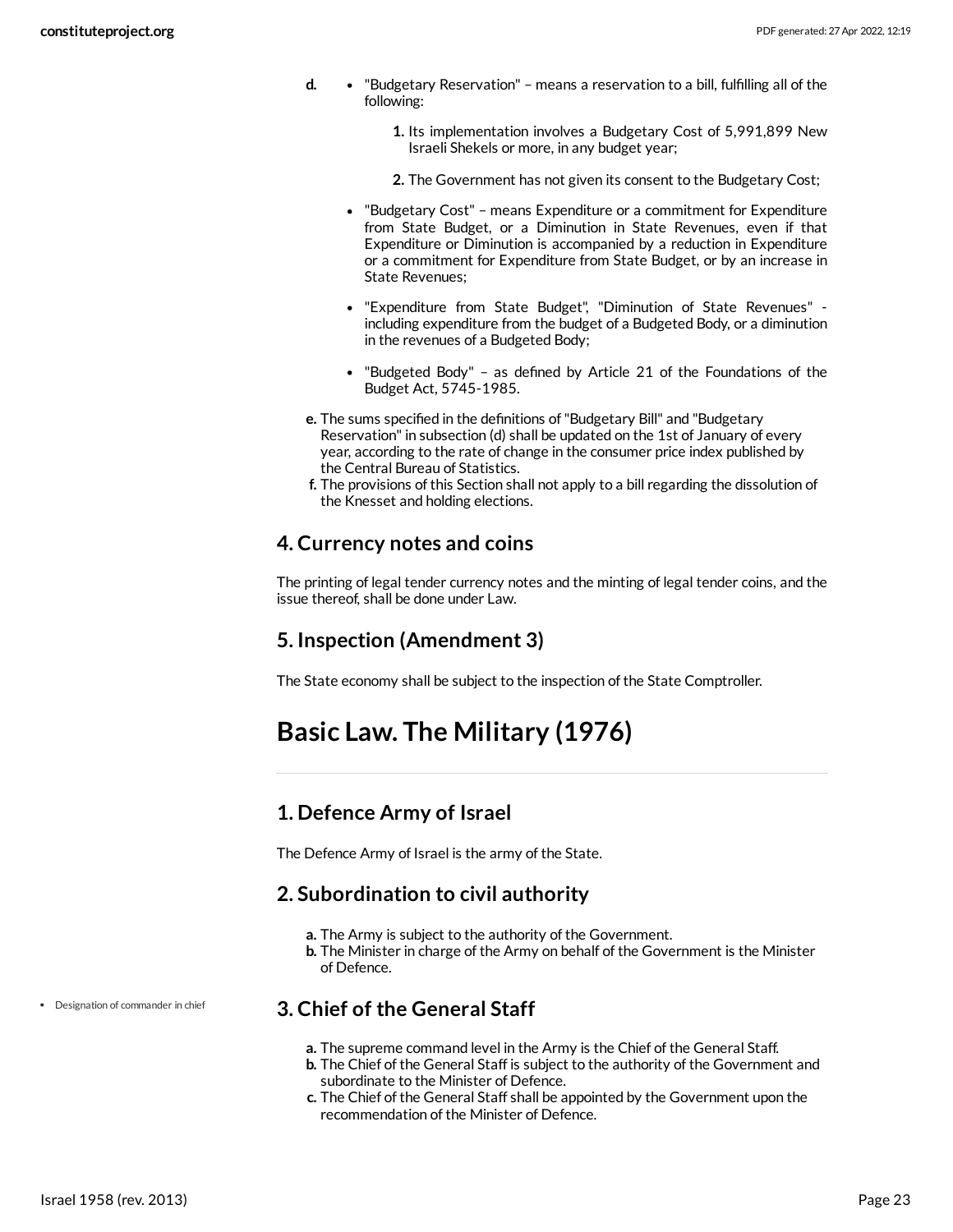d.
- "Budgetary Reservation" – means a reservation to a bill, fulfilling all of the following:
    1. Its implementation involves a Budgetary Cost of 5,991,899 New Israeli Shekels or more, in any budget year;
    2. The Government has not given its consent to the Budgetary Cost;
- "Budgetary Cost" – means Expenditure or a commitment for Expenditure from State Budget, or a Diminution in State Revenues, even if that Expenditure or Diminution is accompanied by a reduction in Expenditure or a commitment for Expenditure from State Budget, or by an increase in State Revenues;
- "Expenditure from State Budget", "Diminution of State Revenues" - including expenditure from the budget of a Budgeted Body, or a diminution in the revenues of a Budgeted Body;
- "Budgeted Body" – as defined by Article 21 of the Foundations of the Budget Act, 5745-1985.

e. The sums specified in the definitions of "Budgetary Bill" and "Budgetary Reservation" in subsection (d) shall be updated on the 1st of January of every year, according to the rate of change in the consumer price index published by the Central Bureau of Statistics.

f. The provisions of this Section shall not apply to a bill regarding the dissolution of the Knesset and holding elections.

## 4. Currency notes and coins

The printing of legal tender currency notes and the minting of legal tender coins, and the issue thereof, shall be done under Law.

## 5. Inspection (Amendment 3)

The State economy shall be subject to the inspection of the State Comptroller.

# Basic Law. The Military (1976)

## 1. Defence Army of Israel

The Defence Army of Israel is the army of the State.

## 2. Subordination to civil authority

a. The Army is subject to the authority of the Government.
b. The Minister in charge of the Army on behalf of the Government is the Minister of Defence.

- Designation of commander in chief

## 3. Chief of the General Staff

a. The supreme command level in the Army is the Chief of the General Staff.
b. The Chief of the General Staff is subject to the authority of the Government and subordinate to the Minister of Defence.
c. The Chief of the General Staff shall be appointed by the Government upon the recommendation of the Minister of Defence.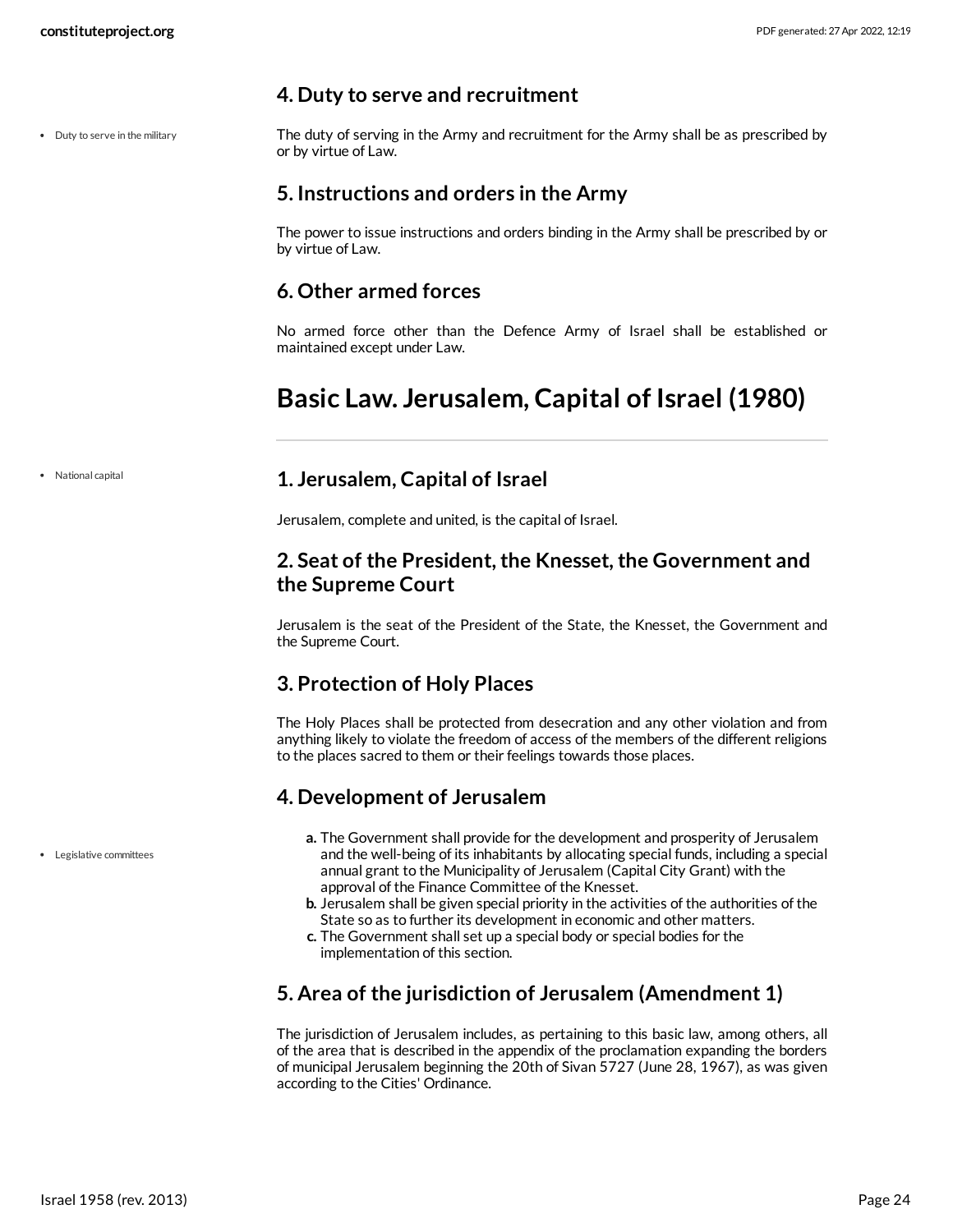### 4. Duty to serve and recruitment

- Duty to serve in the military

The duty of serving in the Army and recruitment for the Army shall be as prescribed by or by virtue of Law.

### 5. Instructions and orders in the Army

The power to issue instructions and orders binding in the Army shall be prescribed by or by virtue of Law.

### 6. Other armed forces

No armed force other than the Defence Army of Israel shall be established or maintained except under Law.

## Basic Law. Jerusalem, Capital of Israel (1980)

- National capital

### 1. Jerusalem, Capital of Israel

Jerusalem, complete and united, is the capital of Israel.

### 2. Seat of the President, the Knesset, the Government and the Supreme Court

Jerusalem is the seat of the President of the State, the Knesset, the Government and the Supreme Court.

### 3. Protection of Holy Places

The Holy Places shall be protected from desecration and any other violation and from anything likely to violate the freedom of access of the members of the different religions to the places sacred to them or their feelings towards those places.

### 4. Development of Jerusalem

- Legislative committees

a. The Government shall provide for the development and prosperity of Jerusalem and the well-being of its inhabitants by allocating special funds, including a special annual grant to the Municipality of Jerusalem (Capital City Grant) with the approval of the Finance Committee of the Knesset.
b. Jerusalem shall be given special priority in the activities of the authorities of the State so as to further its development in economic and other matters.
c. The Government shall set up a special body or special bodies for the implementation of this section.

### 5. Area of the jurisdiction of Jerusalem (Amendment 1)

The jurisdiction of Jerusalem includes, as pertaining to this basic law, among others, all of the area that is described in the appendix of the proclamation expanding the borders of municipal Jerusalem beginning the 20th of Sivan 5727 (June 28, 1967), as was given according to the Cities' Ordinance.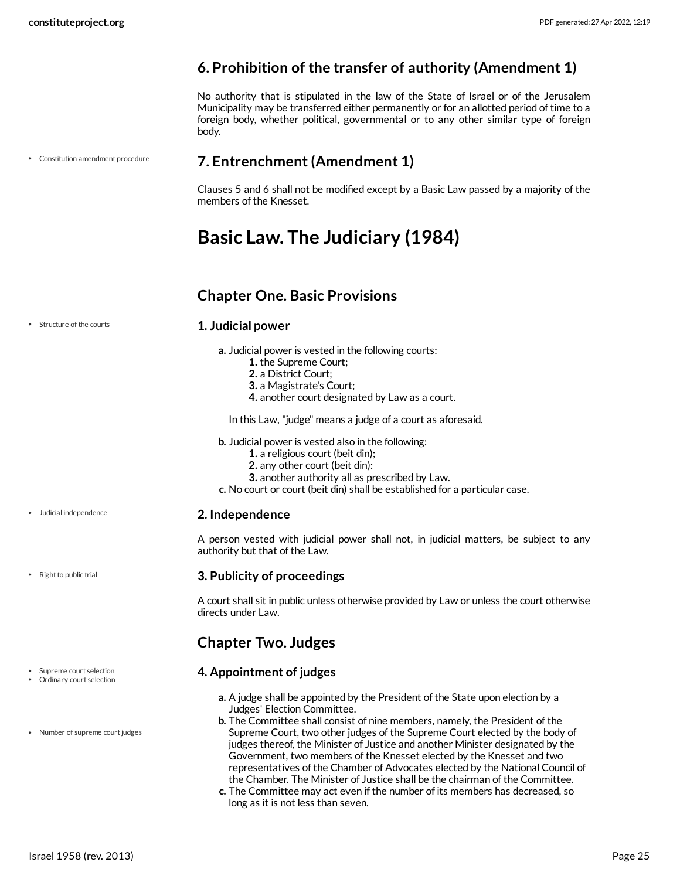### 6. Prohibition of the transfer of authority (Amendment 1)

No authority that is stipulated in the law of the State of Israel or of the Jerusalem Municipality may be transferred either permanently or for an allotted period of time to a foreign body, whether political, governmental or to any other similar type of foreign body.

### 7. Entrenchment (Amendment 1)

Clauses 5 and 6 shall not be modified except by a Basic Law passed by a majority of the members of the Knesset.

# Basic Law. The Judiciary (1984)

## Chapter One. Basic Provisions

### 1. Judicial power

a. Judicial power is vested in the following courts:
   1. the Supreme Court;
   2. a District Court;
   3. a Magistrate's Court;
   4. another court designated by Law as a court.

   In this Law, "judge" means a judge of a court as aforesaid.

b. Judicial power is vested also in the following:
   1. a religious court (beit din);
   2. any other court (beit din):
   3. another authority all as prescribed by Law.

c. No court or court (beit din) shall be established for a particular case.

### 2. Independence

A person vested with judicial power shall not, in judicial matters, be subject to any authority but that of the Law.

### 3. Publicity of proceedings

A court shall sit in public unless otherwise provided by Law or unless the court otherwise directs under Law.

## Chapter Two. Judges

### 4. Appointment of judges

a. A judge shall be appointed by the President of the State upon election by a Judges' Election Committee.
b. The Committee shall consist of nine members, namely, the President of the Supreme Court, two other judges of the Supreme Court elected by the body of judges thereof, the Minister of Justice and another Minister designated by the Government, two members of the Knesset elected by the Knesset and two representatives of the Chamber of Advocates elected by the National Council of the Chamber. The Minister of Justice shall be the chairman of the Committee.
c. The Committee may act even if the number of its members has decreased, so long as it is not less than seven.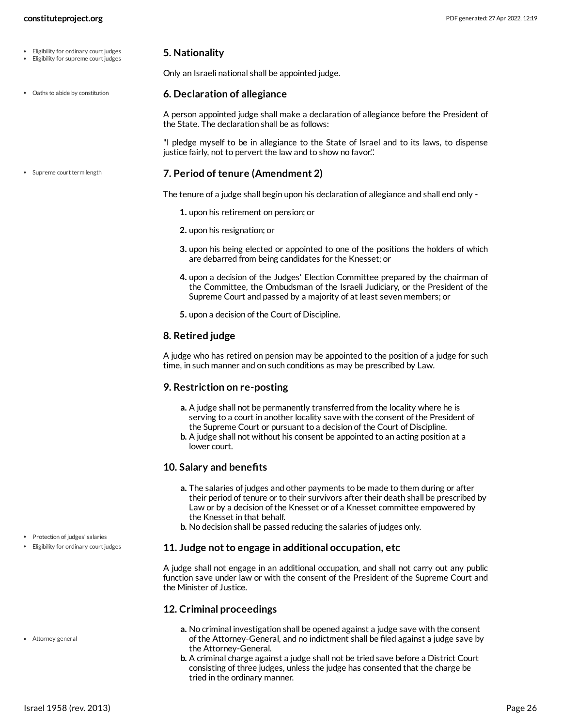## 5. Nationality

Only an Israeli national shall be appointed judge.

## 6. Declaration of allegiance

A person appointed judge shall make a declaration of allegiance before the President of the State. The declaration shall be as follows:

"I pledge myself to be in allegiance to the State of Israel and to its laws, to dispense justice fairly, not to pervert the law and to show no favor.".

## 7. Period of tenure (Amendment 2)

The tenure of a judge shall begin upon his declaration of allegiance and shall end only -

1. upon his retirement on pension; or
2. upon his resignation; or
3. upon his being elected or appointed to one of the positions the holders of which are debarred from being candidates for the Knesset; or
4. upon a decision of the Judges' Election Committee prepared by the chairman of the Committee, the Ombudsman of the Israeli Judiciary, or the President of the Supreme Court and passed by a majority of at least seven members; or
5. upon a decision of the Court of Discipline.

## 8. Retired judge

A judge who has retired on pension may be appointed to the position of a judge for such time, in such manner and on such conditions as may be prescribed by Law.

## 9. Restriction on re-posting

a. A judge shall not be permanently transferred from the locality where he is serving to a court in another locality save with the consent of the President of the Supreme Court or pursuant to a decision of the Court of Discipline.
b. A judge shall not without his consent be appointed to an acting position at a lower court.

## 10. Salary and benefits

a. The salaries of judges and other payments to be made to them during or after their period of tenure or to their survivors after their death shall be prescribed by Law or by a decision of the Knesset or of a Knesset committee empowered by the Knesset in that behalf.
b. No decision shall be passed reducing the salaries of judges only.

## 11. Judge not to engage in additional occupation, etc

A judge shall not engage in an additional occupation, and shall not carry out any public function save under law or with the consent of the President of the Supreme Court and the Minister of Justice.

## 12. Criminal proceedings

a. No criminal investigation shall be opened against a judge save with the consent of the Attorney-General, and no indictment shall be filed against a judge save by the Attorney-General.
b. A criminal charge against a judge shall not be tried save before a District Court consisting of three judges, unless the judge has consented that the charge be tried in the ordinary manner.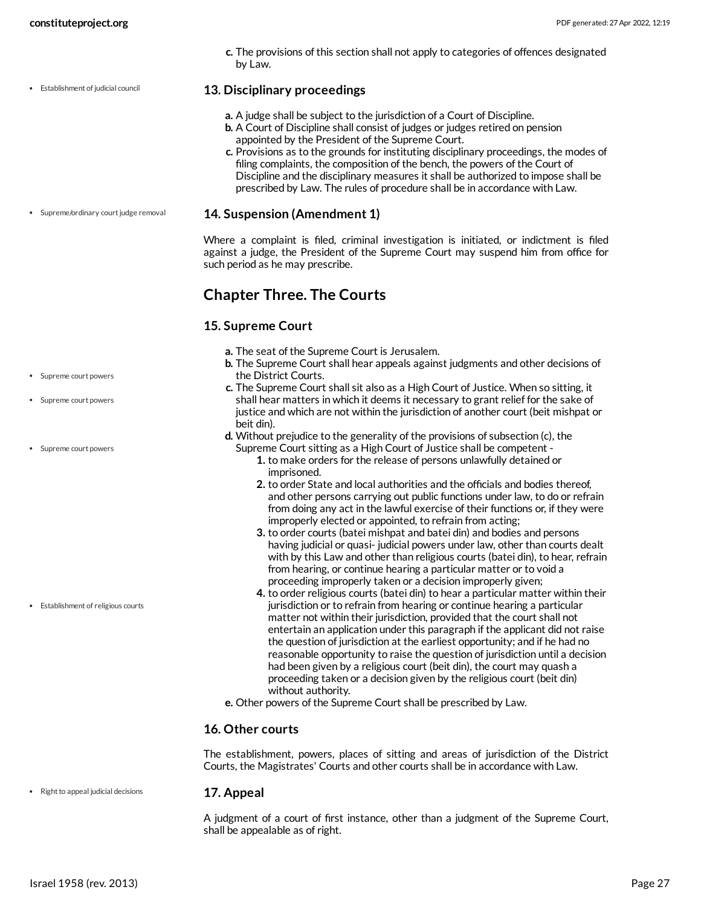c. The provisions of this section shall not apply to categories of offences designated by Law.

### 13. Disciplinary proceedings

a. A judge shall be subject to the jurisdiction of a Court of Discipline.
b. A Court of Discipline shall consist of judges or judges retired on pension appointed by the President of the Supreme Court.
c. Provisions as to the grounds for instituting disciplinary proceedings, the modes of filing complaints, the composition of the bench, the powers of the Court of Discipline and the disciplinary measures it shall be authorized to impose shall be prescribed by Law. The rules of procedure shall be in accordance with Law.

### 14. Suspension (Amendment 1)

Where a complaint is filed, criminal investigation is initiated, or indictment is filed against a judge, the President of the Supreme Court may suspend him from office for such period as he may prescribe.

## Chapter Three. The Courts

### 15. Supreme Court

a. The seat of the Supreme Court is Jerusalem.
b. The Supreme Court shall hear appeals against judgments and other decisions of the District Courts.
c. The Supreme Court shall sit also as a High Court of Justice. When so sitting, it shall hear matters in which it deems it necessary to grant relief for the sake of justice and which are not within the jurisdiction of another court (beit mishpat or beit din).
d. Without prejudice to the generality of the provisions of subsection (c), the Supreme Court sitting as a High Court of Justice shall be competent -
    1. to make orders for the release of persons unlawfully detained or imprisoned.
    2. to order State and local authorities and the officials and bodies thereof, and other persons carrying out public functions under law, to do or refrain from doing any act in the lawful exercise of their functions or, if they were improperly elected or appointed, to refrain from acting;
    3. to order courts (batei mishpat and batei din) and bodies and persons having judicial or quasi- judicial powers under law, other than courts dealt with by this Law and other than religious courts (batei din), to hear, refrain from hearing, or continue hearing a particular matter or to void a proceeding improperly taken or a decision improperly given;
    4. to order religious courts (batei din) to hear a particular matter within their jurisdiction or to refrain from hearing or continue hearing a particular matter not within their jurisdiction, provided that the court shall not entertain an application under this paragraph if the applicant did not raise the question of jurisdiction at the earliest opportunity; and if he had no reasonable opportunity to raise the question of jurisdiction until a decision had been given by a religious court (beit din), the court may quash a proceeding taken or a decision given by the religious court (beit din) without authority.
e. Other powers of the Supreme Court shall be prescribed by Law.

### 16. Other courts

The establishment, powers, places of sitting and areas of jurisdiction of the District Courts, the Magistrates' Courts and other courts shall be in accordance with Law.

### 17. Appeal

A judgment of a court of first instance, other than a judgment of the Supreme Court, shall be appealable as of right.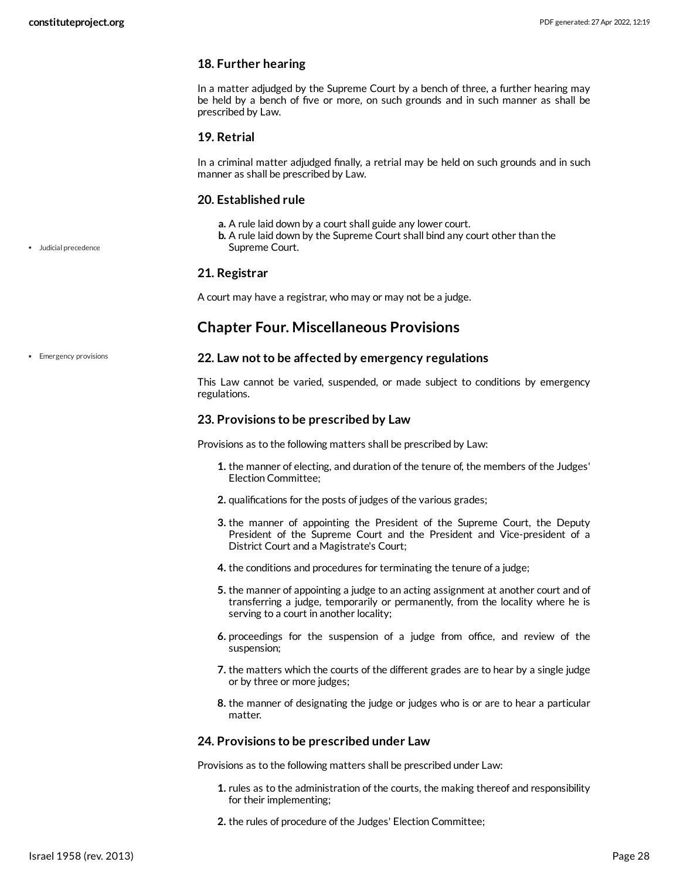### 18. Further hearing

In a matter adjudged by the Supreme Court by a bench of three, a further hearing may be held by a bench of five or more, on such grounds and in such manner as shall be prescribed by Law.

### 19. Retrial

In a criminal matter adjudged finally, a retrial may be held on such grounds and in such manner as shall be prescribed by Law.

### 20. Established rule

- Judicial precedence

a. A rule laid down by a court shall guide any lower court.
b. A rule laid down by the Supreme Court shall bind any court other than the Supreme Court.

### 21. Registrar

A court may have a registrar, who may or may not be a judge.

## Chapter Four. Miscellaneous Provisions

- Emergency provisions

### 22. Law not to be affected by emergency regulations

This Law cannot be varied, suspended, or made subject to conditions by emergency regulations.

### 23. Provisions to be prescribed by Law

Provisions as to the following matters shall be prescribed by Law:

1. the manner of electing, and duration of the tenure of, the members of the Judges' Election Committee;
2. qualifications for the posts of judges of the various grades;
3. the manner of appointing the President of the Supreme Court, the Deputy President of the Supreme Court and the President and Vice-president of a District Court and a Magistrate's Court;
4. the conditions and procedures for terminating the tenure of a judge;
5. the manner of appointing a judge to an acting assignment at another court and of transferring a judge, temporarily or permanently, from the locality where he is serving to a court in another locality;
6. proceedings for the suspension of a judge from office, and review of the suspension;
7. the matters which the courts of the different grades are to hear by a single judge or by three or more judges;
8. the manner of designating the judge or judges who is or are to hear a particular matter.

### 24. Provisions to be prescribed under Law

Provisions as to the following matters shall be prescribed under Law:

1. rules as to the administration of the courts, the making thereof and responsibility for their implementing;
2. the rules of procedure of the Judges' Election Committee;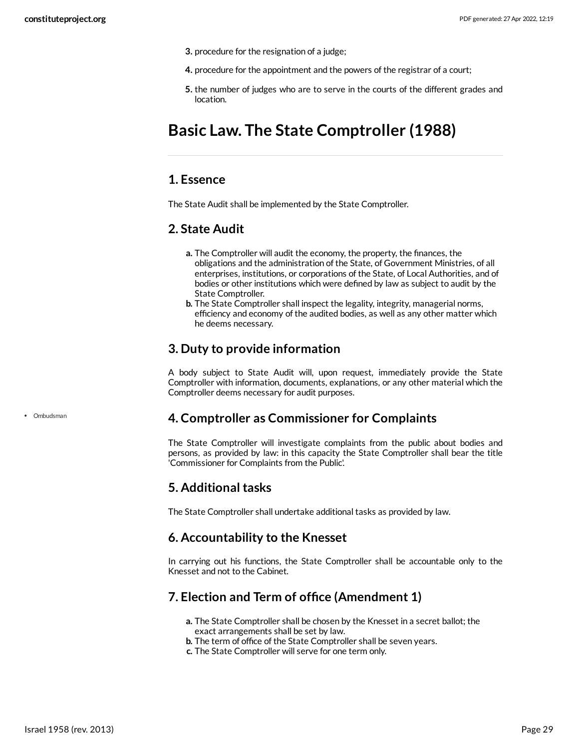3. procedure for the resignation of a judge;
4. procedure for the appointment and the powers of the registrar of a court;
5. the number of judges who are to serve in the courts of the different grades and location.

# Basic Law. The State Comptroller (1988)

## 1. Essence

The State Audit shall be implemented by the State Comptroller.

## 2. State Audit

a. The Comptroller will audit the economy, the property, the finances, the obligations and the administration of the State, of Government Ministries, of all enterprises, institutions, or corporations of the State, of Local Authorities, and of bodies or other institutions which were defined by law as subject to audit by the State Comptroller.
b. The State Comptroller shall inspect the legality, integrity, managerial norms, efficiency and economy of the audited bodies, as well as any other matter which he deems necessary.

## 3. Duty to provide information

A body subject to State Audit will, upon request, immediately provide the State Comptroller with information, documents, explanations, or any other material which the Comptroller deems necessary for audit purposes.

- Ombudsman

## 4. Comptroller as Commissioner for Complaints

The State Comptroller will investigate complaints from the public about bodies and persons, as provided by law: in this capacity the State Comptroller shall bear the title 'Commissioner for Complaints from the Public'.

## 5. Additional tasks

The State Comptroller shall undertake additional tasks as provided by law.

## 6. Accountability to the Knesset

In carrying out his functions, the State Comptroller shall be accountable only to the Knesset and not to the Cabinet.

## 7. Election and Term of office (Amendment 1)

a. The State Comptroller shall be chosen by the Knesset in a secret ballot; the exact arrangements shall be set by law.
b. The term of office of the State Comptroller shall be seven years.
c. The State Comptroller will serve for one term only.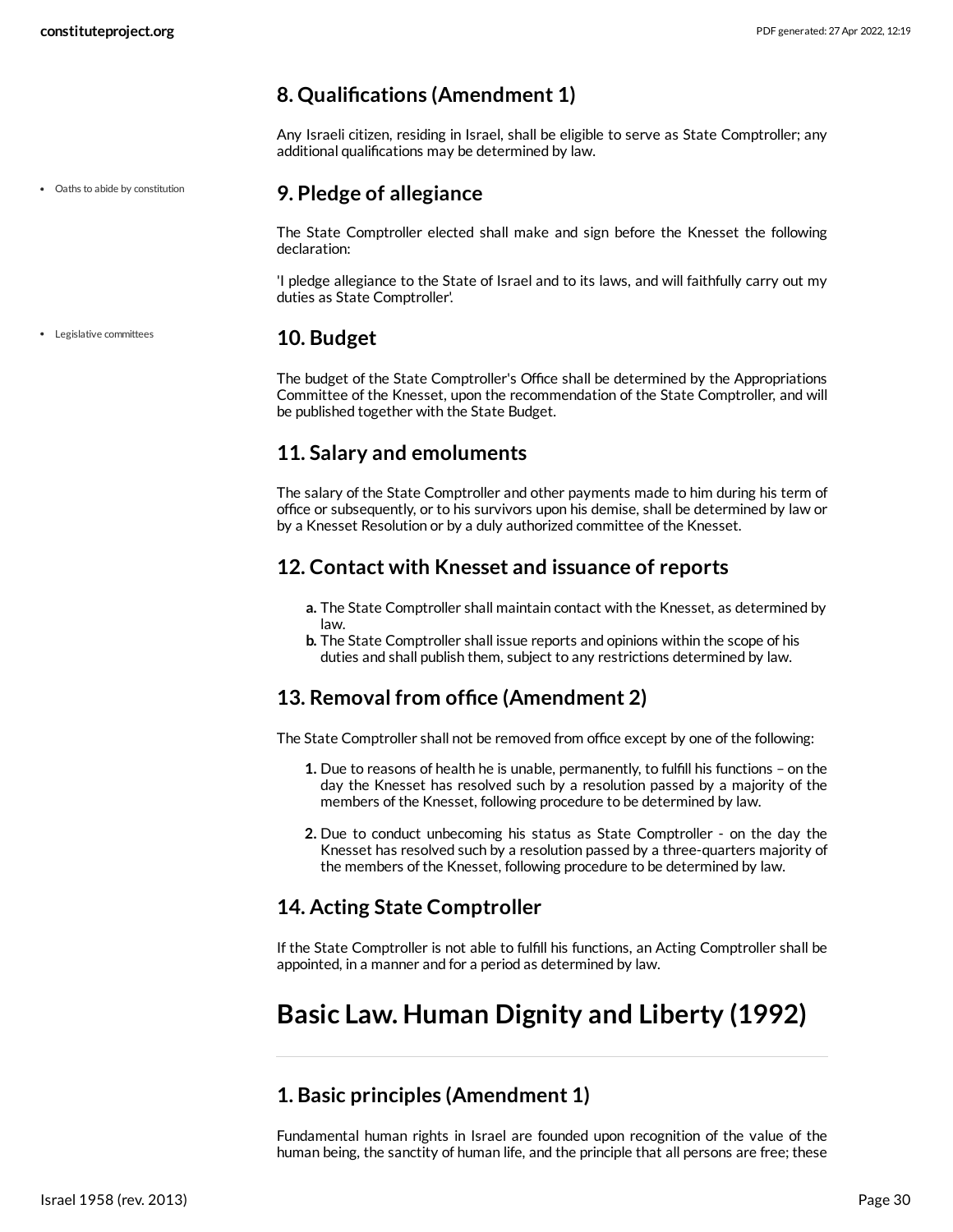## 8. Qualifications (Amendment 1)

Any Israeli citizen, residing in Israel, shall be eligible to serve as State Comptroller; any additional qualifications may be determined by law.

- Oaths to abide by constitution

## 9. Pledge of allegiance

The State Comptroller elected shall make and sign before the Knesset the following declaration:

'I pledge allegiance to the State of Israel and to its laws, and will faithfully carry out my duties as State Comptroller'.

- Legislative committees

## 10. Budget

The budget of the State Comptroller's Office shall be determined by the Appropriations Committee of the Knesset, upon the recommendation of the State Comptroller, and will be published together with the State Budget.

## 11. Salary and emoluments

The salary of the State Comptroller and other payments made to him during his term of office or subsequently, or to his survivors upon his demise, shall be determined by law or by a Knesset Resolution or by a duly authorized committee of the Knesset.

## 12. Contact with Knesset and issuance of reports

a. The State Comptroller shall maintain contact with the Knesset, as determined by law.
b. The State Comptroller shall issue reports and opinions within the scope of his duties and shall publish them, subject to any restrictions determined by law.

## 13. Removal from office (Amendment 2)

The State Comptroller shall not be removed from office except by one of the following:

1. Due to reasons of health he is unable, permanently, to fulfill his functions – on the day the Knesset has resolved such by a resolution passed by a majority of the members of the Knesset, following procedure to be determined by law.

2. Due to conduct unbecoming his status as State Comptroller - on the day the Knesset has resolved such by a resolution passed by a three-quarters majority of the members of the Knesset, following procedure to be determined by law.

## 14. Acting State Comptroller

If the State Comptroller is not able to fulfill his functions, an Acting Comptroller shall be appointed, in a manner and for a period as determined by law.

# Basic Law. Human Dignity and Liberty (1992)

## 1. Basic principles (Amendment 1)

Fundamental human rights in Israel are founded upon recognition of the value of the human being, the sanctity of human life, and the principle that all persons are free; these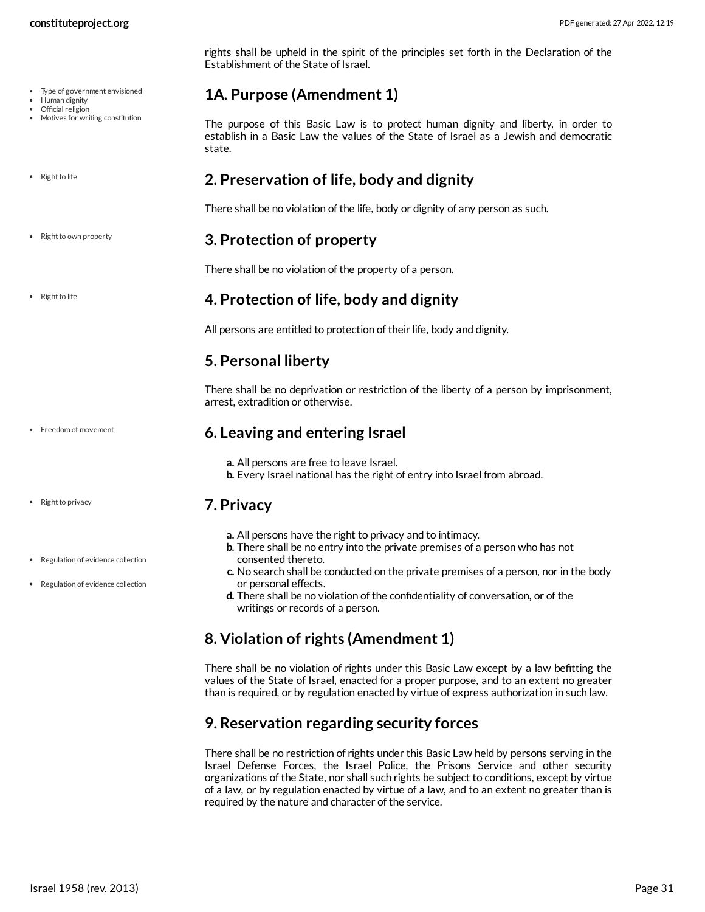rights shall be upheld in the spirit of the principles set forth in the Declaration of the Establishment of the State of Israel.

- Type of government envisioned
- Human dignity
- Official religion
- Motives for writing constitution

## 1A. Purpose (Amendment 1)

The purpose of this Basic Law is to protect human dignity and liberty, in order to establish in a Basic Law the values of the State of Israel as a Jewish and democratic state.

- Right to life

## 2. Preservation of life, body and dignity

There shall be no violation of the life, body or dignity of any person as such.

- Right to own property

## 3. Protection of property

There shall be no violation of the property of a person.

- Right to life

## 4. Protection of life, body and dignity

All persons are entitled to protection of their life, body and dignity.

## 5. Personal liberty

There shall be no deprivation or restriction of the liberty of a person by imprisonment, arrest, extradition or otherwise.

- Freedom of movement

## 6. Leaving and entering Israel

**a.** All persons are free to leave Israel.
**b.** Every Israel national has the right of entry into Israel from abroad.

- Right to privacy

## 7. Privacy

- Regulation of evidence collection
- Regulation of evidence collection

**a.** All persons have the right to privacy and to intimacy.
**b.** There shall be no entry into the private premises of a person who has not consented thereto.
**c.** No search shall be conducted on the private premises of a person, nor in the body or personal effects.
**d.** There shall be no violation of the confidentiality of conversation, or of the writings or records of a person.

## 8. Violation of rights (Amendment 1)

There shall be no violation of rights under this Basic Law except by a law befitting the values of the State of Israel, enacted for a proper purpose, and to an extent no greater than is required, or by regulation enacted by virtue of express authorization in such law.

## 9. Reservation regarding security forces

There shall be no restriction of rights under this Basic Law held by persons serving in the Israel Defense Forces, the Israel Police, the Prisons Service and other security organizations of the State, nor shall such rights be subject to conditions, except by virtue of a law, or by regulation enacted by virtue of a law, and to an extent no greater than is required by the nature and character of the service.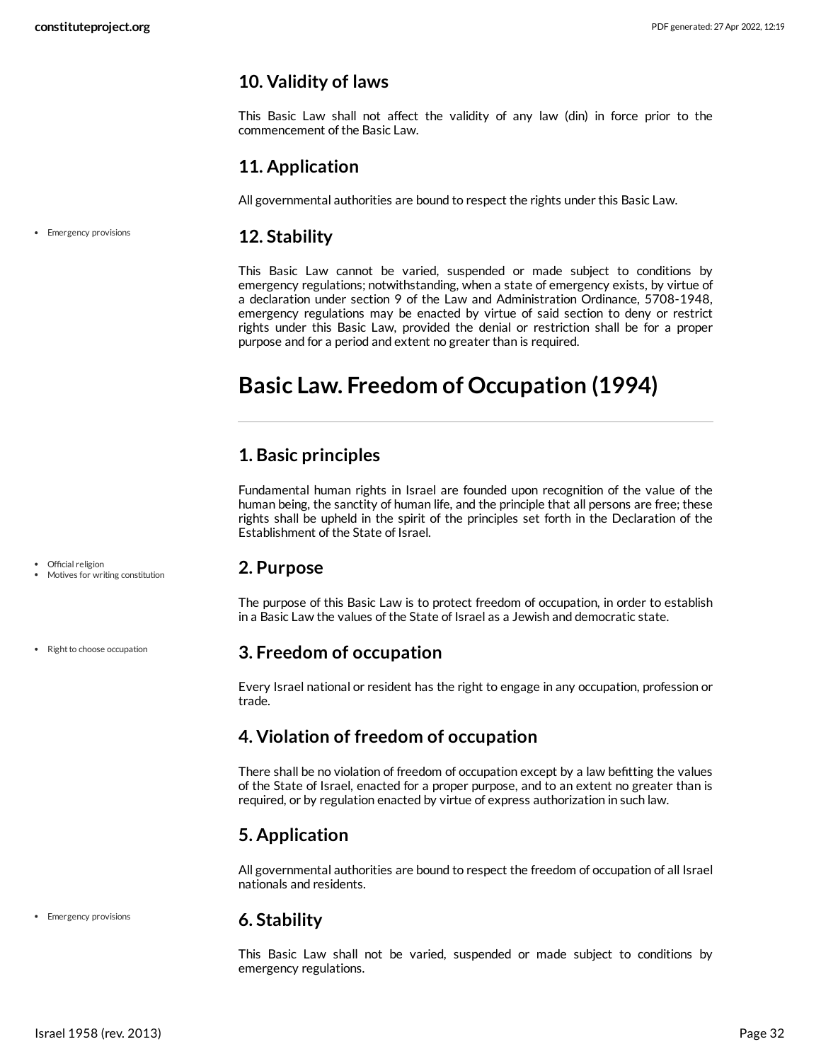## 10. Validity of laws

This Basic Law shall not affect the validity of any law (din) in force prior to the commencement of the Basic Law.

## 11. Application

All governmental authorities are bound to respect the rights under this Basic Law.

- Emergency provisions

## 12. Stability

This Basic Law cannot be varied, suspended or made subject to conditions by emergency regulations; notwithstanding, when a state of emergency exists, by virtue of a declaration under section 9 of the Law and Administration Ordinance, 5708-1948, emergency regulations may be enacted by virtue of said section to deny or restrict rights under this Basic Law, provided the denial or restriction shall be for a proper purpose and for a period and extent no greater than is required.

# Basic Law. Freedom of Occupation (1994)

## 1. Basic principles

Fundamental human rights in Israel are founded upon recognition of the value of the human being, the sanctity of human life, and the principle that all persons are free; these rights shall be upheld in the spirit of the principles set forth in the Declaration of the Establishment of the State of Israel.

- Official religion
- Motives for writing constitution

## 2. Purpose

The purpose of this Basic Law is to protect freedom of occupation, in order to establish in a Basic Law the values of the State of Israel as a Jewish and democratic state.

- Right to choose occupation

## 3. Freedom of occupation

Every Israel national or resident has the right to engage in any occupation, profession or trade.

## 4. Violation of freedom of occupation

There shall be no violation of freedom of occupation except by a law befitting the values of the State of Israel, enacted for a proper purpose, and to an extent no greater than is required, or by regulation enacted by virtue of express authorization in such law.

## 5. Application

All governmental authorities are bound to respect the freedom of occupation of all Israel nationals and residents.

- Emergency provisions

## 6. Stability

This Basic Law shall not be varied, suspended or made subject to conditions by emergency regulations.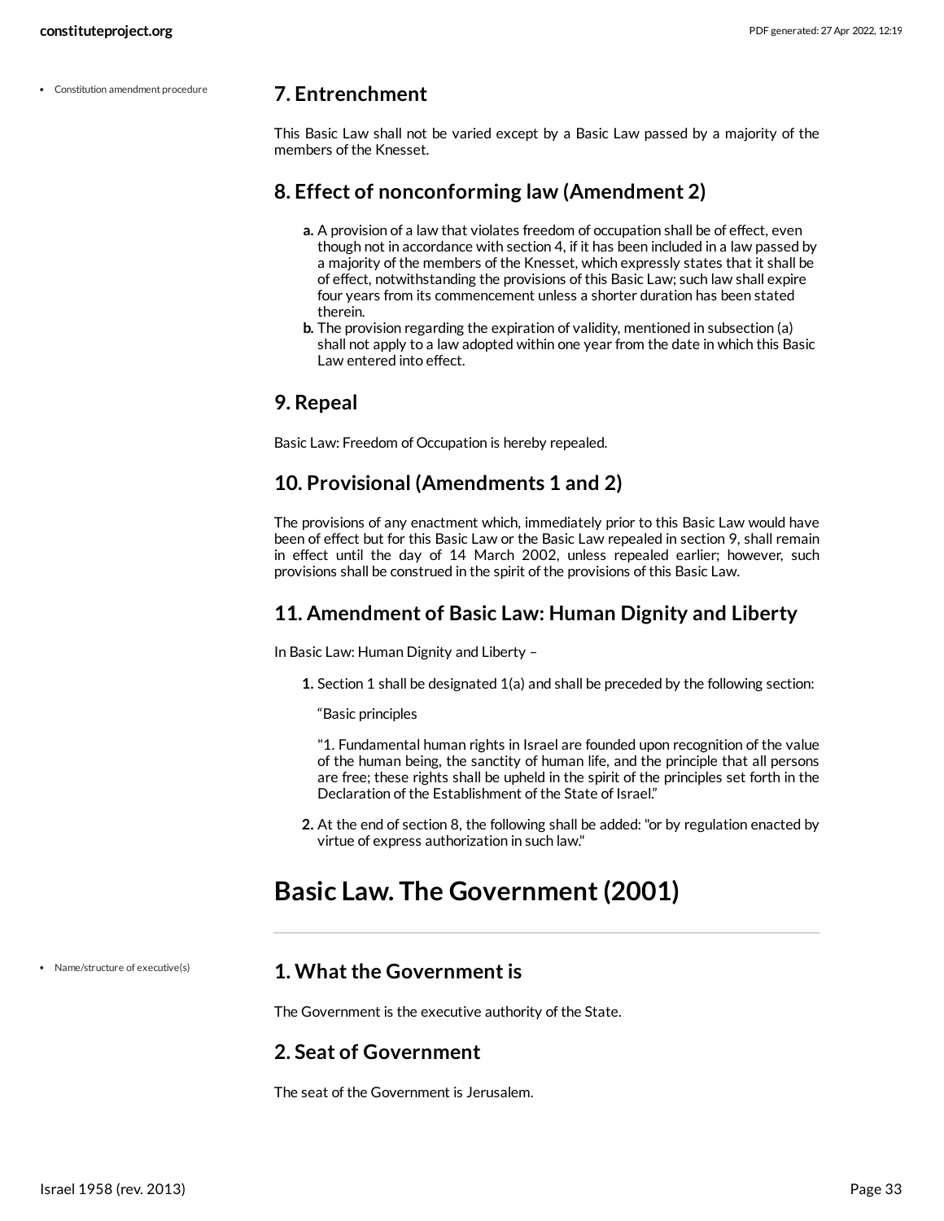## 7. Entrenchment

This Basic Law shall not be varied except by a Basic Law passed by a majority of the members of the Knesset.

## 8. Effect of nonconforming law (Amendment 2)

a. A provision of a law that violates freedom of occupation shall be of effect, even though not in accordance with section 4, if it has been included in a law passed by a majority of the members of the Knesset, which expressly states that it shall be of effect, notwithstanding the provisions of this Basic Law; such law shall expire four years from its commencement unless a shorter duration has been stated therein.

b. The provision regarding the expiration of validity, mentioned in subsection (a) shall not apply to a law adopted within one year from the date in which this Basic Law entered into effect.

## 9. Repeal

Basic Law: Freedom of Occupation is hereby repealed.

## 10. Provisional (Amendments 1 and 2)

The provisions of any enactment which, immediately prior to this Basic Law would have been of effect but for this Basic Law or the Basic Law repealed in section 9, shall remain in effect until the day of 14 March 2002, unless repealed earlier; however, such provisions shall be construed in the spirit of the provisions of this Basic Law.

## 11. Amendment of Basic Law: Human Dignity and Liberty

In Basic Law: Human Dignity and Liberty –

1. Section 1 shall be designated 1(a) and shall be preceded by the following section:

   "Basic principles

   "1. Fundamental human rights in Israel are founded upon recognition of the value of the human being, the sanctity of human life, and the principle that all persons are free; these rights shall be upheld in the spirit of the principles set forth in the Declaration of the Establishment of the State of Israel."

2. At the end of section 8, the following shall be added: "or by regulation enacted by virtue of express authorization in such law."

# Basic Law. The Government (2001)

## 1. What the Government is

The Government is the executive authority of the State.

## 2. Seat of Government

The seat of the Government is Jerusalem.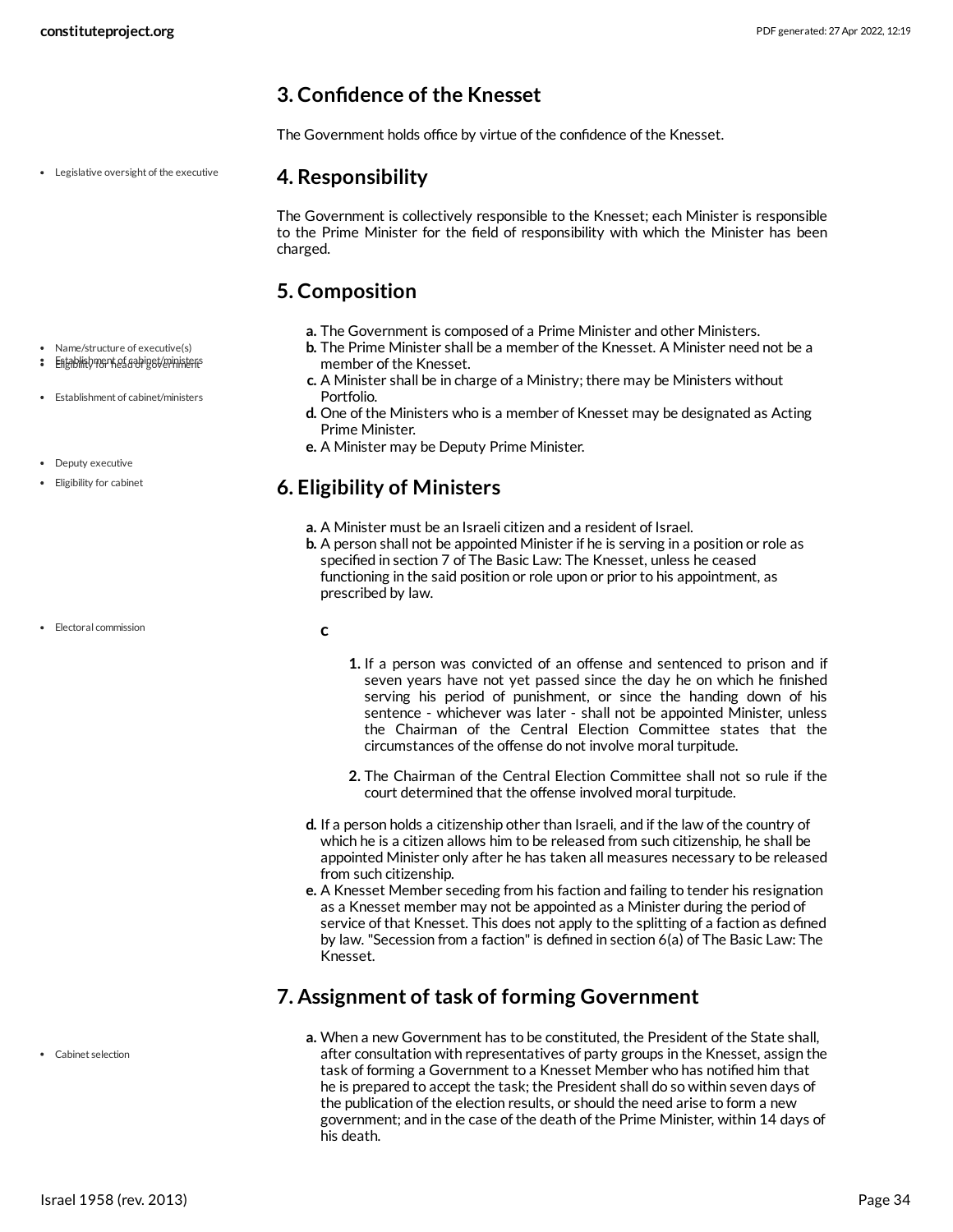## 3. Confidence of the Knesset

The Government holds office by virtue of the confidence of the Knesset.

## 4. Responsibility

The Government is collectively responsible to the Knesset; each Minister is responsible to the Prime Minister for the field of responsibility with which the Minister has been charged.

## 5. Composition

a. The Government is composed of a Prime Minister and other Ministers.
b. The Prime Minister shall be a member of the Knesset. A Minister need not be a member of the Knesset.
c. A Minister shall be in charge of a Ministry; there may be Ministers without Portfolio.
d. One of the Ministers who is a member of Knesset may be designated as Acting Prime Minister.
e. A Minister may be Deputy Prime Minister.

## 6. Eligibility of Ministers

a. A Minister must be an Israeli citizen and a resident of Israel.
b. A person shall not be appointed Minister if he is serving in a position or role as specified in section 7 of The Basic Law: The Knesset, unless he ceased functioning in the said position or role upon or prior to his appointment, as prescribed by law.

c

1. If a person was convicted of an offense and sentenced to prison and if seven years have not yet passed since the day he on which he finished serving his period of punishment, or since the handing down of his sentence - whichever was later - shall not be appointed Minister, unless the Chairman of the Central Election Committee states that the circumstances of the offense do not involve moral turpitude.
2. The Chairman of the Central Election Committee shall not so rule if the court determined that the offense involved moral turpitude.

d. If a person holds a citizenship other than Israeli, and if the law of the country of which he is a citizen allows him to be released from such citizenship, he shall be appointed Minister only after he has taken all measures necessary to be released from such citizenship.
e. A Knesset Member seceding from his faction and failing to tender his resignation as a Knesset member may not be appointed as a Minister during the period of service of that Knesset. This does not apply to the splitting of a faction as defined by law. "Secession from a faction" is defined in section 6(a) of The Basic Law: The Knesset.

## 7. Assignment of task of forming Government

a. When a new Government has to be constituted, the President of the State shall, after consultation with representatives of party groups in the Knesset, assign the task of forming a Government to a Knesset Member who has notified him that he is prepared to accept the task; the President shall do so within seven days of the publication of the election results, or should the need arise to form a new government; and in the case of the death of the Prime Minister, within 14 days of his death.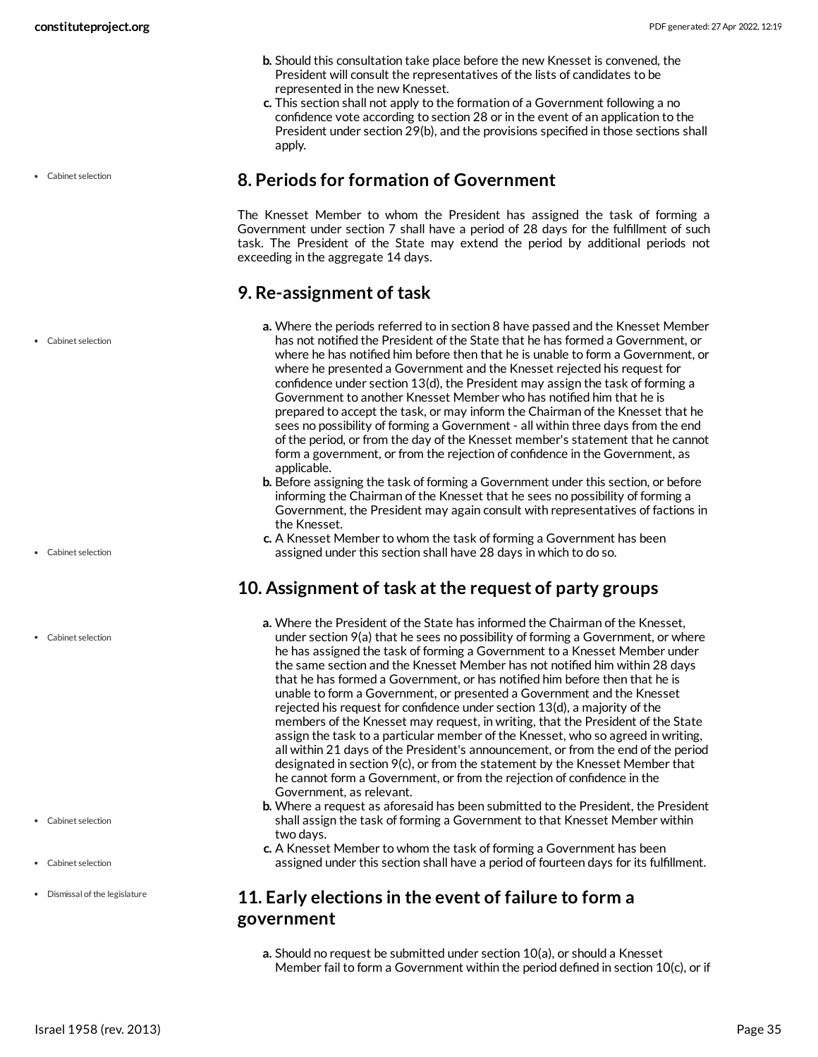b. Should this consultation take place before the new Knesset is convened, the President will consult the representatives of the lists of candidates to be represented in the new Knesset.
c. This section shall not apply to the formation of a Government following a no confidence vote according to section 28 or in the event of an application to the President under section 29(b), and the provisions specified in those sections shall apply.

- Cabinet selection

## 8. Periods for formation of Government

The Knesset Member to whom the President has assigned the task of forming a Government under section 7 shall have a period of 28 days for the fulfillment of such task. The President of the State may extend the period by additional periods not exceeding in the aggregate 14 days.

## 9. Re-assignment of task

- Cabinet selection

a. Where the periods referred to in section 8 have passed and the Knesset Member has not notified the President of the State that he has formed a Government, or where he has notified him before then that he is unable to form a Government, or where he presented a Government and the Knesset rejected his request for confidence under section 13(d), the President may assign the task of forming a Government to another Knesset Member who has notified him that he is prepared to accept the task, or may inform the Chairman of the Knesset that he sees no possibility of forming a Government - all within three days from the end of the period, or from the day of the Knesset member's statement that he cannot form a government, or from the rejection of confidence in the Government, as applicable.
b. Before assigning the task of forming a Government under this section, or before informing the Chairman of the Knesset that he sees no possibility of forming a Government, the President may again consult with representatives of factions in the Knesset.
c. A Knesset Member to whom the task of forming a Government has been assigned under this section shall have 28 days in which to do so.

- Cabinet selection

## 10. Assignment of task at the request of party groups

- Cabinet selection

a. Where the President of the State has informed the Chairman of the Knesset, under section 9(a) that he sees no possibility of forming a Government, or where he has assigned the task of forming a Government to a Knesset Member under the same section and the Knesset Member has not notified him within 28 days that he has formed a Government, or has notified him before then that he is unable to form a Government, or presented a Government and the Knesset rejected his request for confidence under section 13(d), a majority of the members of the Knesset may request, in writing, that the President of the State assign the task to a particular member of the Knesset, who so agreed in writing, all within 21 days of the President's announcement, or from the end of the period designated in section 9(c), or from the statement by the Knesset Member that he cannot form a Government, or from the rejection of confidence in the Government, as relevant.
b. Where a request as aforesaid has been submitted to the President, the President shall assign the task of forming a Government to that Knesset Member within two days.
c. A Knesset Member to whom the task of forming a Government has been assigned under this section shall have a period of fourteen days for its fulfillment.

- Cabinet selection
- Cabinet selection
- Dismissal of the legislature

## 11. Early elections in the event of failure to form a government

a. Should no request be submitted under section 10(a), or should a Knesset Member fail to form a Government within the period defined in section 10(c), or if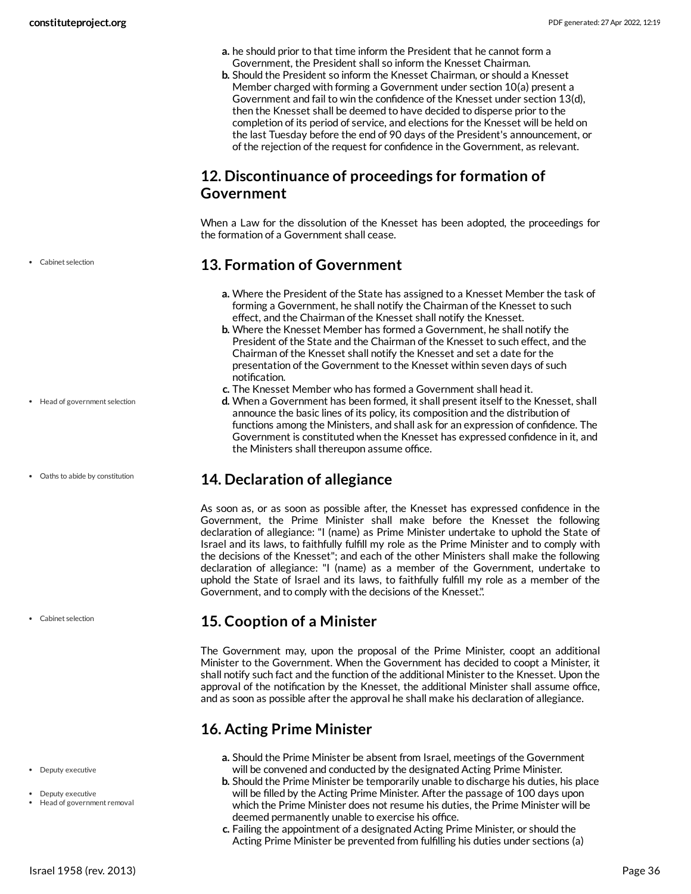a. he should prior to that time inform the President that he cannot form a Government, the President shall so inform the Knesset Chairman.
b. Should the President so inform the Knesset Chairman, or should a Knesset Member charged with forming a Government under section 10(a) present a Government and fail to win the confidence of the Knesset under section 13(d), then the Knesset shall be deemed to have decided to disperse prior to the completion of its period of service, and elections for the Knesset will be held on the last Tuesday before the end of 90 days of the President's announcement, or of the rejection of the request for confidence in the Government, as relevant.

## 12. Discontinuance of proceedings for formation of Government

When a Law for the dissolution of the Knesset has been adopted, the proceedings for the formation of a Government shall cease.

- Cabinet selection

## 13. Formation of Government

a. Where the President of the State has assigned to a Knesset Member the task of forming a Government, he shall notify the Chairman of the Knesset to such effect, and the Chairman of the Knesset shall notify the Knesset.
b. Where the Knesset Member has formed a Government, he shall notify the President of the State and the Chairman of the Knesset to such effect, and the Chairman of the Knesset shall notify the Knesset and set a date for the presentation of the Government to the Knesset within seven days of such notification.
c. The Knesset Member who has formed a Government shall head it.
d. When a Government has been formed, it shall present itself to the Knesset, shall announce the basic lines of its policy, its composition and the distribution of functions among the Ministers, and shall ask for an expression of confidence. The Government is constituted when the Knesset has expressed confidence in it, and the Ministers shall thereupon assume office.

- Head of government selection

- Oaths to abide by constitution

## 14. Declaration of allegiance

As soon as, or as soon as possible after, the Knesset has expressed confidence in the Government, the Prime Minister shall make before the Knesset the following declaration of allegiance: "I (name) as Prime Minister undertake to uphold the State of Israel and its laws, to faithfully fulfill my role as the Prime Minister and to comply with the decisions of the Knesset"; and each of the other Ministers shall make the following declaration of allegiance: "I (name) as a member of the Government, undertake to uphold the State of Israel and its laws, to faithfully fulfill my role as a member of the Government, and to comply with the decisions of the Knesset.".

- Cabinet selection

## 15. Cooption of a Minister

The Government may, upon the proposal of the Prime Minister, coopt an additional Minister to the Government. When the Government has decided to coopt a Minister, it shall notify such fact and the function of the additional Minister to the Knesset. Upon the approval of the notification by the Knesset, the additional Minister shall assume office, and as soon as possible after the approval he shall make his declaration of allegiance.

## 16. Acting Prime Minister

- Deputy executive

a. Should the Prime Minister be absent from Israel, meetings of the Government will be convened and conducted by the designated Acting Prime Minister.

- Deputy executive
- Head of government removal

b. Should the Prime Minister be temporarily unable to discharge his duties, his place will be filled by the Acting Prime Minister. After the passage of 100 days upon which the Prime Minister does not resume his duties, the Prime Minister will be deemed permanently unable to exercise his office.
c. Failing the appointment of a designated Acting Prime Minister, or should the Acting Prime Minister be prevented from fulfilling his duties under sections (a)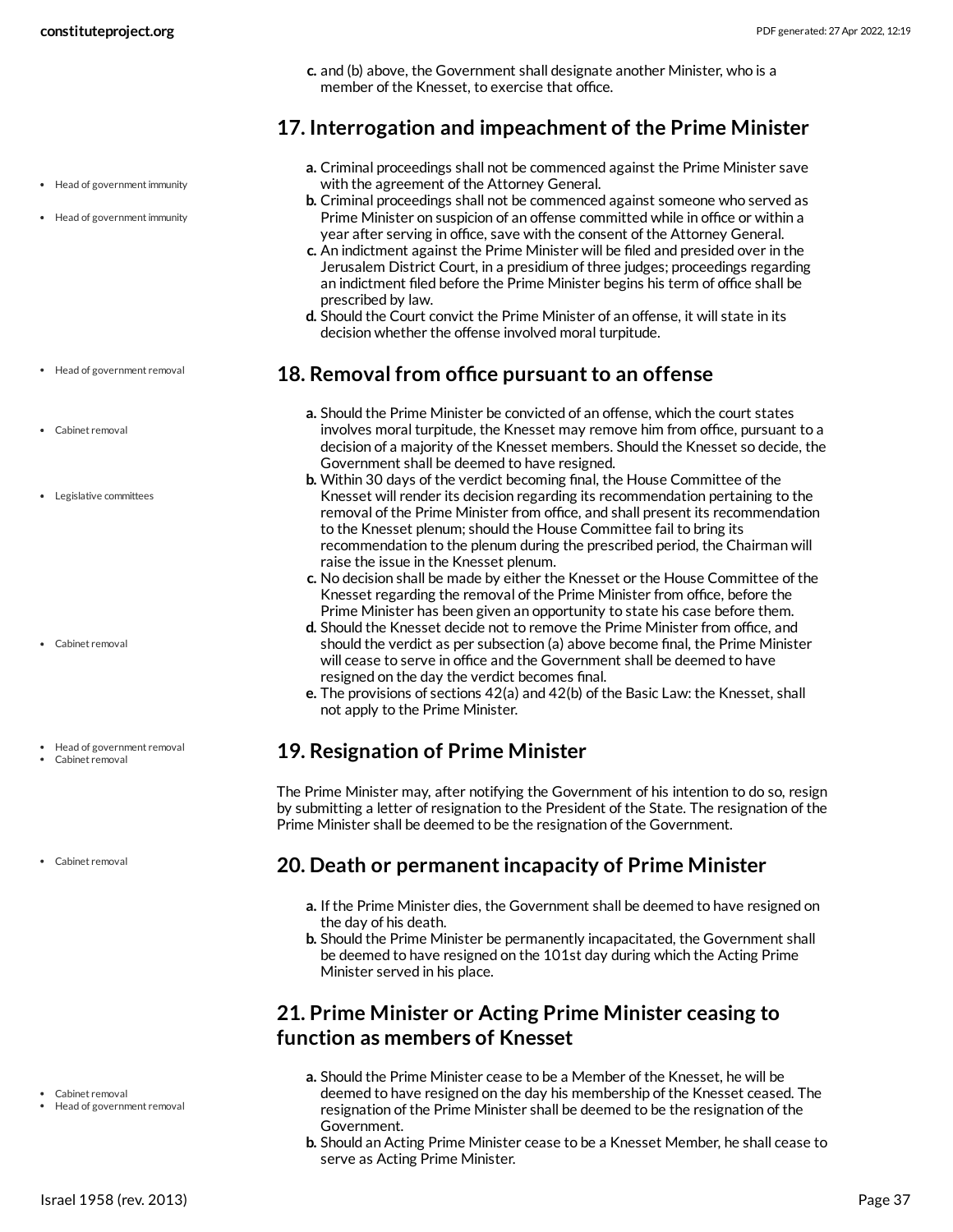c. and (b) above, the Government shall designate another Minister, who is a member of the Knesset, to exercise that office.

## 17. Interrogation and impeachment of the Prime Minister

- Head of government immunity
- Head of government immunity

a. Criminal proceedings shall not be commenced against the Prime Minister save with the agreement of the Attorney General.

b. Criminal proceedings shall not be commenced against someone who served as Prime Minister on suspicion of an offense committed while in office or within a year after serving in office, save with the consent of the Attorney General.

c. An indictment against the Prime Minister will be filed and presided over in the Jerusalem District Court, in a presidium of three judges; proceedings regarding an indictment filed before the Prime Minister begins his term of office shall be prescribed by law.

d. Should the Court convict the Prime Minister of an offense, it will state in its decision whether the offense involved moral turpitude.

## 18. Removal from office pursuant to an offense

- Head of government removal
- Cabinet removal
- Legislative committees
- Cabinet removal

a. Should the Prime Minister be convicted of an offense, which the court states involves moral turpitude, the Knesset may remove him from office, pursuant to a decision of a majority of the Knesset members. Should the Knesset so decide, the Government shall be deemed to have resigned.

b. Within 30 days of the verdict becoming final, the House Committee of the Knesset will render its decision regarding its recommendation pertaining to the removal of the Prime Minister from office, and shall present its recommendation to the Knesset plenum; should the House Committee fail to bring its recommendation to the plenum during the prescribed period, the Chairman will raise the issue in the Knesset plenum.

c. No decision shall be made by either the Knesset or the House Committee of the Knesset regarding the removal of the Prime Minister from office, before the Prime Minister has been given an opportunity to state his case before them.

d. Should the Knesset decide not to remove the Prime Minister from office, and should the verdict as per subsection (a) above become final, the Prime Minister will cease to serve in office and the Government shall be deemed to have resigned on the day the verdict becomes final.

e. The provisions of sections 42(a) and 42(b) of the Basic Law: the Knesset, shall not apply to the Prime Minister.

## 19. Resignation of Prime Minister

- Head of government removal
- Cabinet removal

The Prime Minister may, after notifying the Government of his intention to do so, resign by submitting a letter of resignation to the President of the State. The resignation of the Prime Minister shall be deemed to be the resignation of the Government.

## 20. Death or permanent incapacity of Prime Minister

- Cabinet removal

a. If the Prime Minister dies, the Government shall be deemed to have resigned on the day of his death.

b. Should the Prime Minister be permanently incapacitated, the Government shall be deemed to have resigned on the 101st day during which the Acting Prime Minister served in his place.

## 21. Prime Minister or Acting Prime Minister ceasing to function as members of Knesset

- Cabinet removal
- Head of government removal

a. Should the Prime Minister cease to be a Member of the Knesset, he will be deemed to have resigned on the day his membership of the Knesset ceased. The resignation of the Prime Minister shall be deemed to be the resignation of the Government.

b. Should an Acting Prime Minister cease to be a Knesset Member, he shall cease to serve as Acting Prime Minister.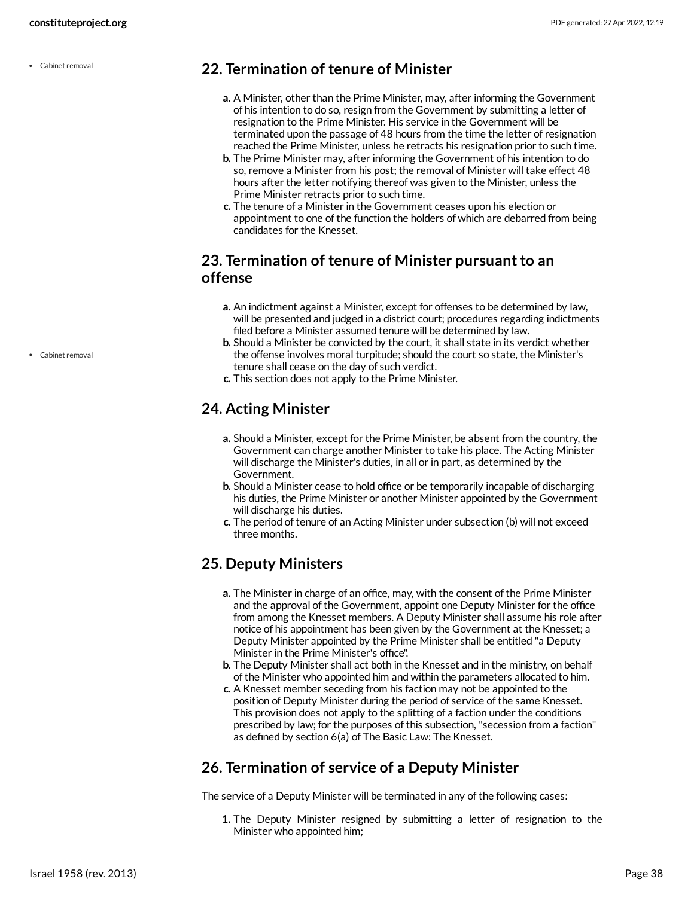## 22. Termination of tenure of Minister

- Cabinet removal

a. A Minister, other than the Prime Minister, may, after informing the Government of his intention to do so, resign from the Government by submitting a letter of resignation to the Prime Minister. His service in the Government will be terminated upon the passage of 48 hours from the time the letter of resignation reached the Prime Minister, unless he retracts his resignation prior to such time.
b. The Prime Minister may, after informing the Government of his intention to do so, remove a Minister from his post; the removal of Minister will take effect 48 hours after the letter notifying thereof was given to the Minister, unless the Prime Minister retracts prior to such time.
c. The tenure of a Minister in the Government ceases upon his election or appointment to one of the function the holders of which are debarred from being candidates for the Knesset.

## 23. Termination of tenure of Minister pursuant to an offense

- Cabinet removal

a. An indictment against a Minister, except for offenses to be determined by law, will be presented and judged in a district court; procedures regarding indictments filed before a Minister assumed tenure will be determined by law.
b. Should a Minister be convicted by the court, it shall state in its verdict whether the offense involves moral turpitude; should the court so state, the Minister's tenure shall cease on the day of such verdict.
c. This section does not apply to the Prime Minister.

## 24. Acting Minister

a. Should a Minister, except for the Prime Minister, be absent from the country, the Government can charge another Minister to take his place. The Acting Minister will discharge the Minister's duties, in all or in part, as determined by the Government.
b. Should a Minister cease to hold office or be temporarily incapable of discharging his duties, the Prime Minister or another Minister appointed by the Government will discharge his duties.
c. The period of tenure of an Acting Minister under subsection (b) will not exceed three months.

## 25. Deputy Ministers

a. The Minister in charge of an office, may, with the consent of the Prime Minister and the approval of the Government, appoint one Deputy Minister for the office from among the Knesset members. A Deputy Minister shall assume his role after notice of his appointment has been given by the Government at the Knesset; a Deputy Minister appointed by the Prime Minister shall be entitled "a Deputy Minister in the Prime Minister's office".
b. The Deputy Minister shall act both in the Knesset and in the ministry, on behalf of the Minister who appointed him and within the parameters allocated to him.
c. A Knesset member seceding from his faction may not be appointed to the position of Deputy Minister during the period of service of the same Knesset. This provision does not apply to the splitting of a faction under the conditions prescribed by law; for the purposes of this subsection, "secession from a faction" as defined by section 6(a) of The Basic Law: The Knesset.

## 26. Termination of service of a Deputy Minister

The service of a Deputy Minister will be terminated in any of the following cases:

1. The Deputy Minister resigned by submitting a letter of resignation to the Minister who appointed him;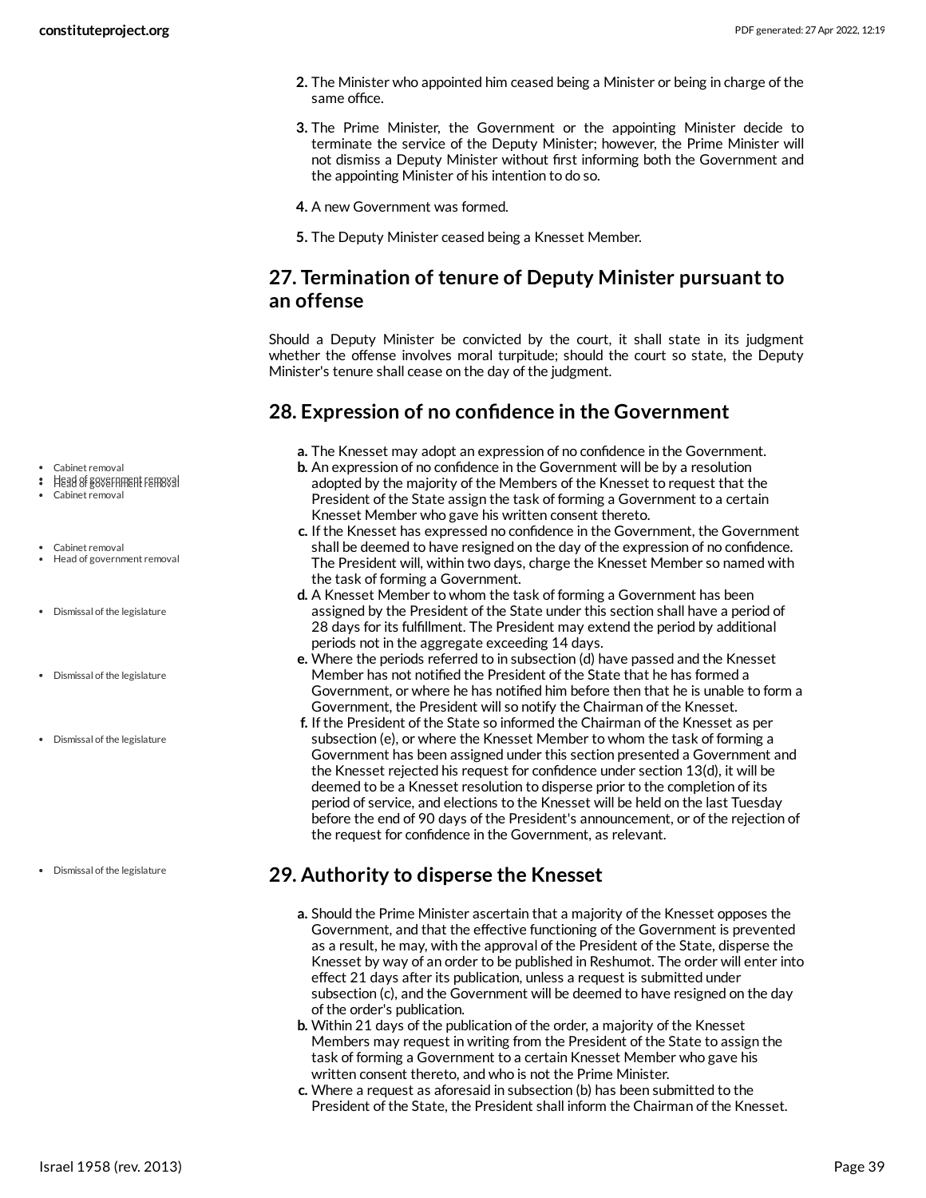2. The Minister who appointed him ceased being a Minister or being in charge of the same office.
3. The Prime Minister, the Government or the appointing Minister decide to terminate the service of the Deputy Minister; however, the Prime Minister will not dismiss a Deputy Minister without first informing both the Government and the appointing Minister of his intention to do so.
4. A new Government was formed.
5. The Deputy Minister ceased being a Knesset Member.

## 27. Termination of tenure of Deputy Minister pursuant to an offense

Should a Deputy Minister be convicted by the court, it shall state in its judgment whether the offense involves moral turpitude; should the court so state, the Deputy Minister's tenure shall cease on the day of the judgment.

## 28. Expression of no confidence in the Government

- a. The Knesset may adopt an expression of no confidence in the Government.
- b. An expression of no confidence in the Government will be by a resolution adopted by the majority of the Members of the Knesset to request that the President of the State assign the task of forming a Government to a certain Knesset Member who gave his written consent thereto.
- c. If the Knesset has expressed no confidence in the Government, the Government shall be deemed to have resigned on the day of the expression of no confidence. The President will, within two days, charge the Knesset Member so named with the task of forming a Government.
- d. A Knesset Member to whom the task of forming a Government has been assigned by the President of the State under this section shall have a period of 28 days for its fulfillment. The President may extend the period by additional periods not in the aggregate exceeding 14 days.
- e. Where the periods referred to in subsection (d) have passed and the Knesset Member has not notified the President of the State that he has formed a Government, or where he has notified him before then that he is unable to form a Government, the President will so notify the Chairman of the Knesset.
- f. If the President of the State so informed the Chairman of the Knesset as per subsection (e), or where the Knesset Member to whom the task of forming a Government has been assigned under this section presented a Government and the Knesset rejected his request for confidence under section 13(d), it will be deemed to be a Knesset resolution to disperse prior to the completion of its period of service, and elections to the Knesset will be held on the last Tuesday before the end of 90 days of the President's announcement, or of the rejection of the request for confidence in the Government, as relevant.

## 29. Authority to disperse the Knesset

- a. Should the Prime Minister ascertain that a majority of the Knesset opposes the Government, and that the effective functioning of the Government is prevented as a result, he may, with the approval of the President of the State, disperse the Knesset by way of an order to be published in Reshumot. The order will enter into effect 21 days after its publication, unless a request is submitted under subsection (c), and the Government will be deemed to have resigned on the day of the order's publication.
- b. Within 21 days of the publication of the order, a majority of the Knesset Members may request in writing from the President of the State to assign the task of forming a Government to a certain Knesset Member who gave his written consent thereto, and who is not the Prime Minister.
- c. Where a request as aforesaid in subsection (b) has been submitted to the President of the State, the President shall inform the Chairman of the Knesset.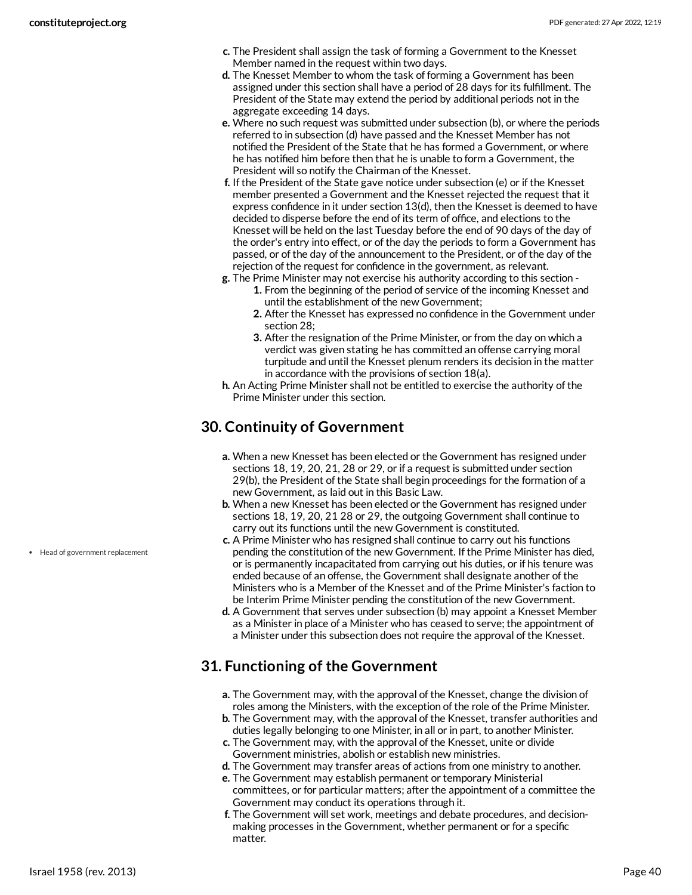c. The President shall assign the task of forming a Government to the Knesset Member named in the request within two days.
d. The Knesset Member to whom the task of forming a Government has been assigned under this section shall have a period of 28 days for its fulfillment. The President of the State may extend the period by additional periods not in the aggregate exceeding 14 days.
e. Where no such request was submitted under subsection (b), or where the periods referred to in subsection (d) have passed and the Knesset Member has not notified the President of the State that he has formed a Government, or where he has notified him before then that he is unable to form a Government, the President will so notify the Chairman of the Knesset.
f. If the President of the State gave notice under subsection (e) or if the Knesset member presented a Government and the Knesset rejected the request that it express confidence in it under section 13(d), then the Knesset is deemed to have decided to disperse before the end of its term of office, and elections to the Knesset will be held on the last Tuesday before the end of 90 days of the day of the order's entry into effect, or of the day the periods to form a Government has passed, or of the day of the announcement to the President, or of the day of the rejection of the request for confidence in the government, as relevant.
g. The Prime Minister may not exercise his authority according to this section -
    1. From the beginning of the period of service of the incoming Knesset and until the establishment of the new Government;
    2. After the Knesset has expressed no confidence in the Government under section 28;
    3. After the resignation of the Prime Minister, or from the day on which a verdict was given stating he has committed an offense carrying moral turpitude and until the Knesset plenum renders its decision in the matter in accordance with the provisions of section 18(a).
h. An Acting Prime Minister shall not be entitled to exercise the authority of the Prime Minister under this section.

## 30. Continuity of Government

a. When a new Knesset has been elected or the Government has resigned under sections 18, 19, 20, 21, 28 or 29, or if a request is submitted under section 29(b), the President of the State shall begin proceedings for the formation of a new Government, as laid out in this Basic Law.
b. When a new Knesset has been elected or the Government has resigned under sections 18, 19, 20, 21 28 or 29, the outgoing Government shall continue to carry out its functions until the new Government is constituted.
c. A Prime Minister who has resigned shall continue to carry out his functions pending the constitution of the new Government. If the Prime Minister has died, or is permanently incapacitated from carrying out his duties, or if his tenure was ended because of an offense, the Government shall designate another of the Ministers who is a Member of the Knesset and of the Prime Minister's faction to be Interim Prime Minister pending the constitution of the new Government.
d. A Government that serves under subsection (b) may appoint a Knesset Member as a Minister in place of a Minister who has ceased to serve; the appointment of a Minister under this subsection does not require the approval of the Knesset.

- Head of government replacement

## 31. Functioning of the Government

a. The Government may, with the approval of the Knesset, change the division of roles among the Ministers, with the exception of the role of the Prime Minister.
b. The Government may, with the approval of the Knesset, transfer authorities and duties legally belonging to one Minister, in all or in part, to another Minister.
c. The Government may, with the approval of the Knesset, unite or divide Government ministries, abolish or establish new ministries.
d. The Government may transfer areas of actions from one ministry to another.
e. The Government may establish permanent or temporary Ministerial committees, or for particular matters; after the appointment of a committee the Government may conduct its operations through it.
f. The Government will set work, meetings and debate procedures, and decision-making processes in the Government, whether permanent or for a specific matter.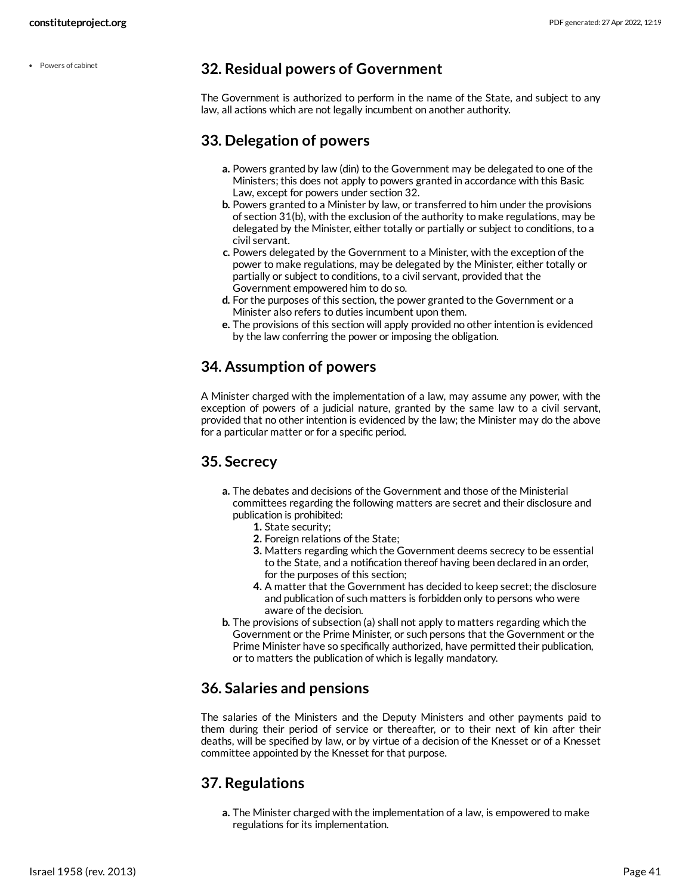- Powers of cabinet

## 32. Residual powers of Government

The Government is authorized to perform in the name of the State, and subject to any law, all actions which are not legally incumbent on another authority.

## 33. Delegation of powers

a. Powers granted by law (din) to the Government may be delegated to one of the Ministers; this does not apply to powers granted in accordance with this Basic Law, except for powers under section 32.

b. Powers granted to a Minister by law, or transferred to him under the provisions of section 31(b), with the exclusion of the authority to make regulations, may be delegated by the Minister, either totally or partially or subject to conditions, to a civil servant.

c. Powers delegated by the Government to a Minister, with the exception of the power to make regulations, may be delegated by the Minister, either totally or partially or subject to conditions, to a civil servant, provided that the Government empowered him to do so.

d. For the purposes of this section, the power granted to the Government or a Minister also refers to duties incumbent upon them.

e. The provisions of this section will apply provided no other intention is evidenced by the law conferring the power or imposing the obligation.

## 34. Assumption of powers

A Minister charged with the implementation of a law, may assume any power, with the exception of powers of a judicial nature, granted by the same law to a civil servant, provided that no other intention is evidenced by the law; the Minister may do the above for a particular matter or for a specific period.

## 35. Secrecy

a. The debates and decisions of the Government and those of the Ministerial committees regarding the following matters are secret and their disclosure and publication is prohibited:
   1. State security;
   2. Foreign relations of the State;
   3. Matters regarding which the Government deems secrecy to be essential to the State, and a notification thereof having been declared in an order, for the purposes of this section;
   4. A matter that the Government has decided to keep secret; the disclosure and publication of such matters is forbidden only to persons who were aware of the decision.

b. The provisions of subsection (a) shall not apply to matters regarding which the Government or the Prime Minister, or such persons that the Government or the Prime Minister have so specifically authorized, have permitted their publication, or to matters the publication of which is legally mandatory.

## 36. Salaries and pensions

The salaries of the Ministers and the Deputy Ministers and other payments paid to them during their period of service or thereafter, or to their next of kin after their deaths, will be specified by law, or by virtue of a decision of the Knesset or of a Knesset committee appointed by the Knesset for that purpose.

## 37. Regulations

a. The Minister charged with the implementation of a law, is empowered to make regulations for its implementation.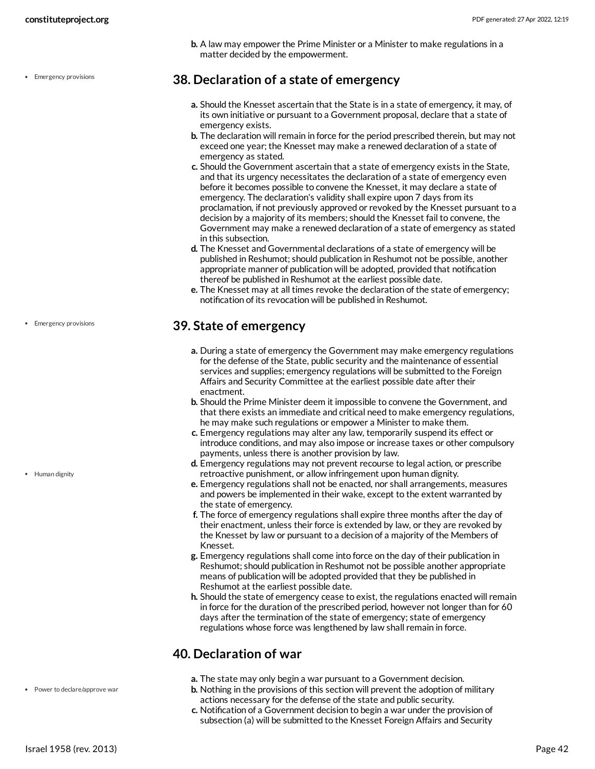b. A law may empower the Prime Minister or a Minister to make regulations in a matter decided by the empowerment.

## 38. Declaration of a state of emergency

- Emergency provisions

a. Should the Knesset ascertain that the State is in a state of emergency, it may, of its own initiative or pursuant to a Government proposal, declare that a state of emergency exists.
b. The declaration will remain in force for the period prescribed therein, but may not exceed one year; the Knesset may make a renewed declaration of a state of emergency as stated.
c. Should the Government ascertain that a state of emergency exists in the State, and that its urgency necessitates the declaration of a state of emergency even before it becomes possible to convene the Knesset, it may declare a state of emergency. The declaration's validity shall expire upon 7 days from its proclamation, if not previously approved or revoked by the Knesset pursuant to a decision by a majority of its members; should the Knesset fail to convene, the Government may make a renewed declaration of a state of emergency as stated in this subsection.
d. The Knesset and Governmental declarations of a state of emergency will be published in Reshumot; should publication in Reshumot not be possible, another appropriate manner of publication will be adopted, provided that notification thereof be published in Reshumot at the earliest possible date.
e. The Knesset may at all times revoke the declaration of the state of emergency; notification of its revocation will be published in Reshumot.

## 39. State of emergency

- Emergency provisions

a. During a state of emergency the Government may make emergency regulations for the defense of the State, public security and the maintenance of essential services and supplies; emergency regulations will be submitted to the Foreign Affairs and Security Committee at the earliest possible date after their enactment.
b. Should the Prime Minister deem it impossible to convene the Government, and that there exists an immediate and critical need to make emergency regulations, he may make such regulations or empower a Minister to make them.
c. Emergency regulations may alter any law, temporarily suspend its effect or introduce conditions, and may also impose or increase taxes or other compulsory payments, unless there is another provision by law.
d. Emergency regulations may not prevent recourse to legal action, or prescribe retroactive punishment, or allow infringement upon human dignity.

- Human dignity

e. Emergency regulations shall not be enacted, nor shall arrangements, measures and powers be implemented in their wake, except to the extent warranted by the state of emergency.
f. The force of emergency regulations shall expire three months after the day of their enactment, unless their force is extended by law, or they are revoked by the Knesset by law or pursuant to a decision of a majority of the Members of Knesset.
g. Emergency regulations shall come into force on the day of their publication in Reshumot; should publication in Reshumot not be possible another appropriate means of publication will be adopted provided that they be published in Reshumot at the earliest possible date.
h. Should the state of emergency cease to exist, the regulations enacted will remain in force for the duration of the prescribed period, however not longer than for 60 days after the termination of the state of emergency; state of emergency regulations whose force was lengthened by law shall remain in force.

## 40. Declaration of war

- Power to declare/approve war

a. The state may only begin a war pursuant to a Government decision.
b. Nothing in the provisions of this section will prevent the adoption of military actions necessary for the defense of the state and public security.
c. Notification of a Government decision to begin a war under the provision of subsection (a) will be submitted to the Knesset Foreign Affairs and Security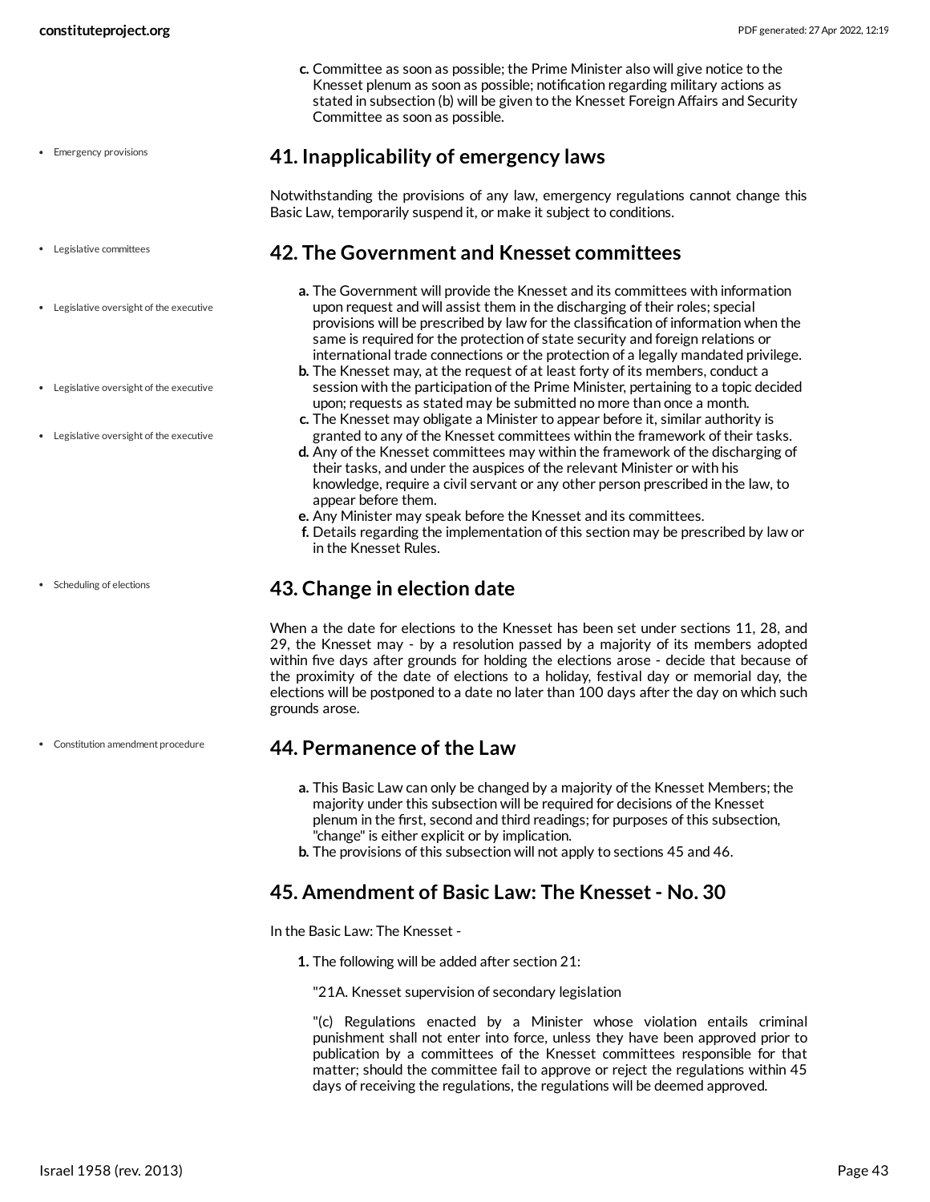c. Committee as soon as possible; the Prime Minister also will give notice to the Knesset plenum as soon as possible; notification regarding military actions as stated in subsection (b) will be given to the Knesset Foreign Affairs and Security Committee as soon as possible.

- Emergency provisions

## 41. Inapplicability of emergency laws

Notwithstanding the provisions of any law, emergency regulations cannot change this Basic Law, temporarily suspend it, or make it subject to conditions.

- Legislative committees
- Legislative oversight of the executive

## 42. The Government and Knesset committees

a. The Government will provide the Knesset and its committees with information upon request and will assist them in the discharging of their roles; special provisions will be prescribed by law for the classification of information when the same is required for the protection of state security and foreign relations or international trade connections or the protection of a legally mandated privilege.
b. The Knesset may, at the request of at least forty of its members, conduct a session with the participation of the Prime Minister, pertaining to a topic decided upon; requests as stated may be submitted no more than once a month.
c. The Knesset may obligate a Minister to appear before it, similar authority is granted to any of the Knesset committees within the framework of their tasks.
d. Any of the Knesset committees may within the framework of the discharging of their tasks, and under the auspices of the relevant Minister or with his knowledge, require a civil servant or any other person prescribed in the law, to appear before them.
e. Any Minister may speak before the Knesset and its committees.
f. Details regarding the implementation of this section may be prescribed by law or in the Knesset Rules.

- Scheduling of elections

## 43. Change in election date

When a the date for elections to the Knesset has been set under sections 11, 28, and 29, the Knesset may - by a resolution passed by a majority of its members adopted within five days after grounds for holding the elections arose - decide that because of the proximity of the date of elections to a holiday, festival day or memorial day, the elections will be postponed to a date no later than 100 days after the day on which such grounds arose.

- Constitution amendment procedure

## 44. Permanence of the Law

a. This Basic Law can only be changed by a majority of the Knesset Members; the majority under this subsection will be required for decisions of the Knesset plenum in the first, second and third readings; for purposes of this subsection, "change" is either explicit or by implication.
b. The provisions of this subsection will not apply to sections 45 and 46.

## 45. Amendment of Basic Law: The Knesset - No. 30

In the Basic Law: The Knesset -

1. The following will be added after section 21:

   "21A. Knesset supervision of secondary legislation

   "(c) Regulations enacted by a Minister whose violation entails criminal punishment shall not enter into force, unless they have been approved prior to publication by a committees of the Knesset committees responsible for that matter; should the committee fail to approve or reject the regulations within 45 days of receiving the regulations, the regulations will be deemed approved.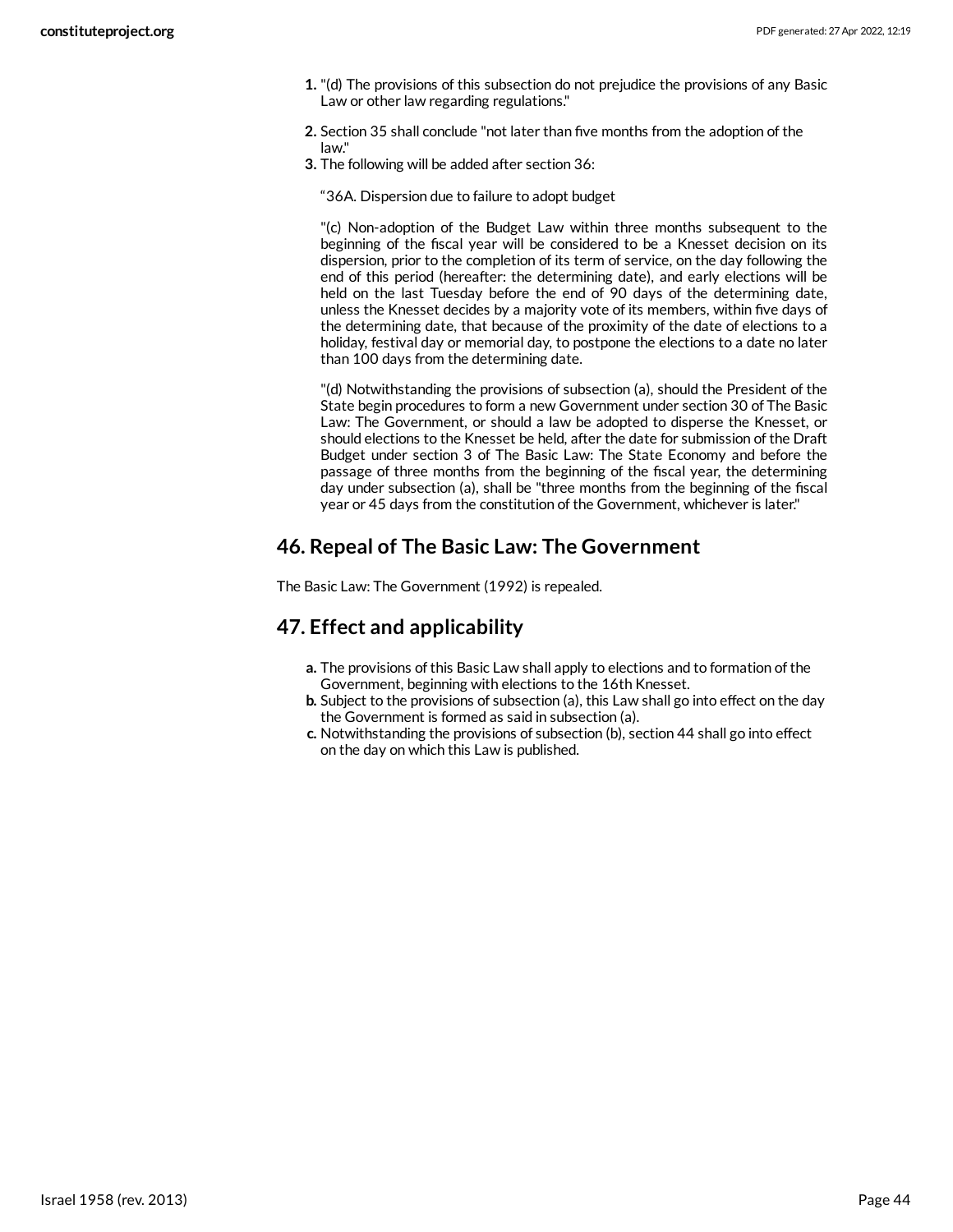1. "(d) The provisions of this subsection do not prejudice the provisions of any Basic Law or other law regarding regulations."
2. Section 35 shall conclude "not later than five months from the adoption of the law."
3. The following will be added after section 36:

   "36A. Dispersion due to failure to adopt budget

   "(c) Non-adoption of the Budget Law within three months subsequent to the beginning of the fiscal year will be considered to be a Knesset decision on its dispersion, prior to the completion of its term of service, on the day following the end of this period (hereafter: the determining date), and early elections will be held on the last Tuesday before the end of 90 days of the determining date, unless the Knesset decides by a majority vote of its members, within five days of the determining date, that because of the proximity of the date of elections to a holiday, festival day or memorial day, to postpone the elections to a date no later than 100 days from the determining date.

   "(d) Notwithstanding the provisions of subsection (a), should the President of the State begin procedures to form a new Government under section 30 of The Basic Law: The Government, or should a law be adopted to disperse the Knesset, or should elections to the Knesset be held, after the date for submission of the Draft Budget under section 3 of The Basic Law: The State Economy and before the passage of three months from the beginning of the fiscal year, the determining day under subsection (a), shall be "three months from the beginning of the fiscal year or 45 days from the constitution of the Government, whichever is later."

## 46. Repeal of The Basic Law: The Government

The Basic Law: The Government (1992) is repealed.

## 47. Effect and applicability

a. The provisions of this Basic Law shall apply to elections and to formation of the Government, beginning with elections to the 16th Knesset.
b. Subject to the provisions of subsection (a), this Law shall go into effect on the day the Government is formed as said in subsection (a).
c. Notwithstanding the provisions of subsection (b), section 44 shall go into effect on the day on which this Law is published.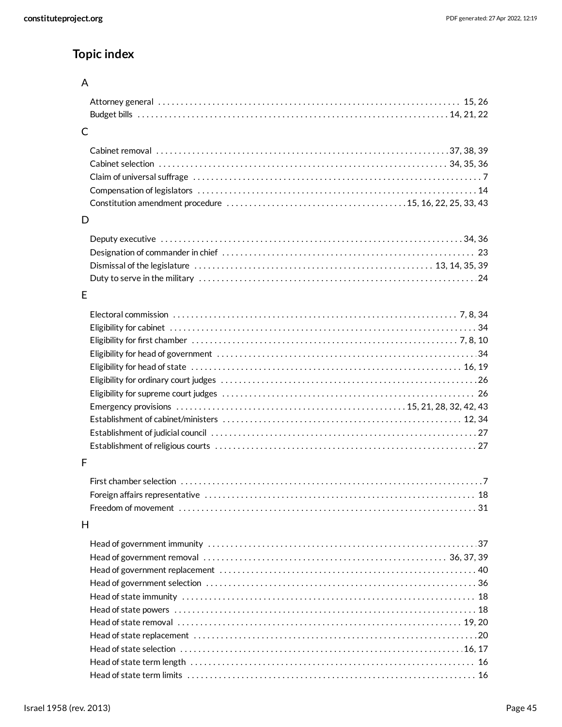## Topic index

### A

- Attorney general . . . . . . . . . . 15, 26
- Budget bills . . . . . . . . . . 14, 21, 22

### C

- Cabinet removal . . . . . . . . . . 37, 38, 39
- Cabinet selection . . . . . . . . . . 34, 35, 36
- Claim of universal suffrage . . . . . . . . . . 7
- Compensation of legislators . . . . . . . . . . 14
- Constitution amendment procedure . . . . . . . . . . 15, 16, 22, 25, 33, 43

### D

- Deputy executive . . . . . . . . . . 34, 36
- Designation of commander in chief . . . . . . . . . . 23
- Dismissal of the legislature . . . . . . . . . . 13, 14, 35, 39
- Duty to serve in the military . . . . . . . . . . 24

### E

- Electoral commission . . . . . . . . . . 7, 8, 34
- Eligibility for cabinet . . . . . . . . . . 34
- Eligibility for first chamber . . . . . . . . . . 7, 8, 10
- Eligibility for head of government . . . . . . . . . . 34
- Eligibility for head of state . . . . . . . . . . 16, 19
- Eligibility for ordinary court judges . . . . . . . . . . 26
- Eligibility for supreme court judges . . . . . . . . . . 26
- Emergency provisions . . . . . . . . . . 15, 21, 28, 32, 42, 43
- Establishment of cabinet/ministers . . . . . . . . . . 12, 34
- Establishment of judicial council . . . . . . . . . . 27
- Establishment of religious courts . . . . . . . . . . 27

### F

- First chamber selection . . . . . . . . . . 7
- Foreign affairs representative . . . . . . . . . . 18
- Freedom of movement . . . . . . . . . . 31

### H

- Head of government immunity . . . . . . . . . . 37
- Head of government removal . . . . . . . . . . 36, 37, 39
- Head of government replacement . . . . . . . . . . 40
- Head of government selection . . . . . . . . . . 36
- Head of state immunity . . . . . . . . . . 18
- Head of state powers . . . . . . . . . . 18
- Head of state removal . . . . . . . . . . 19, 20
- Head of state replacement . . . . . . . . . . 20
- Head of state selection . . . . . . . . . . 16, 17
- Head of state term length . . . . . . . . . . 16
- Head of state term limits . . . . . . . . . . 16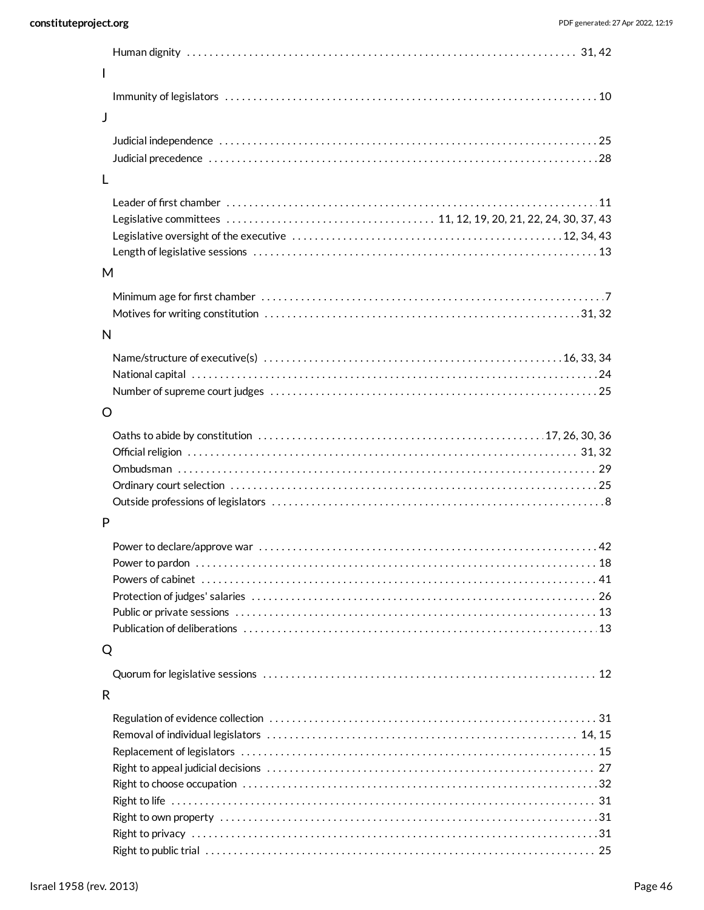Human dignity . . . . . . . . . . 31, 42

I

Immunity of legislators . . . . . . . . . . 10

J

Judicial independence . . . . . . . . . . 25

Judicial precedence . . . . . . . . . . 28

L

Leader of first chamber . . . . . . . . . . 11

Legislative committees . . . . . . . . . . 11, 12, 19, 20, 21, 22, 24, 30, 37, 43

Legislative oversight of the executive . . . . . . . . . . 12, 34, 43

Length of legislative sessions . . . . . . . . . . 13

M

Minimum age for first chamber . . . . . . . . . . 7

Motives for writing constitution . . . . . . . . . . 31, 32

N

Name/structure of executive(s) . . . . . . . . . . 16, 33, 34

National capital . . . . . . . . . . 24

Number of supreme court judges . . . . . . . . . . 25

O

Oaths to abide by constitution . . . . . . . . . . 17, 26, 30, 36

Official religion . . . . . . . . . . 31, 32

Ombudsman . . . . . . . . . . 29

Ordinary court selection . . . . . . . . . . 25

Outside professions of legislators . . . . . . . . . . 8

P

Power to declare/approve war . . . . . . . . . . 42

Power to pardon . . . . . . . . . . 18

Powers of cabinet . . . . . . . . . . 41

Protection of judges' salaries . . . . . . . . . . 26

Public or private sessions . . . . . . . . . . 13

Publication of deliberations . . . . . . . . . . 13

Q

Quorum for legislative sessions . . . . . . . . . . 12

R

Regulation of evidence collection . . . . . . . . . . 31

Removal of individual legislators . . . . . . . . . . 14, 15

Replacement of legislators . . . . . . . . . . 15

Right to appeal judicial decisions . . . . . . . . . . 27

Right to choose occupation . . . . . . . . . . 32

Right to life . . . . . . . . . . 31

Right to own property . . . . . . . . . . 31

Right to privacy . . . . . . . . . . 31

Right to public trial . . . . . . . . . . 25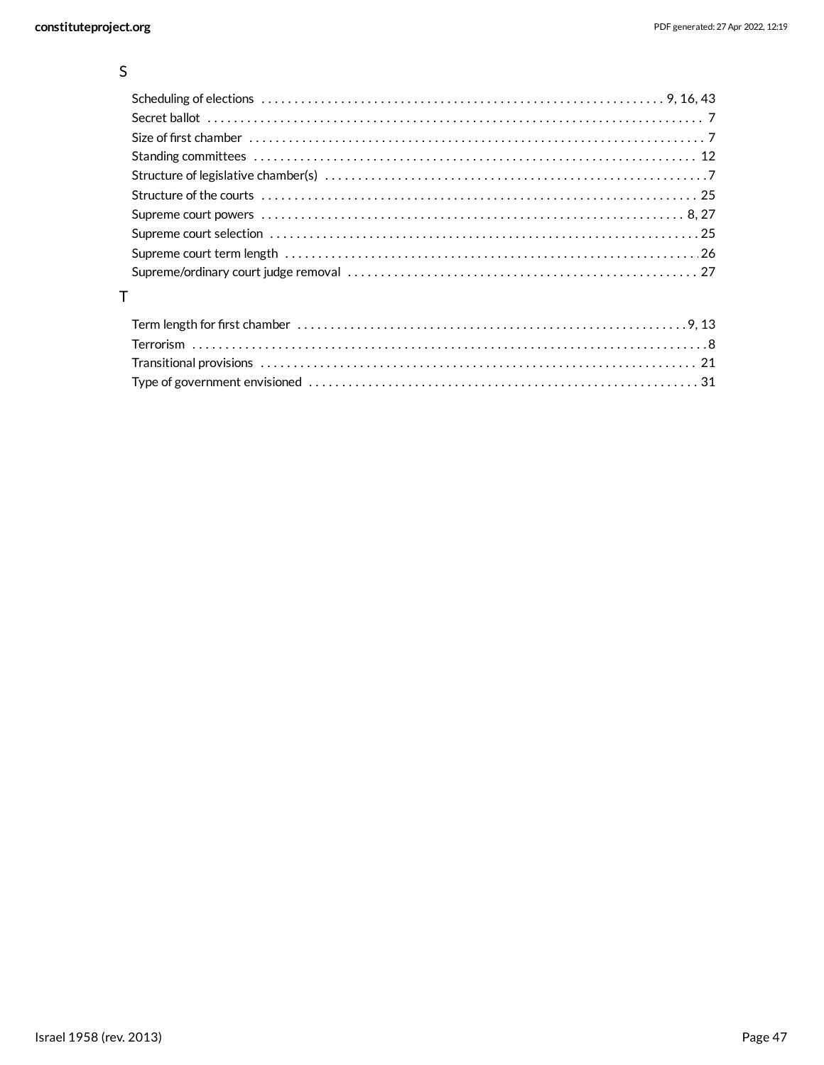## S

- Scheduling of elections . . . . . . . . . . . . . . . . . . . . . . . . . . . . . . . . . . . . . . . . . . . . . . . . . . . . . . . . . . . . . 9, 16, 43
- Secret ballot . . . . . . . . . . . . . . . . . . . . . . . . . . . . . . . . . . . . . . . . . . . . . . . . . . . . . . . . . . . . . . . . . . . . . . . . 7
- Size of first chamber . . . . . . . . . . . . . . . . . . . . . . . . . . . . . . . . . . . . . . . . . . . . . . . . . . . . . . . . . . . . . . . . . . 7
- Standing committees . . . . . . . . . . . . . . . . . . . . . . . . . . . . . . . . . . . . . . . . . . . . . . . . . . . . . . . . . . . . . . . . . 12
- Structure of legislative chamber(s) . . . . . . . . . . . . . . . . . . . . . . . . . . . . . . . . . . . . . . . . . . . . . . . . . . . . . . . . 7
- Structure of the courts . . . . . . . . . . . . . . . . . . . . . . . . . . . . . . . . . . . . . . . . . . . . . . . . . . . . . . . . . . . . . . . . 25
- Supreme court powers . . . . . . . . . . . . . . . . . . . . . . . . . . . . . . . . . . . . . . . . . . . . . . . . . . . . . . . . . . . . . . 8, 27
- Supreme court selection . . . . . . . . . . . . . . . . . . . . . . . . . . . . . . . . . . . . . . . . . . . . . . . . . . . . . . . . . . . . . . . 25
- Supreme court term length . . . . . . . . . . . . . . . . . . . . . . . . . . . . . . . . . . . . . . . . . . . . . . . . . . . . . . . . . . . . . 26
- Supreme/ordinary court judge removal . . . . . . . . . . . . . . . . . . . . . . . . . . . . . . . . . . . . . . . . . . . . . . . . . . . 27

## T

- Term length for first chamber . . . . . . . . . . . . . . . . . . . . . . . . . . . . . . . . . . . . . . . . . . . . . . . . . . . . . . . . 9, 13
- Terrorism . . . . . . . . . . . . . . . . . . . . . . . . . . . . . . . . . . . . . . . . . . . . . . . . . . . . . . . . . . . . . . . . . . . . . . . . . . 8
- Transitional provisions . . . . . . . . . . . . . . . . . . . . . . . . . . . . . . . . . . . . . . . . . . . . . . . . . . . . . . . . . . . . . . . . 21
- Type of government envisioned . . . . . . . . . . . . . . . . . . . . . . . . . . . . . . . . . . . . . . . . . . . . . . . . . . . . . . . . . 31